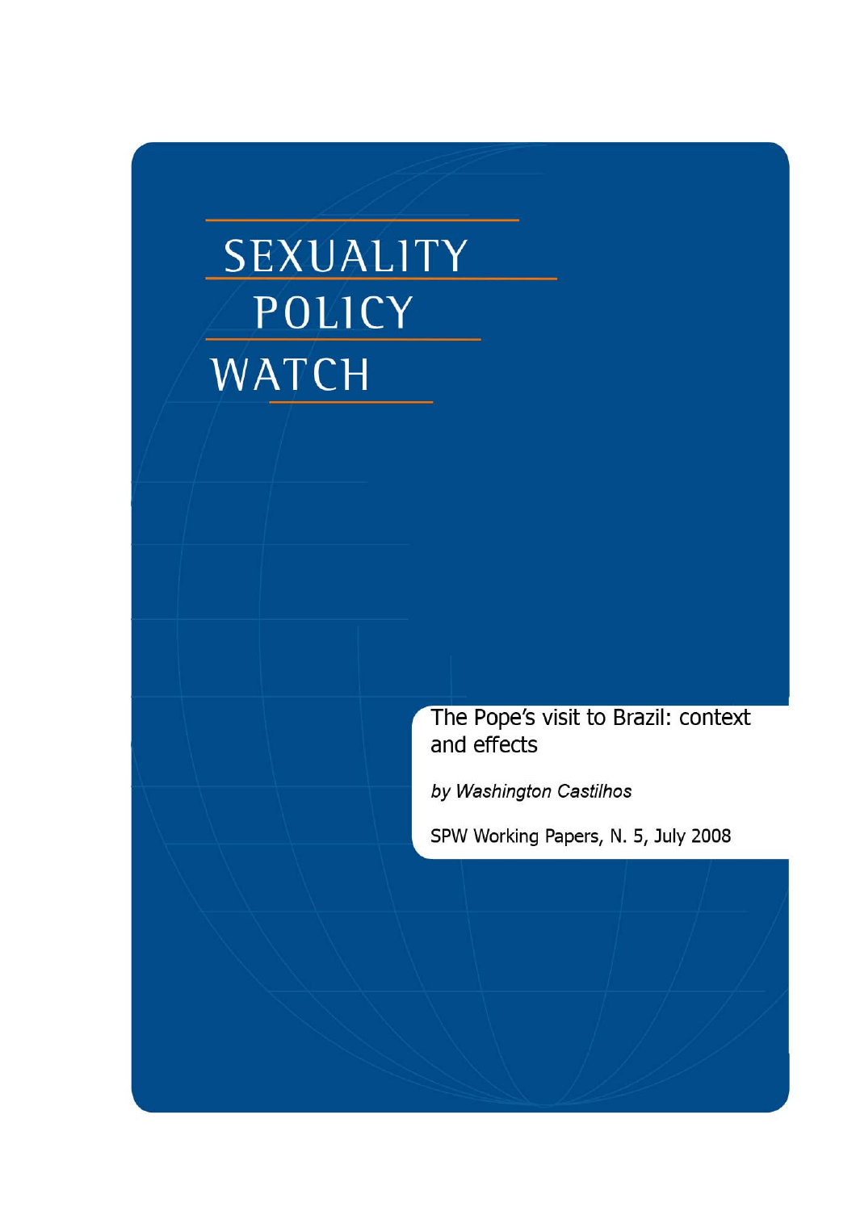# SEXUALITY POLICY WATCH

## The Pope's visit to Brazil: context and effects

*by Washington Castilhos*

SPW Working Papers, N. 5, July 2008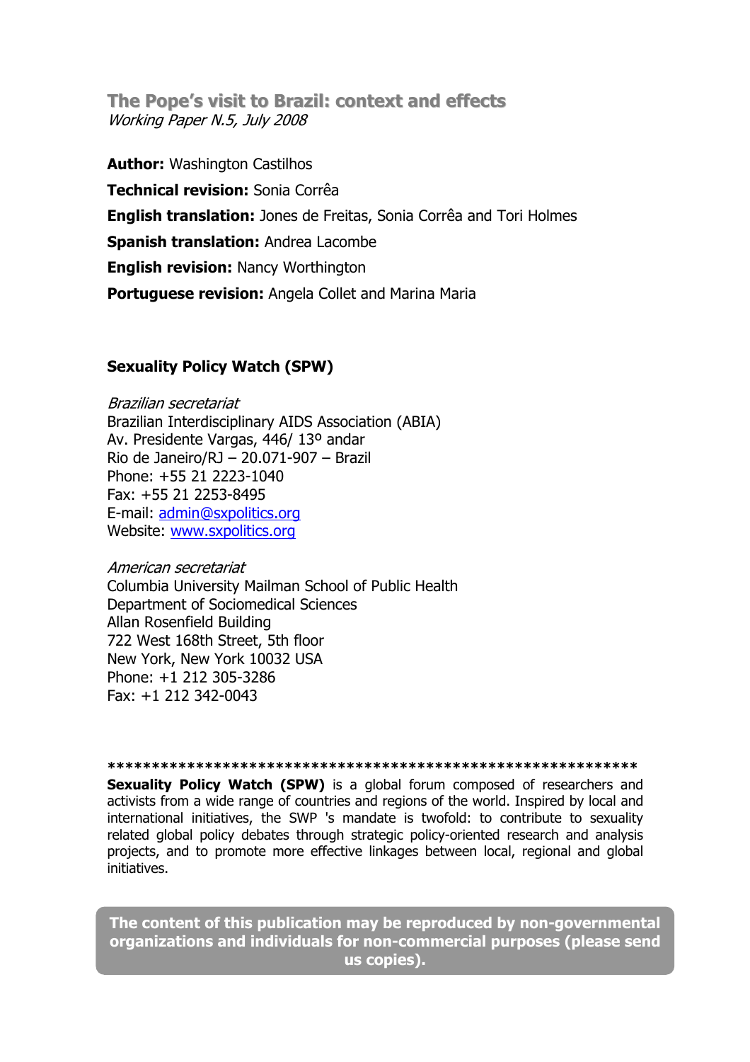## The Pope's visit to Brazil: context and effects

*Working Paper N.5, July 2008*

**Author:** Washington Castilhos

**Technical revision:** Sonia Corrêa

**English translation:** Jones de Freitas, Sonia Corrêa and Tori Holmes

**Spanish translation:** Andrea Lacombe

**English revision:** Nancy Worthington

**Portuguese revision:** Angela Collet and Marina Maria

**Sexuality Policy Watch (SPW)**

*Brazilian secretariat*
Brazilian Interdisciplinary AIDS Association (ABIA)
Av. Presidente Vargas, 446/ 13º andar
Rio de Janeiro/RJ – 20.071-907 – Brazil
Phone: +55 21 2223-1040
Fax: +55 21 2253-8495
E-mail: admin@sxpolitics.org
Website: www.sxpolitics.org

*American secretariat*
Columbia University Mailman School of Public Health
Department of Sociomedical Sciences
Allan Rosenfield Building
722 West 168th Street, 5th floor
New York, New York 10032 USA
Phone: +1 212 305-3286
Fax: +1 212 342-0043

*************************************************************

**Sexuality Policy Watch (SPW)** is a global forum composed of researchers and activists from a wide range of countries and regions of the world. Inspired by local and international initiatives, the SWP 's mandate is twofold: to contribute to sexuality related global policy debates through strategic policy-oriented research and analysis projects, and to promote more effective linkages between local, regional and global initiatives.

**The content of this publication may be reproduced by non-governmental organizations and individuals for non-commercial purposes (please send us copies).**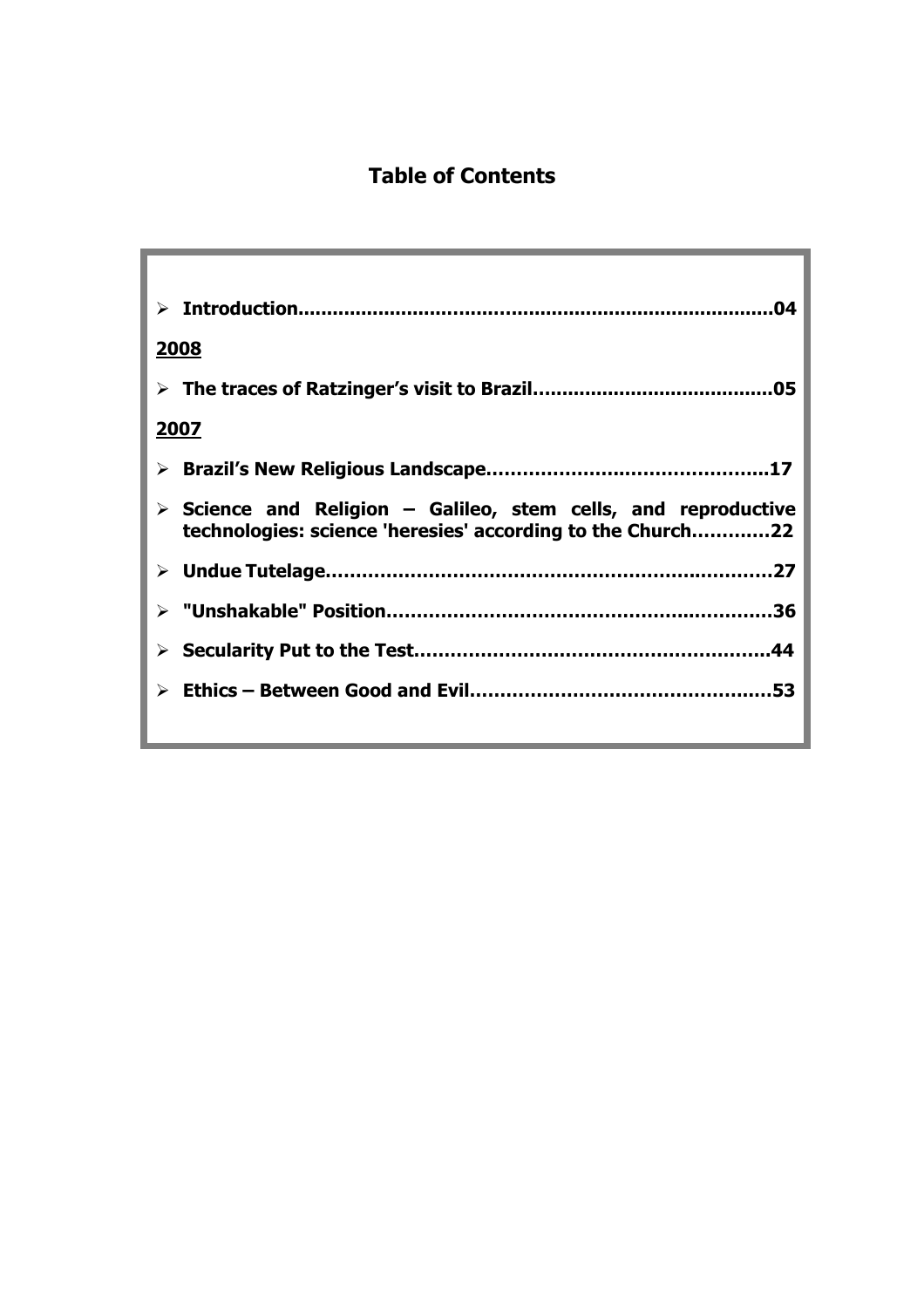# Table of Contents

- **Introduction................................................................................04**

**2008**

- **The traces of Ratzinger's visit to Brazil........................................05**

**2007**

- **Brazil's New Religious Landscape.............................................17**
- **Science and Religion – Galileo, stem cells, and reproductive technologies: science 'heresies' according to the Church............22**
- **Undue Tutelage........................................................................27**
- **"Unshakable" Position..............................................................36**
- **Secularity Put to the Test.........................................................44**
- **Ethics – Between Good and Evil................................................53**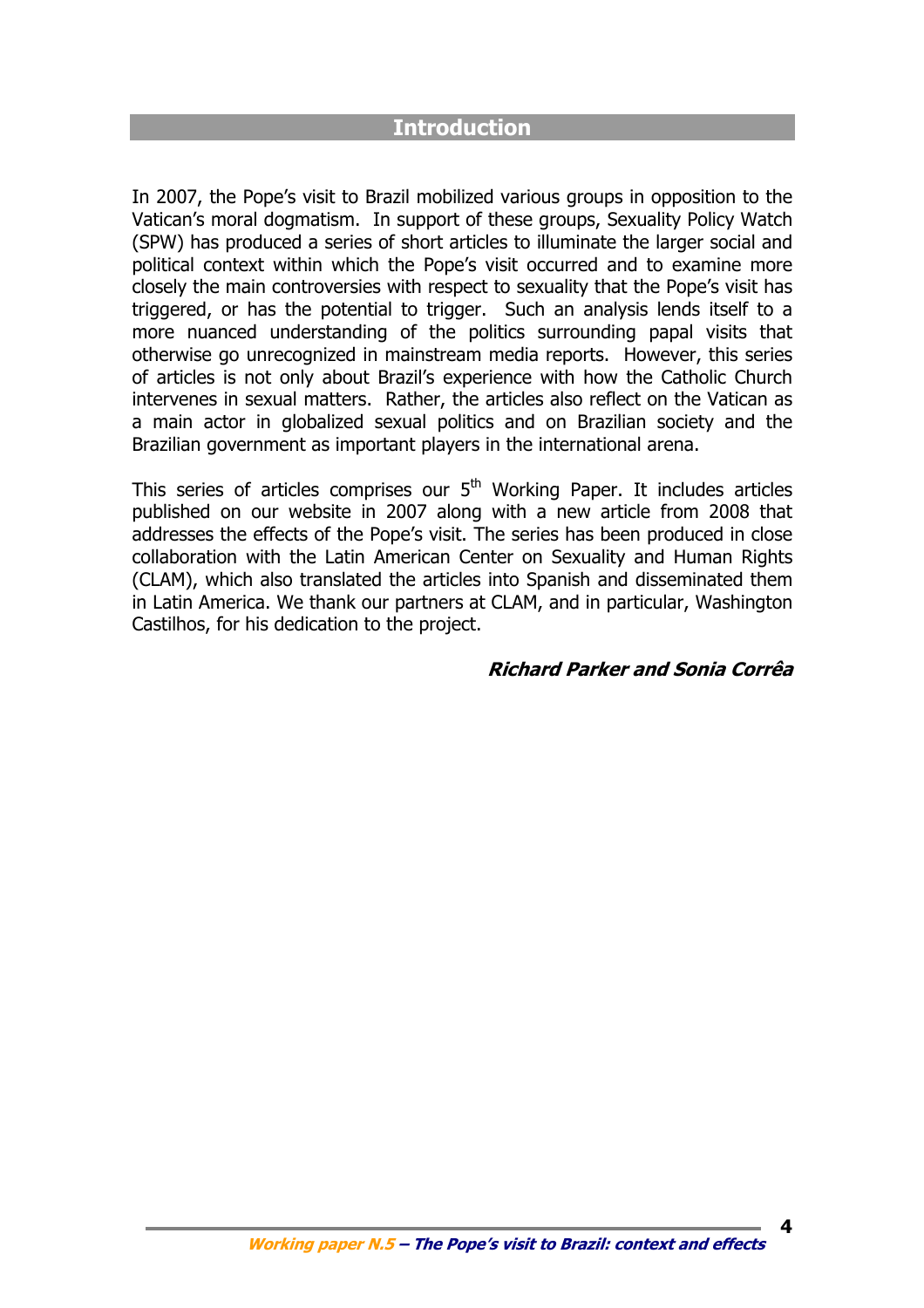# Introduction

In 2007, the Pope's visit to Brazil mobilized various groups in opposition to the Vatican's moral dogmatism. In support of these groups, Sexuality Policy Watch (SPW) has produced a series of short articles to illuminate the larger social and political context within which the Pope's visit occurred and to examine more closely the main controversies with respect to sexuality that the Pope's visit has triggered, or has the potential to trigger. Such an analysis lends itself to a more nuanced understanding of the politics surrounding papal visits that otherwise go unrecognized in mainstream media reports. However, this series of articles is not only about Brazil's experience with how the Catholic Church intervenes in sexual matters. Rather, the articles also reflect on the Vatican as a main actor in globalized sexual politics and on Brazilian society and the Brazilian government as important players in the international arena.

This series of articles comprises our 5th Working Paper. It includes articles published on our website in 2007 along with a new article from 2008 that addresses the effects of the Pope's visit. The series has been produced in close collaboration with the Latin American Center on Sexuality and Human Rights (CLAM), which also translated the articles into Spanish and disseminated them in Latin America. We thank our partners at CLAM, and in particular, Washington Castilhos, for his dedication to the project.

***Richard Parker and Sonia Corrêa***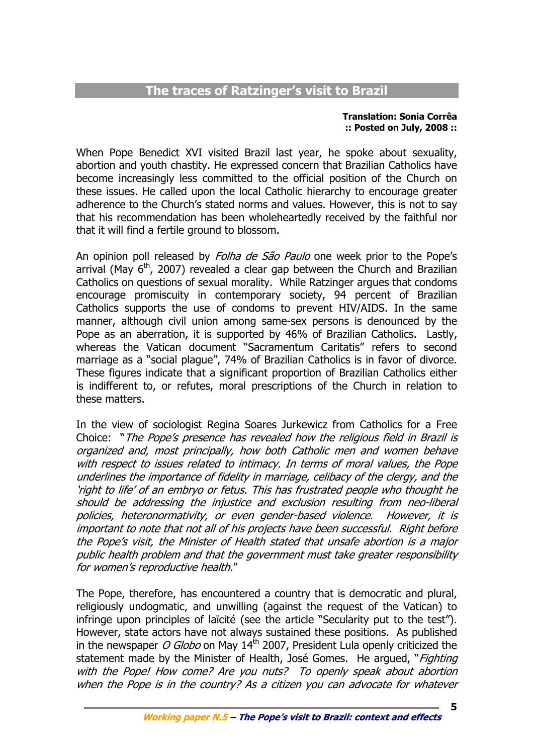## The traces of Ratzinger's visit to Brazil

**Translation: Sonia Corrêa**
**:: Posted on July, 2008 ::**

When Pope Benedict XVI visited Brazil last year, he spoke about sexuality, abortion and youth chastity. He expressed concern that Brazilian Catholics have become increasingly less committed to the official position of the Church on these issues. He called upon the local Catholic hierarchy to encourage greater adherence to the Church's stated norms and values. However, this is not to say that his recommendation has been wholeheartedly received by the faithful nor that it will find a fertile ground to blossom.

An opinion poll released by *Folha de São Paulo* one week prior to the Pope's arrival (May 6th, 2007) revealed a clear gap between the Church and Brazilian Catholics on questions of sexual morality. While Ratzinger argues that condoms encourage promiscuity in contemporary society, 94 percent of Brazilian Catholics supports the use of condoms to prevent HIV/AIDS. In the same manner, although civil union among same-sex persons is denounced by the Pope as an aberration, it is supported by 46% of Brazilian Catholics. Lastly, whereas the Vatican document "Sacramentum Caritatis" refers to second marriage as a "social plague", 74% of Brazilian Catholics is in favor of divorce. These figures indicate that a significant proportion of Brazilian Catholics either is indifferent to, or refutes, moral prescriptions of the Church in relation to these matters.

In the view of sociologist Regina Soares Jurkewicz from Catholics for a Free Choice: "*The Pope's presence has revealed how the religious field in Brazil is organized and, most principally, how both Catholic men and women behave with respect to issues related to intimacy. In terms of moral values, the Pope underlines the importance of fidelity in marriage, celibacy of the clergy, and the 'right to life' of an embryo or fetus. This has frustrated people who thought he should be addressing the injustice and exclusion resulting from neo-liberal policies, heteronormativity, or even gender-based violence. However, it is important to note that not all of his projects have been successful. Right before the Pope's visit, the Minister of Health stated that unsafe abortion is a major public health problem and that the government must take greater responsibility for women's reproductive health.*"

The Pope, therefore, has encountered a country that is democratic and plural, religiously undogmatic, and unwilling (against the request of the Vatican) to infringe upon principles of laïcité (see the article "Secularity put to the test"). However, state actors have not always sustained these positions. As published in the newspaper *O Globo* on May 14th 2007, President Lula openly criticized the statement made by the Minister of Health, José Gomes. He argued, "*Fighting with the Pope! How come? Are you nuts? To openly speak about abortion when the Pope is in the country? As a citizen you can advocate for whatever*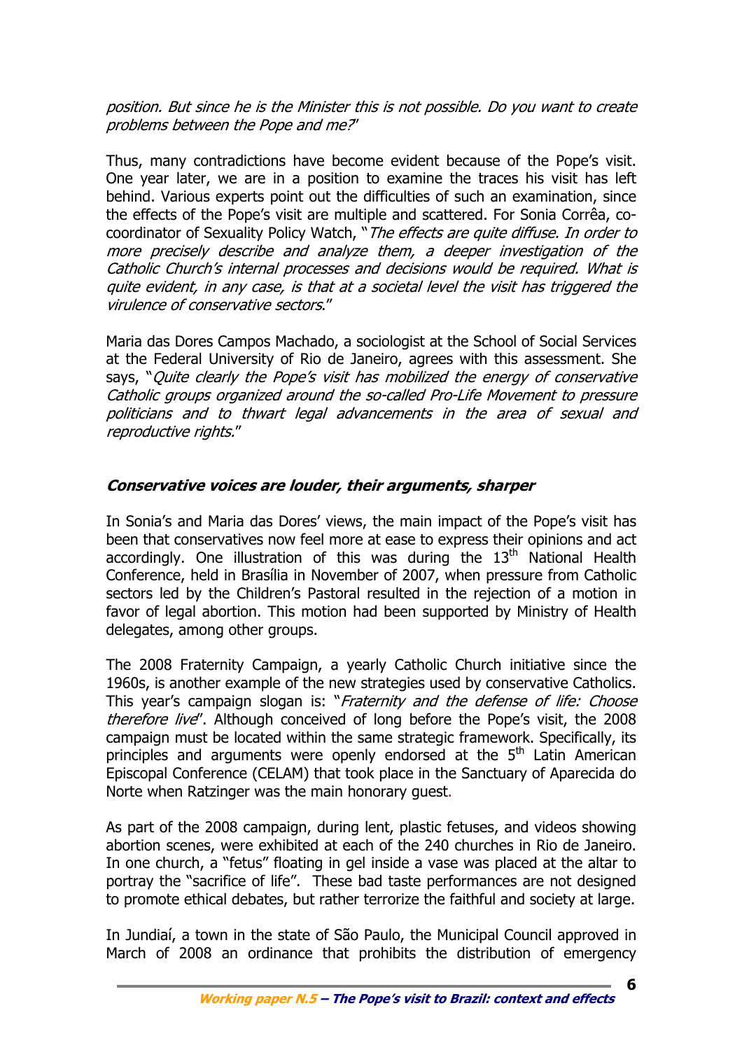*position. But since he is the Minister this is not possible. Do you want to create problems between the Pope and me?*"

Thus, many contradictions have become evident because of the Pope's visit. One year later, we are in a position to examine the traces his visit has left behind. Various experts point out the difficulties of such an examination, since the effects of the Pope's visit are multiple and scattered. For Sonia Corrêa, co-coordinator of Sexuality Policy Watch, "*The effects are quite diffuse. In order to more precisely describe and analyze them, a deeper investigation of the Catholic Church's internal processes and decisions would be required. What is quite evident, in any case, is that at a societal level the visit has triggered the virulence of conservative sectors*."

Maria das Dores Campos Machado, a sociologist at the School of Social Services at the Federal University of Rio de Janeiro, agrees with this assessment. She says, "*Quite clearly the Pope's visit has mobilized the energy of conservative Catholic groups organized around the so-called Pro-Life Movement to pressure politicians and to thwart legal advancements in the area of sexual and reproductive rights.*"

### *Conservative voices are louder, their arguments, sharper*

In Sonia's and Maria das Dores' views, the main impact of the Pope's visit has been that conservatives now feel more at ease to express their opinions and act accordingly. One illustration of this was during the 13th National Health Conference, held in Brasília in November of 2007, when pressure from Catholic sectors led by the Children's Pastoral resulted in the rejection of a motion in favor of legal abortion. This motion had been supported by Ministry of Health delegates, among other groups.

The 2008 Fraternity Campaign, a yearly Catholic Church initiative since the 1960s, is another example of the new strategies used by conservative Catholics. This year's campaign slogan is: "*Fraternity and the defense of life: Choose therefore live*". Although conceived of long before the Pope's visit, the 2008 campaign must be located within the same strategic framework. Specifically, its principles and arguments were openly endorsed at the 5th Latin American Episcopal Conference (CELAM) that took place in the Sanctuary of Aparecida do Norte when Ratzinger was the main honorary guest.

As part of the 2008 campaign, during lent, plastic fetuses, and videos showing abortion scenes, were exhibited at each of the 240 churches in Rio de Janeiro. In one church, a "fetus" floating in gel inside a vase was placed at the altar to portray the "sacrifice of life". These bad taste performances are not designed to promote ethical debates, but rather terrorize the faithful and society at large.

In Jundiaí, a town in the state of São Paulo, the Municipal Council approved in March of 2008 an ordinance that prohibits the distribution of emergency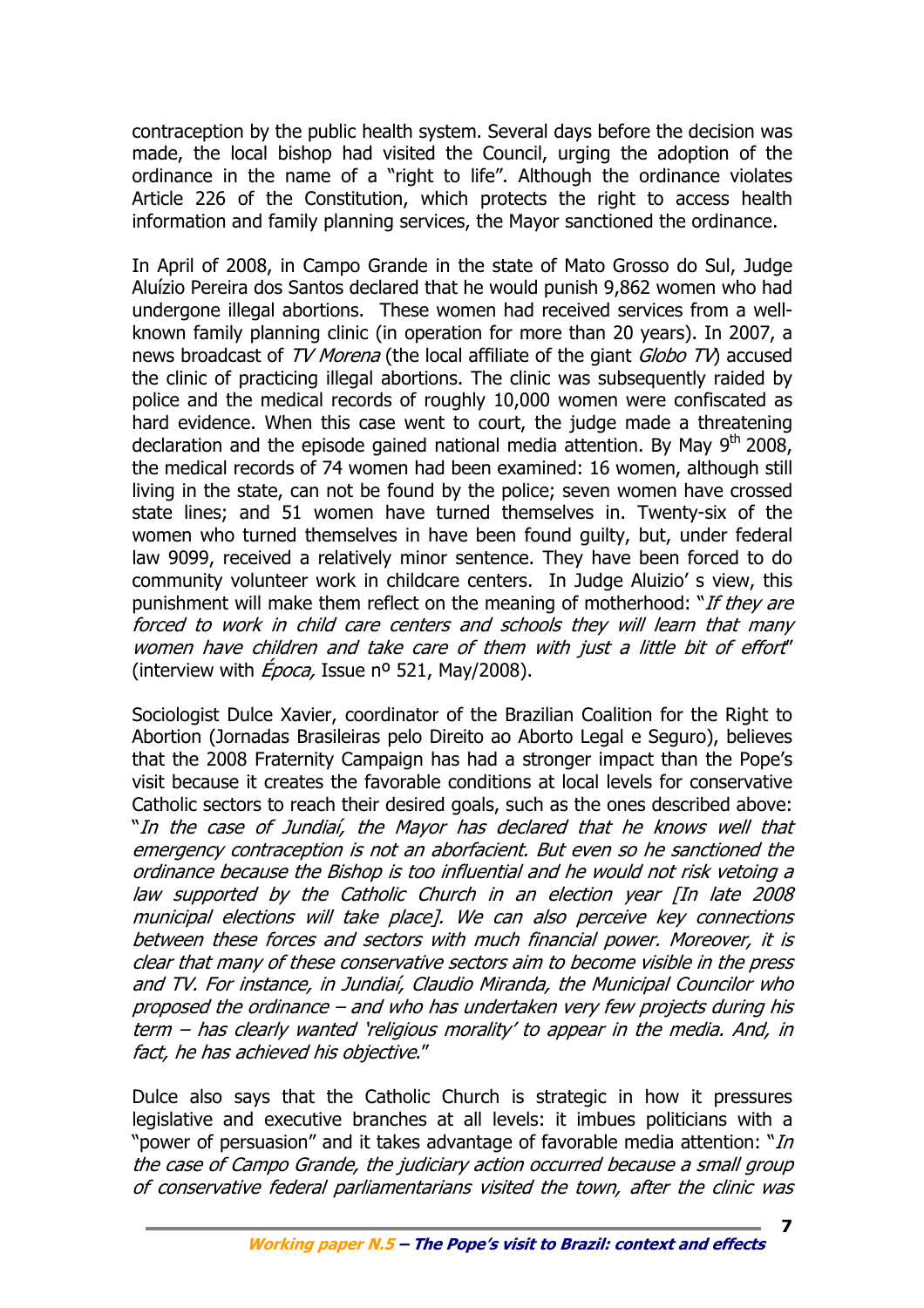contraception by the public health system. Several days before the decision was made, the local bishop had visited the Council, urging the adoption of the ordinance in the name of a "right to life". Although the ordinance violates Article 226 of the Constitution, which protects the right to access health information and family planning services, the Mayor sanctioned the ordinance.

In April of 2008, in Campo Grande in the state of Mato Grosso do Sul, Judge Aluízio Pereira dos Santos declared that he would punish 9,862 women who had undergone illegal abortions. These women had received services from a well-known family planning clinic (in operation for more than 20 years). In 2007, a news broadcast of *TV Morena* (the local affiliate of the giant *Globo TV*) accused the clinic of practicing illegal abortions. The clinic was subsequently raided by police and the medical records of roughly 10,000 women were confiscated as hard evidence. When this case went to court, the judge made a threatening declaration and the episode gained national media attention. By May 9th 2008, the medical records of 74 women had been examined: 16 women, although still living in the state, can not be found by the police; seven women have crossed state lines; and 51 women have turned themselves in. Twenty-six of the women who turned themselves in have been found guilty, but, under federal law 9099, received a relatively minor sentence. They have been forced to do community volunteer work in childcare centers. In Judge Aluizio' s view, this punishment will make them reflect on the meaning of motherhood: "*If they are forced to work in child care centers and schools they will learn that many women have children and take care of them with just a little bit of effort*" (interview with *Época,* Issue nº 521, May/2008).

Sociologist Dulce Xavier, coordinator of the Brazilian Coalition for the Right to Abortion (Jornadas Brasileiras pelo Direito ao Aborto Legal e Seguro), believes that the 2008 Fraternity Campaign has had a stronger impact than the Pope's visit because it creates the favorable conditions at local levels for conservative Catholic sectors to reach their desired goals, such as the ones described above: "*In the case of Jundiaí, the Mayor has declared that he knows well that emergency contraception is not an aborfacient. But even so he sanctioned the ordinance because the Bishop is too influential and he would not risk vetoing a law supported by the Catholic Church in an election year [In late 2008 municipal elections will take place]. We can also perceive key connections between these forces and sectors with much financial power. Moreover, it is clear that many of these conservative sectors aim to become visible in the press and TV. For instance, in Jundiaí, Claudio Miranda, the Municipal Councilor who proposed the ordinance – and who has undertaken very few projects during his term – has clearly wanted 'religious morality' to appear in the media. And, in fact, he has achieved his objective*."

Dulce also says that the Catholic Church is strategic in how it pressures legislative and executive branches at all levels: it imbues politicians with a "power of persuasion" and it takes advantage of favorable media attention: "*In the case of Campo Grande, the judiciary action occurred because a small group of conservative federal parliamentarians visited the town, after the clinic was*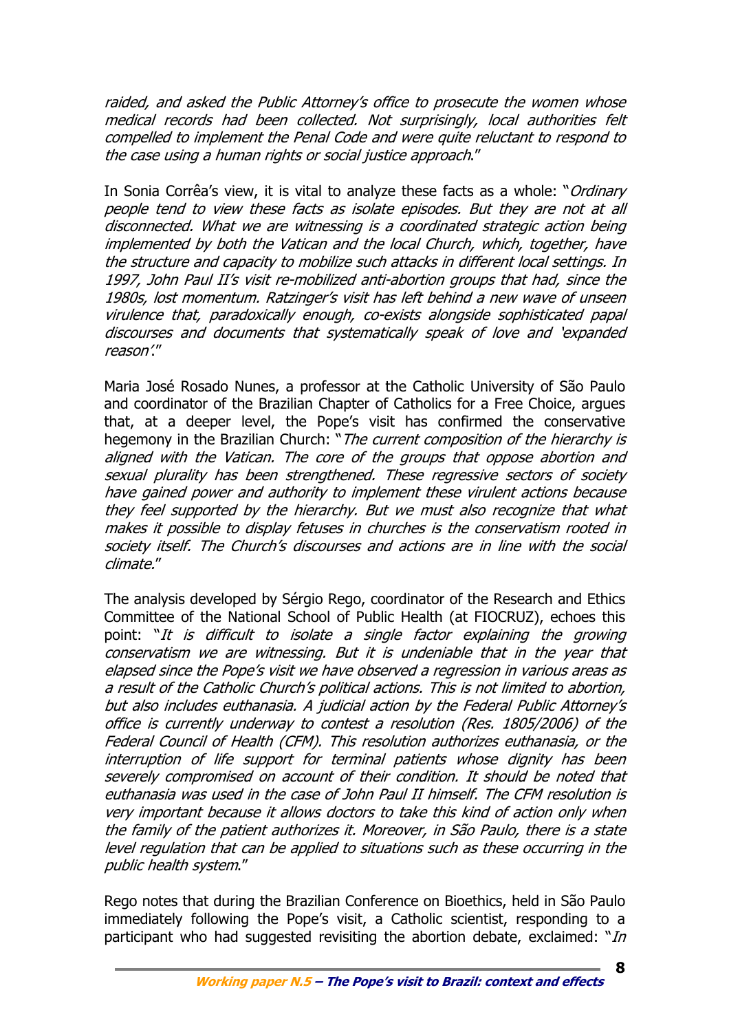*raided, and asked the Public Attorney's office to prosecute the women whose medical records had been collected. Not surprisingly, local authorities felt compelled to implement the Penal Code and were quite reluctant to respond to the case using a human rights or social justice approach*."

In Sonia Corrêa's view, it is vital to analyze these facts as a whole: "*Ordinary people tend to view these facts as isolate episodes. But they are not at all disconnected. What we are witnessing is a coordinated strategic action being implemented by both the Vatican and the local Church, which, together, have the structure and capacity to mobilize such attacks in different local settings. In 1997, John Paul II's visit re-mobilized anti-abortion groups that had, since the 1980s, lost momentum. Ratzinger's visit has left behind a new wave of unseen virulence that, paradoxically enough, co-exists alongside sophisticated papal discourses and documents that systematically speak of love and 'expanded reason'*."

Maria José Rosado Nunes, a professor at the Catholic University of São Paulo and coordinator of the Brazilian Chapter of Catholics for a Free Choice, argues that, at a deeper level, the Pope's visit has confirmed the conservative hegemony in the Brazilian Church: "*The current composition of the hierarchy is aligned with the Vatican. The core of the groups that oppose abortion and sexual plurality has been strengthened. These regressive sectors of society have gained power and authority to implement these virulent actions because they feel supported by the hierarchy. But we must also recognize that what makes it possible to display fetuses in churches is the conservatism rooted in society itself. The Church's discourses and actions are in line with the social climate.*"

The analysis developed by Sérgio Rego, coordinator of the Research and Ethics Committee of the National School of Public Health (at FIOCRUZ), echoes this point: "*It is difficult to isolate a single factor explaining the growing conservatism we are witnessing. But it is undeniable that in the year that elapsed since the Pope's visit we have observed a regression in various areas as a result of the Catholic Church's political actions. This is not limited to abortion, but also includes euthanasia. A judicial action by the Federal Public Attorney's office is currently underway to contest a resolution (Res. 1805/2006) of the Federal Council of Health (CFM). This resolution authorizes euthanasia, or the interruption of life support for terminal patients whose dignity has been severely compromised on account of their condition. It should be noted that euthanasia was used in the case of John Paul II himself. The CFM resolution is very important because it allows doctors to take this kind of action only when the family of the patient authorizes it. Moreover, in São Paulo, there is a state level regulation that can be applied to situations such as these occurring in the public health system*."

Rego notes that during the Brazilian Conference on Bioethics, held in São Paulo immediately following the Pope's visit, a Catholic scientist, responding to a participant who had suggested revisiting the abortion debate, exclaimed: "*In*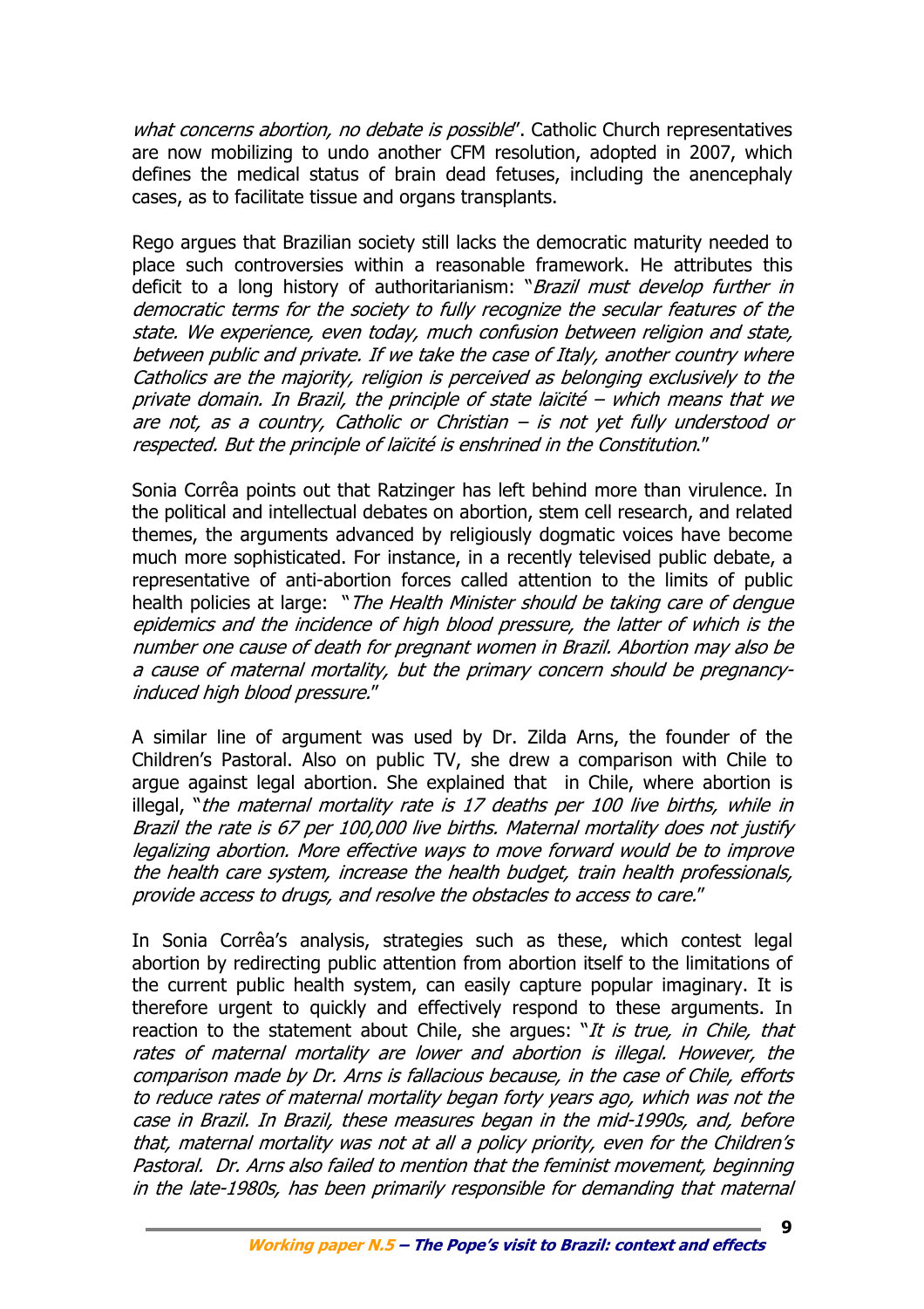*what concerns abortion, no debate is possible*". Catholic Church representatives are now mobilizing to undo another CFM resolution, adopted in 2007, which defines the medical status of brain dead fetuses, including the anencephaly cases, as to facilitate tissue and organs transplants.

Rego argues that Brazilian society still lacks the democratic maturity needed to place such controversies within a reasonable framework. He attributes this deficit to a long history of authoritarianism: "*Brazil must develop further in democratic terms for the society to fully recognize the secular features of the state. We experience, even today, much confusion between religion and state, between public and private. If we take the case of Italy, another country where Catholics are the majority, religion is perceived as belonging exclusively to the private domain. In Brazil, the principle of state laïcité – which means that we are not, as a country, Catholic or Christian – is not yet fully understood or respected. But the principle of laïcité is enshrined in the Constitution*."

Sonia Corrêa points out that Ratzinger has left behind more than virulence. In the political and intellectual debates on abortion, stem cell research, and related themes, the arguments advanced by religiously dogmatic voices have become much more sophisticated. For instance, in a recently televised public debate, a representative of anti-abortion forces called attention to the limits of public health policies at large: "*The Health Minister should be taking care of dengue epidemics and the incidence of high blood pressure, the latter of which is the number one cause of death for pregnant women in Brazil. Abortion may also be a cause of maternal mortality, but the primary concern should be pregnancy-induced high blood pressure.*"

A similar line of argument was used by Dr. Zilda Arns, the founder of the Children's Pastoral. Also on public TV, she drew a comparison with Chile to argue against legal abortion. She explained that in Chile, where abortion is illegal, "*the maternal mortality rate is 17 deaths per 100 live births, while in Brazil the rate is 67 per 100,000 live births. Maternal mortality does not justify legalizing abortion. More effective ways to move forward would be to improve the health care system, increase the health budget, train health professionals, provide access to drugs, and resolve the obstacles to access to care.*"

In Sonia Corrêa's analysis, strategies such as these, which contest legal abortion by redirecting public attention from abortion itself to the limitations of the current public health system, can easily capture popular imaginary. It is therefore urgent to quickly and effectively respond to these arguments. In reaction to the statement about Chile, she argues: "*It is true, in Chile, that rates of maternal mortality are lower and abortion is illegal. However, the comparison made by Dr. Arns is fallacious because, in the case of Chile, efforts to reduce rates of maternal mortality began forty years ago, which was not the case in Brazil. In Brazil, these measures began in the mid-1990s, and, before that, maternal mortality was not at all a policy priority, even for the Children's Pastoral. Dr. Arns also failed to mention that the feminist movement, beginning in the late-1980s, has been primarily responsible for demanding that maternal*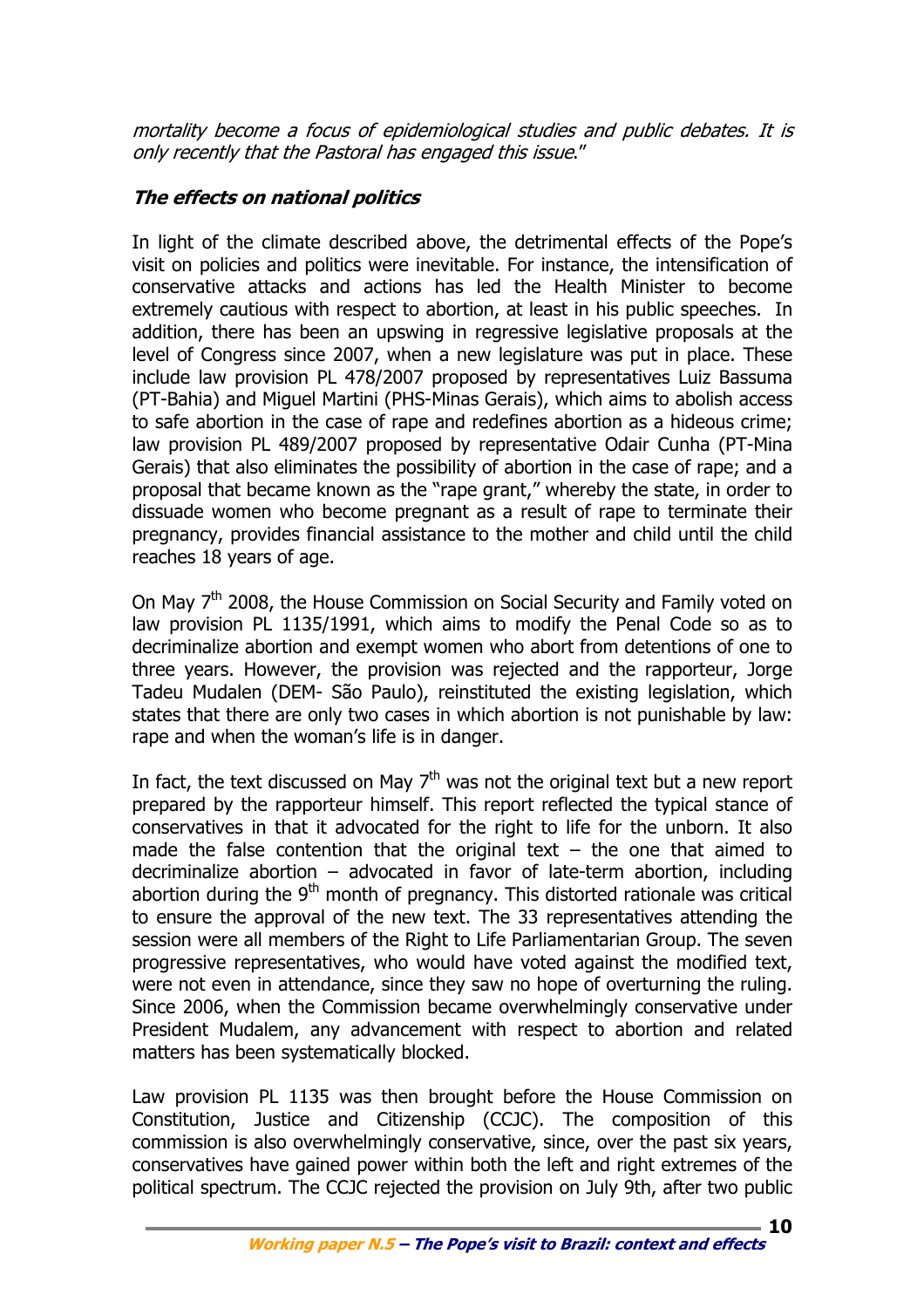*mortality become a focus of epidemiological studies and public debates. It is only recently that the Pastoral has engaged this issue*."

### *The effects on national politics*

In light of the climate described above, the detrimental effects of the Pope's visit on policies and politics were inevitable. For instance, the intensification of conservative attacks and actions has led the Health Minister to become extremely cautious with respect to abortion, at least in his public speeches. In addition, there has been an upswing in regressive legislative proposals at the level of Congress since 2007, when a new legislature was put in place. These include law provision PL 478/2007 proposed by representatives Luiz Bassuma (PT-Bahia) and Miguel Martini (PHS-Minas Gerais), which aims to abolish access to safe abortion in the case of rape and redefines abortion as a hideous crime; law provision PL 489/2007 proposed by representative Odair Cunha (PT-Mina Gerais) that also eliminates the possibility of abortion in the case of rape; and a proposal that became known as the "rape grant," whereby the state, in order to dissuade women who become pregnant as a result of rape to terminate their pregnancy, provides financial assistance to the mother and child until the child reaches 18 years of age.

On May 7th 2008, the House Commission on Social Security and Family voted on law provision PL 1135/1991, which aims to modify the Penal Code so as to decriminalize abortion and exempt women who abort from detentions of one to three years. However, the provision was rejected and the rapporteur, Jorge Tadeu Mudalen (DEM- São Paulo), reinstituted the existing legislation, which states that there are only two cases in which abortion is not punishable by law: rape and when the woman's life is in danger.

In fact, the text discussed on May 7th was not the original text but a new report prepared by the rapporteur himself. This report reflected the typical stance of conservatives in that it advocated for the right to life for the unborn. It also made the false contention that the original text – the one that aimed to decriminalize abortion – advocated in favor of late-term abortion, including abortion during the 9th month of pregnancy. This distorted rationale was critical to ensure the approval of the new text. The 33 representatives attending the session were all members of the Right to Life Parliamentarian Group. The seven progressive representatives, who would have voted against the modified text, were not even in attendance, since they saw no hope of overturning the ruling. Since 2006, when the Commission became overwhelmingly conservative under President Mudalem, any advancement with respect to abortion and related matters has been systematically blocked.

Law provision PL 1135 was then brought before the House Commission on Constitution, Justice and Citizenship (CCJC). The composition of this commission is also overwhelmingly conservative, since, over the past six years, conservatives have gained power within both the left and right extremes of the political spectrum. The CCJC rejected the provision on July 9th, after two public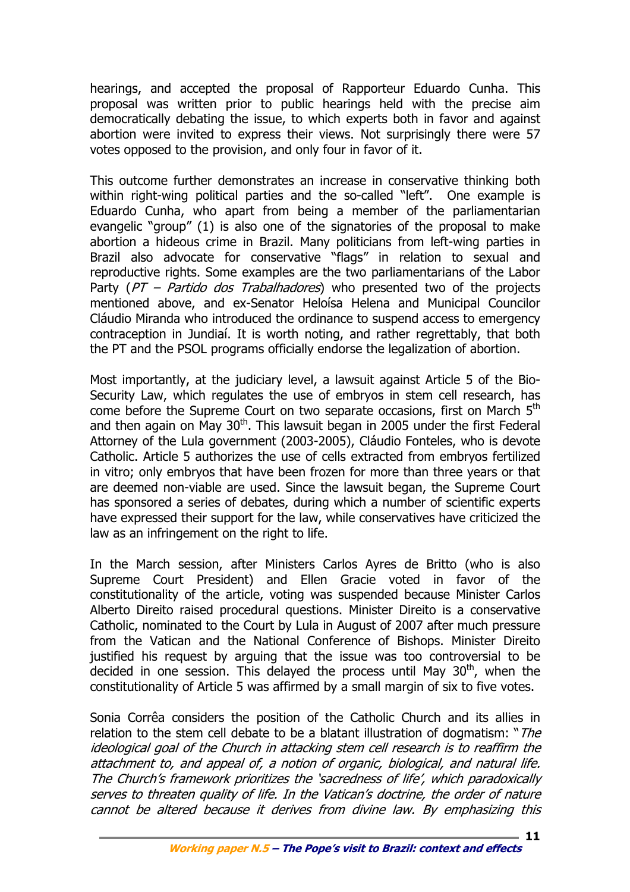hearings, and accepted the proposal of Rapporteur Eduardo Cunha. This proposal was written prior to public hearings held with the precise aim democratically debating the issue, to which experts both in favor and against abortion were invited to express their views. Not surprisingly there were 57 votes opposed to the provision, and only four in favor of it.

This outcome further demonstrates an increase in conservative thinking both within right-wing political parties and the so-called "left". One example is Eduardo Cunha, who apart from being a member of the parliamentarian evangelic "group" (1) is also one of the signatories of the proposal to make abortion a hideous crime in Brazil. Many politicians from left-wing parties in Brazil also advocate for conservative "flags" in relation to sexual and reproductive rights. Some examples are the two parliamentarians of the Labor Party (*PT – Partido dos Trabalhadores*) who presented two of the projects mentioned above, and ex-Senator Heloísa Helena and Municipal Councilor Cláudio Miranda who introduced the ordinance to suspend access to emergency contraception in Jundiaí. It is worth noting, and rather regrettably, that both the PT and the PSOL programs officially endorse the legalization of abortion.

Most importantly, at the judiciary level, a lawsuit against Article 5 of the Bio-Security Law, which regulates the use of embryos in stem cell research, has come before the Supreme Court on two separate occasions, first on March 5th and then again on May 30th. This lawsuit began in 2005 under the first Federal Attorney of the Lula government (2003-2005), Cláudio Fonteles, who is devote Catholic. Article 5 authorizes the use of cells extracted from embryos fertilized in vitro; only embryos that have been frozen for more than three years or that are deemed non-viable are used. Since the lawsuit began, the Supreme Court has sponsored a series of debates, during which a number of scientific experts have expressed their support for the law, while conservatives have criticized the law as an infringement on the right to life.

In the March session, after Ministers Carlos Ayres de Britto (who is also Supreme Court President) and Ellen Gracie voted in favor of the constitutionality of the article, voting was suspended because Minister Carlos Alberto Direito raised procedural questions. Minister Direito is a conservative Catholic, nominated to the Court by Lula in August of 2007 after much pressure from the Vatican and the National Conference of Bishops. Minister Direito justified his request by arguing that the issue was too controversial to be decided in one session. This delayed the process until May 30th, when the constitutionality of Article 5 was affirmed by a small margin of six to five votes.

Sonia Corrêa considers the position of the Catholic Church and its allies in relation to the stem cell debate to be a blatant illustration of dogmatism: "*The ideological goal of the Church in attacking stem cell research is to reaffirm the attachment to, and appeal of, a notion of organic, biological, and natural life. The Church's framework prioritizes the 'sacredness of life', which paradoxically serves to threaten quality of life. In the Vatican's doctrine, the order of nature cannot be altered because it derives from divine law. By emphasizing this*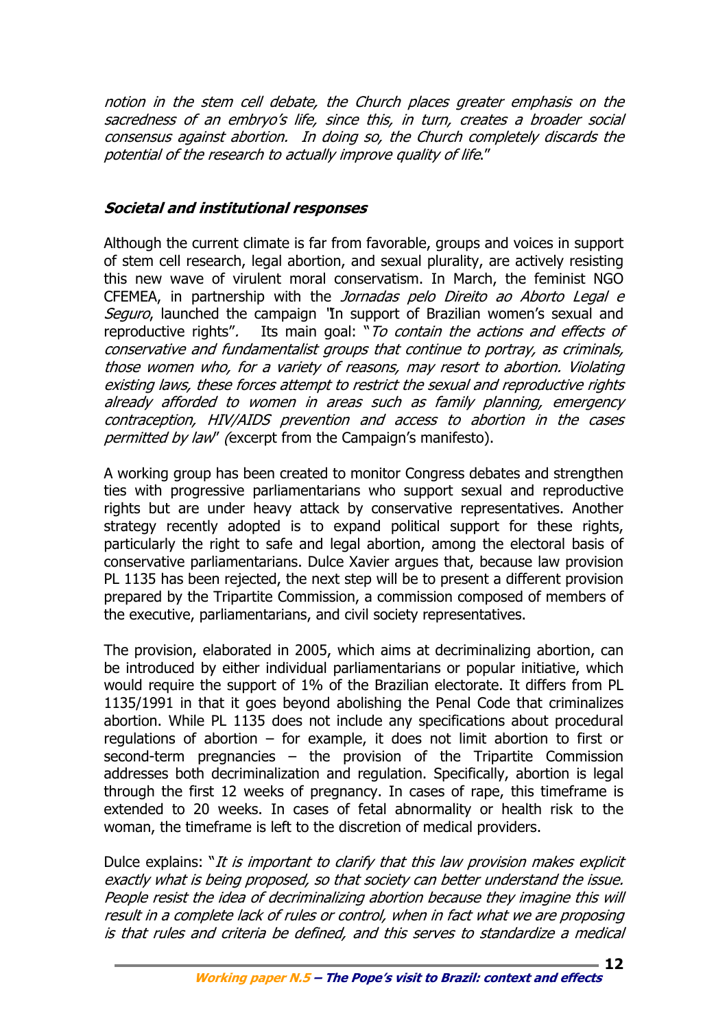*notion in the stem cell debate, the Church places greater emphasis on the sacredness of an embryo's life, since this, in turn, creates a broader social consensus against abortion. In doing so, the Church completely discards the potential of the research to actually improve quality of life*."

### *Societal and institutional responses*

Although the current climate is far from favorable, groups and voices in support of stem cell research, legal abortion, and sexual plurality, are actively resisting this new wave of virulent moral conservatism. In March, the feminist NGO CFEMEA, in partnership with the *Jornadas pelo Direito ao Aborto Legal e Seguro*, launched the campaign "In support of Brazilian women's sexual and reproductive rights". Its main goal: "*To contain the actions and effects of conservative and fundamentalist groups that continue to portray, as criminals, those women who, for a variety of reasons, may resort to abortion. Violating existing laws, these forces attempt to restrict the sexual and reproductive rights already afforded to women in areas such as family planning, emergency contraception, HIV/AIDS prevention and access to abortion in the cases permitted by law*" (excerpt from the Campaign's manifesto).

A working group has been created to monitor Congress debates and strengthen ties with progressive parliamentarians who support sexual and reproductive rights but are under heavy attack by conservative representatives. Another strategy recently adopted is to expand political support for these rights, particularly the right to safe and legal abortion, among the electoral basis of conservative parliamentarians. Dulce Xavier argues that, because law provision PL 1135 has been rejected, the next step will be to present a different provision prepared by the Tripartite Commission, a commission composed of members of the executive, parliamentarians, and civil society representatives.

The provision, elaborated in 2005, which aims at decriminalizing abortion, can be introduced by either individual parliamentarians or popular initiative, which would require the support of 1% of the Brazilian electorate. It differs from PL 1135/1991 in that it goes beyond abolishing the Penal Code that criminalizes abortion. While PL 1135 does not include any specifications about procedural regulations of abortion – for example, it does not limit abortion to first or second-term pregnancies – the provision of the Tripartite Commission addresses both decriminalization and regulation. Specifically, abortion is legal through the first 12 weeks of pregnancy. In cases of rape, this timeframe is extended to 20 weeks. In cases of fetal abnormality or health risk to the woman, the timeframe is left to the discretion of medical providers.

Dulce explains: "*It is important to clarify that this law provision makes explicit exactly what is being proposed, so that society can better understand the issue. People resist the idea of decriminalizing abortion because they imagine this will result in a complete lack of rules or control, when in fact what we are proposing is that rules and criteria be defined, and this serves to standardize a medical*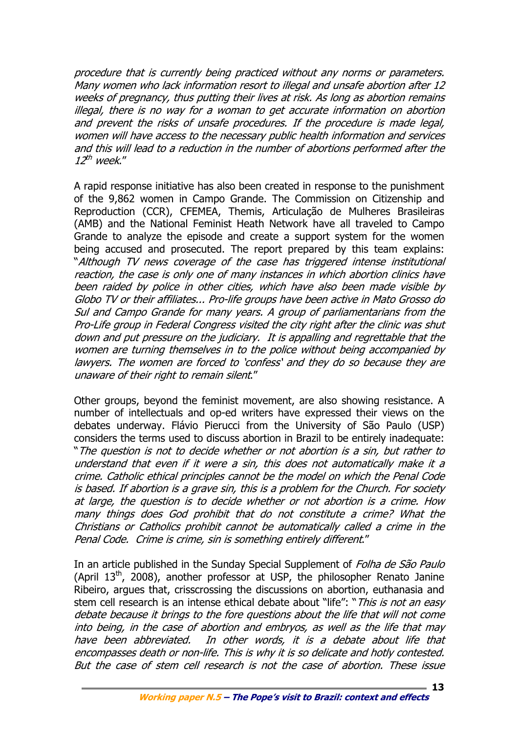*procedure that is currently being practiced without any norms or parameters. Many women who lack information resort to illegal and unsafe abortion after 12 weeks of pregnancy, thus putting their lives at risk. As long as abortion remains illegal, there is no way for a woman to get accurate information on abortion and prevent the risks of unsafe procedures. If the procedure is made legal, women will have access to the necessary public health information and services and this will lead to a reduction in the number of abortions performed after the 12th week.*"

A rapid response initiative has also been created in response to the punishment of the 9,862 women in Campo Grande. The Commission on Citizenship and Reproduction (CCR), CFEMEA, Themis, Articulação de Mulheres Brasileiras (AMB) and the National Feminist Heath Network have all traveled to Campo Grande to analyze the episode and create a support system for the women being accused and prosecuted. The report prepared by this team explains: "*Although TV news coverage of the case has triggered intense institutional reaction, the case is only one of many instances in which abortion clinics have been raided by police in other cities, which have also been made visible by Globo TV or their affiliates... Pro-life groups have been active in Mato Grosso do Sul and Campo Grande for many years. A group of parliamentarians from the Pro-Life group in Federal Congress visited the city right after the clinic was shut down and put pressure on the judiciary. It is appalling and regrettable that the women are turning themselves in to the police without being accompanied by lawyers. The women are forced to 'confess' and they do so because they are unaware of their right to remain silent*."

Other groups, beyond the feminist movement, are also showing resistance. A number of intellectuals and op-ed writers have expressed their views on the debates underway. Flávio Pierucci from the University of São Paulo (USP) considers the terms used to discuss abortion in Brazil to be entirely inadequate: "*The question is not to decide whether or not abortion is a sin, but rather to understand that even if it were a sin, this does not automatically make it a crime. Catholic ethical principles cannot be the model on which the Penal Code is based. If abortion is a grave sin, this is a problem for the Church. For society at large, the question is to decide whether or not abortion is a crime. How many things does God prohibit that do not constitute a crime? What the Christians or Catholics prohibit cannot be automatically called a crime in the Penal Code. Crime is crime, sin is something entirely different*."

In an article published in the Sunday Special Supplement of *Folha de São Paulo* (April 13th, 2008), another professor at USP, the philosopher Renato Janine Ribeiro, argues that, crisscrossing the discussions on abortion, euthanasia and stem cell research is an intense ethical debate about "life": "*This is not an easy debate because it brings to the fore questions about the life that will not come into being, in the case of abortion and embryos, as well as the life that may have been abbreviated. In other words, it is a debate about life that encompasses death or non-life. This is why it is so delicate and hotly contested. But the case of stem cell research is not the case of abortion. These issue*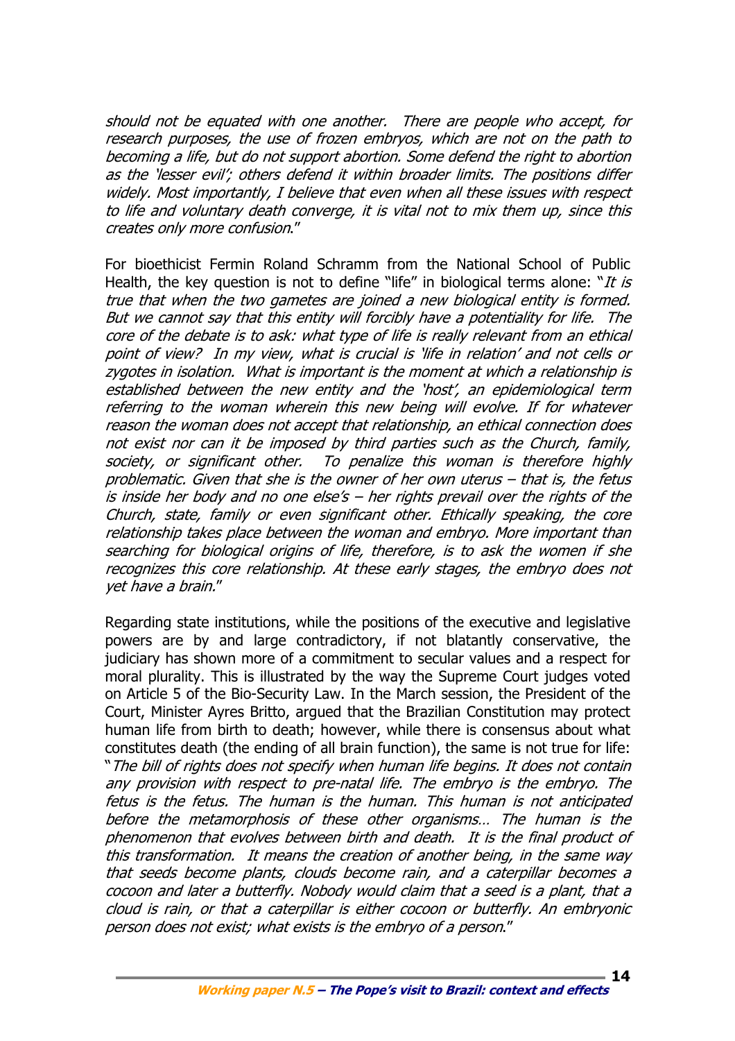*should not be equated with one another. There are people who accept, for research purposes, the use of frozen embryos, which are not on the path to becoming a life, but do not support abortion. Some defend the right to abortion as the 'lesser evil'; others defend it within broader limits. The positions differ widely. Most importantly, I believe that even when all these issues with respect to life and voluntary death converge, it is vital not to mix them up, since this creates only more confusion.*"

For bioethicist Fermin Roland Schramm from the National School of Public Health, the key question is not to define "life" in biological terms alone: "*It is true that when the two gametes are joined a new biological entity is formed. But we cannot say that this entity will forcibly have a potentiality for life. The core of the debate is to ask: what type of life is really relevant from an ethical point of view? In my view, what is crucial is 'life in relation' and not cells or zygotes in isolation. What is important is the moment at which a relationship is established between the new entity and the 'host', an epidemiological term referring to the woman wherein this new being will evolve. If for whatever reason the woman does not accept that relationship, an ethical connection does not exist nor can it be imposed by third parties such as the Church, family, society, or significant other. To penalize this woman is therefore highly problematic. Given that she is the owner of her own uterus – that is, the fetus is inside her body and no one else's – her rights prevail over the rights of the Church, state, family or even significant other. Ethically speaking, the core relationship takes place between the woman and embryo. More important than searching for biological origins of life, therefore, is to ask the women if she recognizes this core relationship. At these early stages, the embryo does not yet have a brain.*"

Regarding state institutions, while the positions of the executive and legislative powers are by and large contradictory, if not blatantly conservative, the judiciary has shown more of a commitment to secular values and a respect for moral plurality. This is illustrated by the way the Supreme Court judges voted on Article 5 of the Bio-Security Law. In the March session, the President of the Court, Minister Ayres Britto, argued that the Brazilian Constitution may protect human life from birth to death; however, while there is consensus about what constitutes death (the ending of all brain function), the same is not true for life: "*The bill of rights does not specify when human life begins. It does not contain any provision with respect to pre-natal life. The embryo is the embryo. The fetus is the fetus. The human is the human. This human is not anticipated before the metamorphosis of these other organisms… The human is the phenomenon that evolves between birth and death. It is the final product of this transformation. It means the creation of another being, in the same way that seeds become plants, clouds become rain, and a caterpillar becomes a cocoon and later a butterfly. Nobody would claim that a seed is a plant, that a cloud is rain, or that a caterpillar is either cocoon or butterfly. An embryonic person does not exist; what exists is the embryo of a person.*"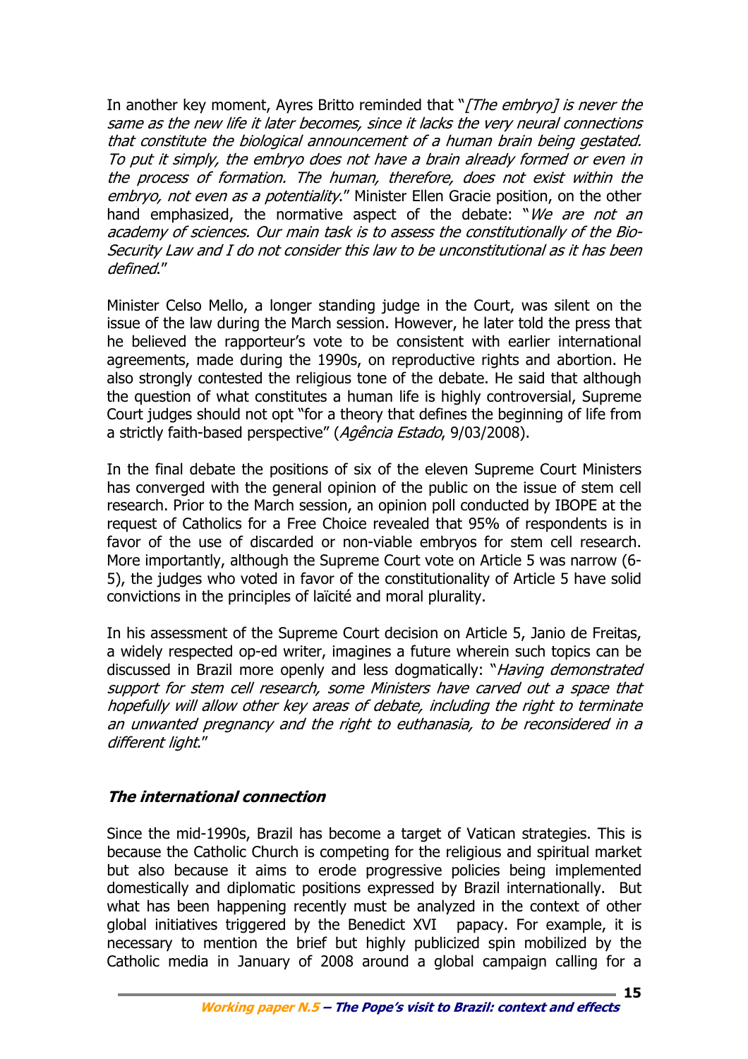In another key moment, Ayres Britto reminded that "*[The embryo] is never the same as the new life it later becomes, since it lacks the very neural connections that constitute the biological announcement of a human brain being gestated. To put it simply, the embryo does not have a brain already formed or even in the process of formation. The human, therefore, does not exist within the embryo, not even as a potentiality*." Minister Ellen Gracie position, on the other hand emphasized, the normative aspect of the debate: "*We are not an academy of sciences. Our main task is to assess the constitutionally of the Bio-Security Law and I do not consider this law to be unconstitutional as it has been defined*."

Minister Celso Mello, a longer standing judge in the Court, was silent on the issue of the law during the March session. However, he later told the press that he believed the rapporteur's vote to be consistent with earlier international agreements, made during the 1990s, on reproductive rights and abortion. He also strongly contested the religious tone of the debate. He said that although the question of what constitutes a human life is highly controversial, Supreme Court judges should not opt "for a theory that defines the beginning of life from a strictly faith-based perspective" (*Agência Estado*, 9/03/2008).

In the final debate the positions of six of the eleven Supreme Court Ministers has converged with the general opinion of the public on the issue of stem cell research. Prior to the March session, an opinion poll conducted by IBOPE at the request of Catholics for a Free Choice revealed that 95% of respondents is in favor of the use of discarded or non-viable embryos for stem cell research. More importantly, although the Supreme Court vote on Article 5 was narrow (6-5), the judges who voted in favor of the constitutionality of Article 5 have solid convictions in the principles of laïcité and moral plurality.

In his assessment of the Supreme Court decision on Article 5, Janio de Freitas, a widely respected op-ed writer, imagines a future wherein such topics can be discussed in Brazil more openly and less dogmatically: "*Having demonstrated support for stem cell research, some Ministers have carved out a space that hopefully will allow other key areas of debate, including the right to terminate an unwanted pregnancy and the right to euthanasia, to be reconsidered in a different light*."

### ***The international connection***

Since the mid-1990s, Brazil has become a target of Vatican strategies. This is because the Catholic Church is competing for the religious and spiritual market but also because it aims to erode progressive policies being implemented domestically and diplomatic positions expressed by Brazil internationally. But what has been happening recently must be analyzed in the context of other global initiatives triggered by the Benedict XVI papacy. For example, it is necessary to mention the brief but highly publicized spin mobilized by the Catholic media in January of 2008 around a global campaign calling for a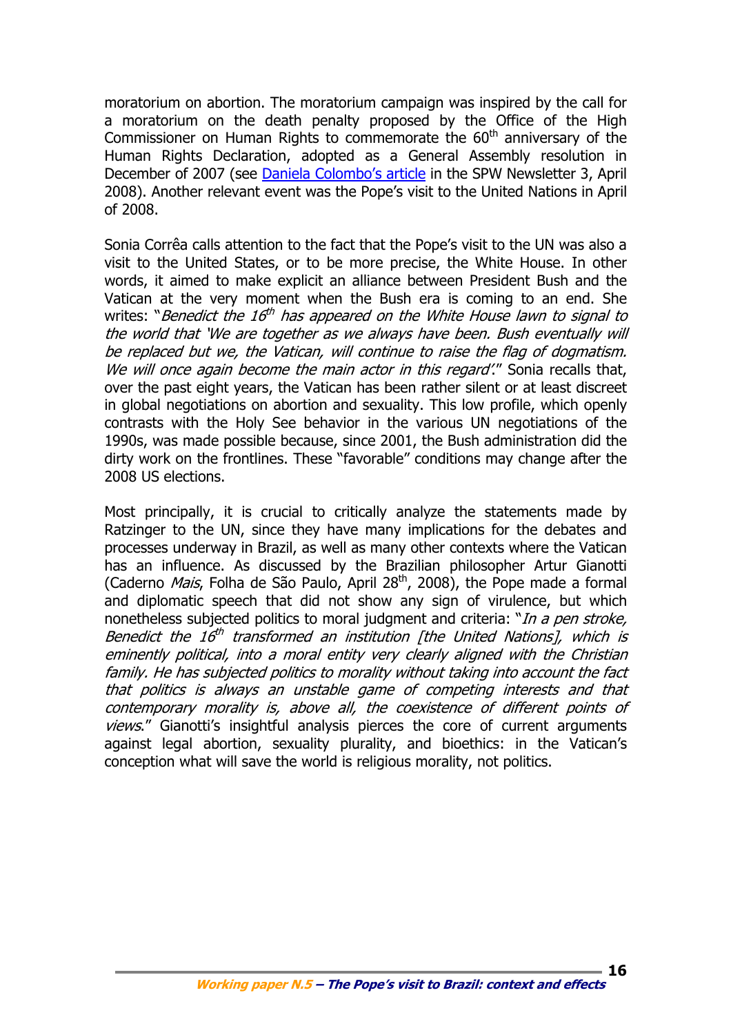moratorium on abortion. The moratorium campaign was inspired by the call for a moratorium on the death penalty proposed by the Office of the High Commissioner on Human Rights to commemorate the 60th anniversary of the Human Rights Declaration, adopted as a General Assembly resolution in December of 2007 (see Daniela Colombo's article in the SPW Newsletter 3, April 2008). Another relevant event was the Pope's visit to the United Nations in April of 2008.

Sonia Corrêa calls attention to the fact that the Pope's visit to the UN was also a visit to the United States, or to be more precise, the White House. In other words, it aimed to make explicit an alliance between President Bush and the Vatican at the very moment when the Bush era is coming to an end. She writes: "*Benedict the 16th has appeared on the White House lawn to signal to the world that 'We are together as we always have been. Bush eventually will be replaced but we, the Vatican, will continue to raise the flag of dogmatism. We will once again become the main actor in this regard'.*" Sonia recalls that, over the past eight years, the Vatican has been rather silent or at least discreet in global negotiations on abortion and sexuality. This low profile, which openly contrasts with the Holy See behavior in the various UN negotiations of the 1990s, was made possible because, since 2001, the Bush administration did the dirty work on the frontlines. These "favorable" conditions may change after the 2008 US elections.

Most principally, it is crucial to critically analyze the statements made by Ratzinger to the UN, since they have many implications for the debates and processes underway in Brazil, as well as many other contexts where the Vatican has an influence. As discussed by the Brazilian philosopher Artur Gianotti (Caderno *Mais*, Folha de São Paulo, April 28th, 2008), the Pope made a formal and diplomatic speech that did not show any sign of virulence, but which nonetheless subjected politics to moral judgment and criteria: "*In a pen stroke, Benedict the 16th transformed an institution [the United Nations], which is eminently political, into a moral entity very clearly aligned with the Christian family. He has subjected politics to morality without taking into account the fact that politics is always an unstable game of competing interests and that contemporary morality is, above all, the coexistence of different points of views*." Gianotti's insightful analysis pierces the core of current arguments against legal abortion, sexuality plurality, and bioethics: in the Vatican's conception what will save the world is religious morality, not politics.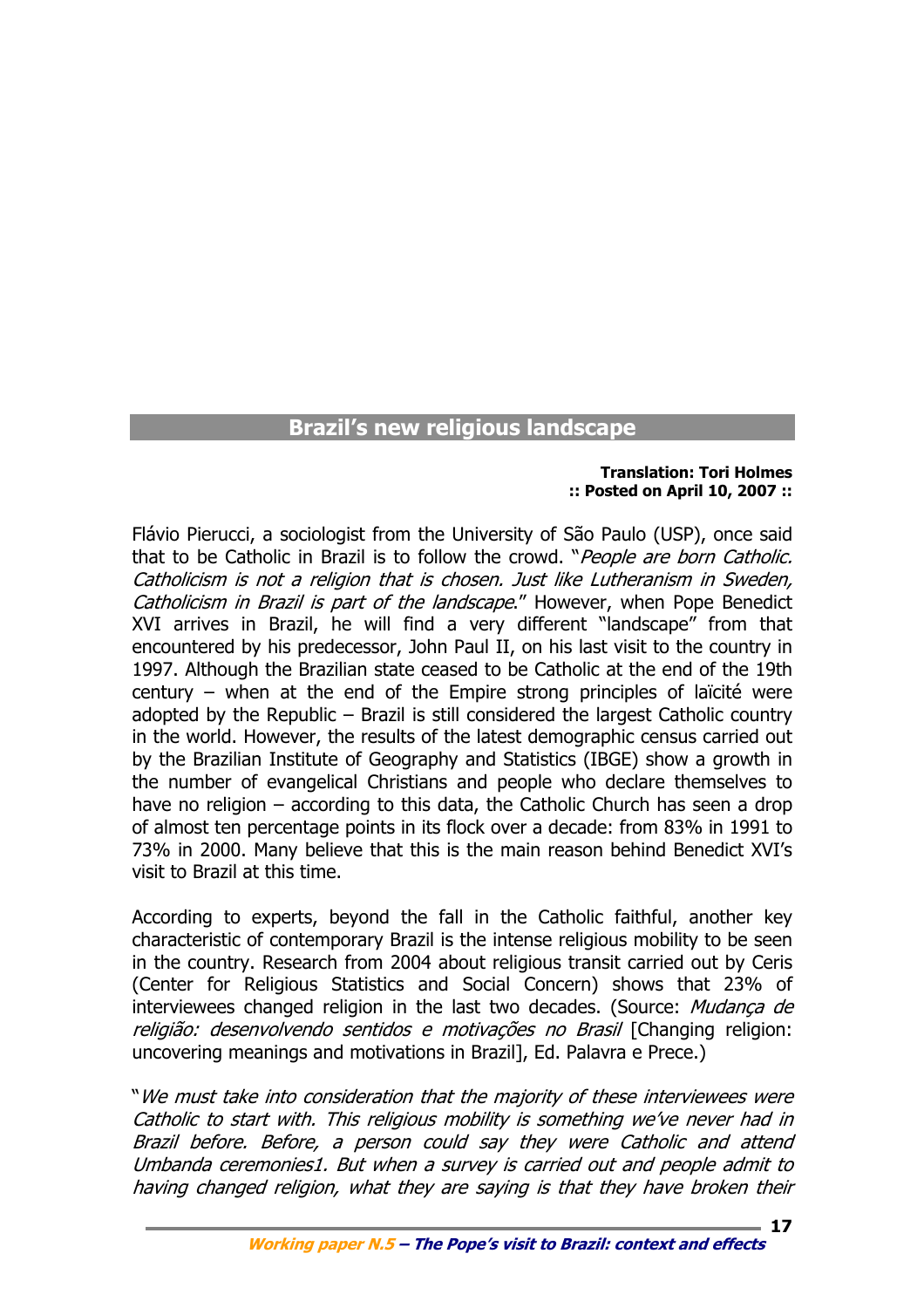## Brazil's new religious landscape

**Translation: Tori Holmes**
**:: Posted on April 10, 2007 ::**

Flávio Pierucci, a sociologist from the University of São Paulo (USP), once said that to be Catholic in Brazil is to follow the crowd. "*People are born Catholic. Catholicism is not a religion that is chosen. Just like Lutheranism in Sweden, Catholicism in Brazil is part of the landscape*." However, when Pope Benedict XVI arrives in Brazil, he will find a very different "landscape" from that encountered by his predecessor, John Paul II, on his last visit to the country in 1997. Although the Brazilian state ceased to be Catholic at the end of the 19th century – when at the end of the Empire strong principles of laïcité were adopted by the Republic – Brazil is still considered the largest Catholic country in the world. However, the results of the latest demographic census carried out by the Brazilian Institute of Geography and Statistics (IBGE) show a growth in the number of evangelical Christians and people who declare themselves to have no religion – according to this data, the Catholic Church has seen a drop of almost ten percentage points in its flock over a decade: from 83% in 1991 to 73% in 2000. Many believe that this is the main reason behind Benedict XVI's visit to Brazil at this time.

According to experts, beyond the fall in the Catholic faithful, another key characteristic of contemporary Brazil is the intense religious mobility to be seen in the country. Research from 2004 about religious transit carried out by Ceris (Center for Religious Statistics and Social Concern) shows that 23% of interviewees changed religion in the last two decades. (Source: *Mudança de religião: desenvolvendo sentidos e motivações no Brasil* [Changing religion: uncovering meanings and motivations in Brazil], Ed. Palavra e Prece.)

"*We must take into consideration that the majority of these interviewees were Catholic to start with. This religious mobility is something we've never had in Brazil before. Before, a person could say they were Catholic and attend Umbanda ceremonies*[1]*. But when a survey is carried out and people admit to having changed religion, what they are saying is that they have broken their*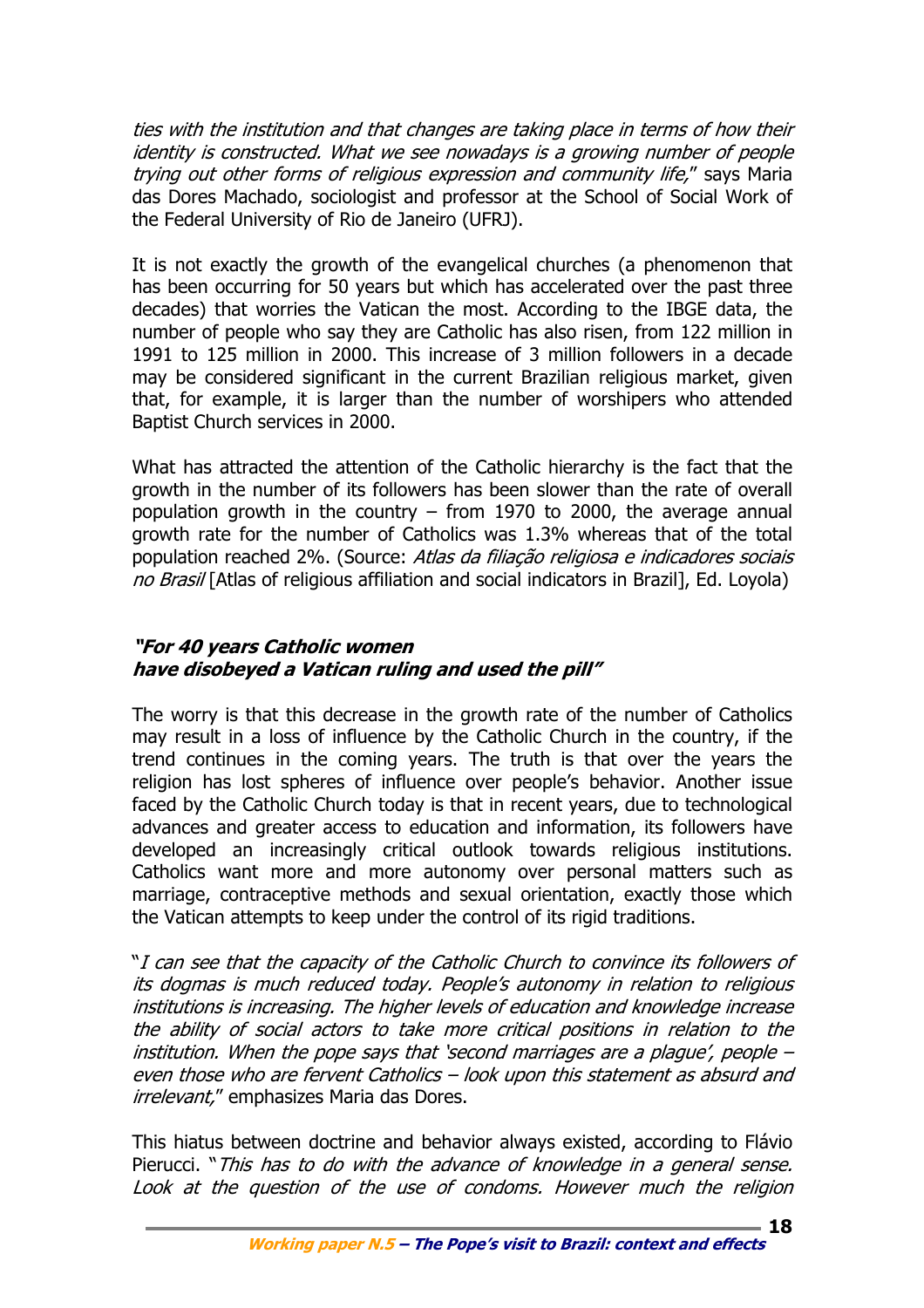*ties with the institution and that changes are taking place in terms of how their identity is constructed. What we see nowadays is a growing number of people trying out other forms of religious expression and community life,*" says Maria das Dores Machado, sociologist and professor at the School of Social Work of the Federal University of Rio de Janeiro (UFRJ).

It is not exactly the growth of the evangelical churches (a phenomenon that has been occurring for 50 years but which has accelerated over the past three decades) that worries the Vatican the most. According to the IBGE data, the number of people who say they are Catholic has also risen, from 122 million in 1991 to 125 million in 2000. This increase of 3 million followers in a decade may be considered significant in the current Brazilian religious market, given that, for example, it is larger than the number of worshipers who attended Baptist Church services in 2000.

What has attracted the attention of the Catholic hierarchy is the fact that the growth in the number of its followers has been slower than the rate of overall population growth in the country – from 1970 to 2000, the average annual growth rate for the number of Catholics was 1.3% whereas that of the total population reached 2%. (Source: *Atlas da filiação religiosa e indicadores sociais no Brasil* [Atlas of religious affiliation and social indicators in Brazil], Ed. Loyola)

### *"For 40 years Catholic women have disobeyed a Vatican ruling and used the pill"*

The worry is that this decrease in the growth rate of the number of Catholics may result in a loss of influence by the Catholic Church in the country, if the trend continues in the coming years. The truth is that over the years the religion has lost spheres of influence over people's behavior. Another issue faced by the Catholic Church today is that in recent years, due to technological advances and greater access to education and information, its followers have developed an increasingly critical outlook towards religious institutions. Catholics want more and more autonomy over personal matters such as marriage, contraceptive methods and sexual orientation, exactly those which the Vatican attempts to keep under the control of its rigid traditions.

"*I can see that the capacity of the Catholic Church to convince its followers of its dogmas is much reduced today. People's autonomy in relation to religious institutions is increasing. The higher levels of education and knowledge increase the ability of social actors to take more critical positions in relation to the institution. When the pope says that 'second marriages are a plague', people – even those who are fervent Catholics – look upon this statement as absurd and irrelevant,*" emphasizes Maria das Dores.

This hiatus between doctrine and behavior always existed, according to Flávio Pierucci. "*This has to do with the advance of knowledge in a general sense. Look at the question of the use of condoms. However much the religion*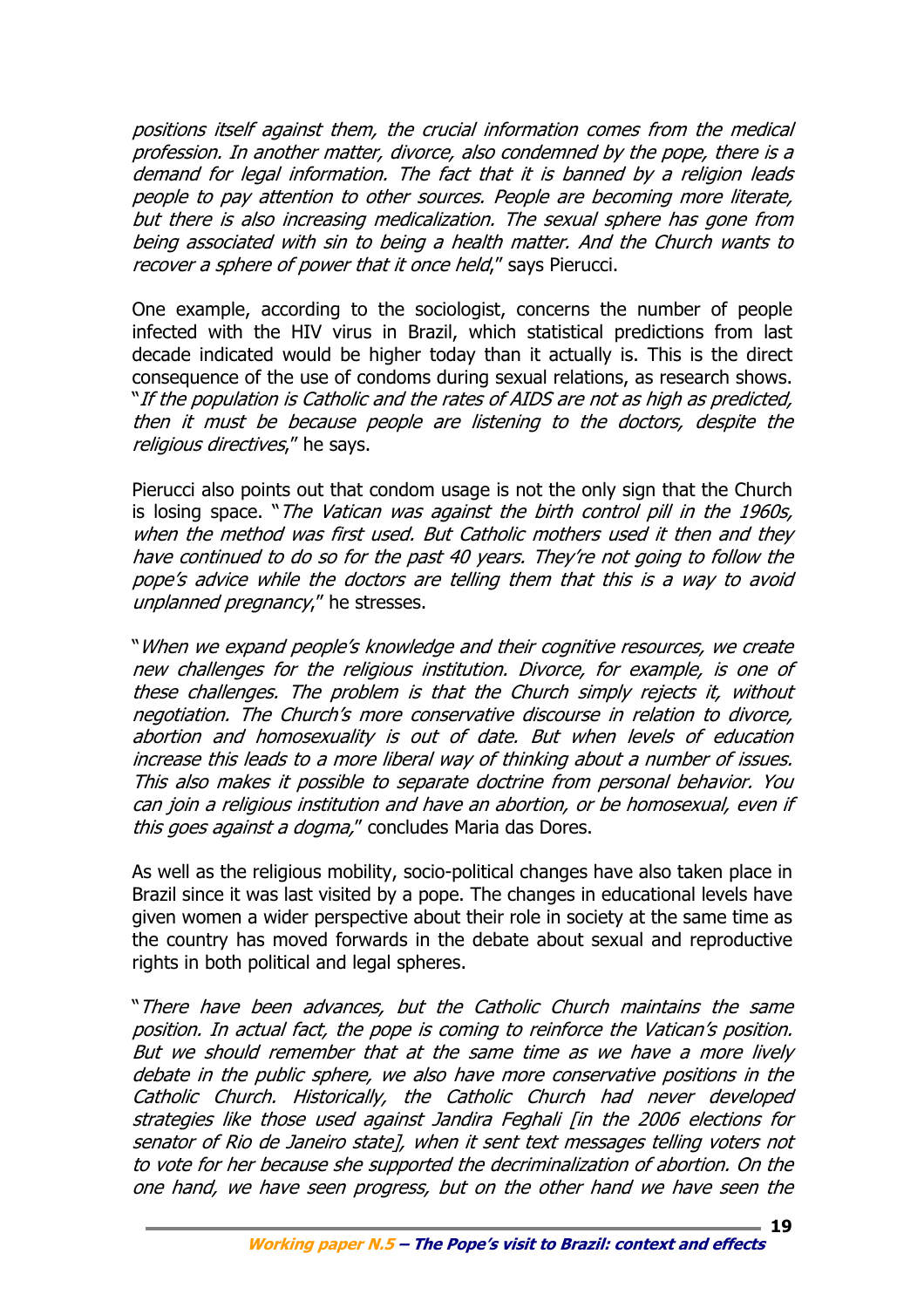*positions itself against them, the crucial information comes from the medical profession. In another matter, divorce, also condemned by the pope, there is a demand for legal information. The fact that it is banned by a religion leads people to pay attention to other sources. People are becoming more literate, but there is also increasing medicalization. The sexual sphere has gone from being associated with sin to being a health matter. And the Church wants to recover a sphere of power that it once held*," says Pierucci.

One example, according to the sociologist, concerns the number of people infected with the HIV virus in Brazil, which statistical predictions from last decade indicated would be higher today than it actually is. This is the direct consequence of the use of condoms during sexual relations, as research shows. "*If the population is Catholic and the rates of AIDS are not as high as predicted, then it must be because people are listening to the doctors, despite the religious directives*," he says.

Pierucci also points out that condom usage is not the only sign that the Church is losing space. "*The Vatican was against the birth control pill in the 1960s, when the method was first used. But Catholic mothers used it then and they have continued to do so for the past 40 years. They're not going to follow the pope's advice while the doctors are telling them that this is a way to avoid unplanned pregnancy*," he stresses.

"*When we expand people's knowledge and their cognitive resources, we create new challenges for the religious institution. Divorce, for example, is one of these challenges. The problem is that the Church simply rejects it, without negotiation. The Church's more conservative discourse in relation to divorce, abortion and homosexuality is out of date. But when levels of education increase this leads to a more liberal way of thinking about a number of issues. This also makes it possible to separate doctrine from personal behavior. You can join a religious institution and have an abortion, or be homosexual, even if this goes against a dogma,*" concludes Maria das Dores.

As well as the religious mobility, socio-political changes have also taken place in Brazil since it was last visited by a pope. The changes in educational levels have given women a wider perspective about their role in society at the same time as the country has moved forwards in the debate about sexual and reproductive rights in both political and legal spheres.

"*There have been advances, but the Catholic Church maintains the same position. In actual fact, the pope is coming to reinforce the Vatican's position. But we should remember that at the same time as we have a more lively debate in the public sphere, we also have more conservative positions in the Catholic Church. Historically, the Catholic Church had never developed strategies like those used against Jandira Feghali [in the 2006 elections for senator of Rio de Janeiro state], when it sent text messages telling voters not to vote for her because she supported the decriminalization of abortion. On the one hand, we have seen progress, but on the other hand we have seen the*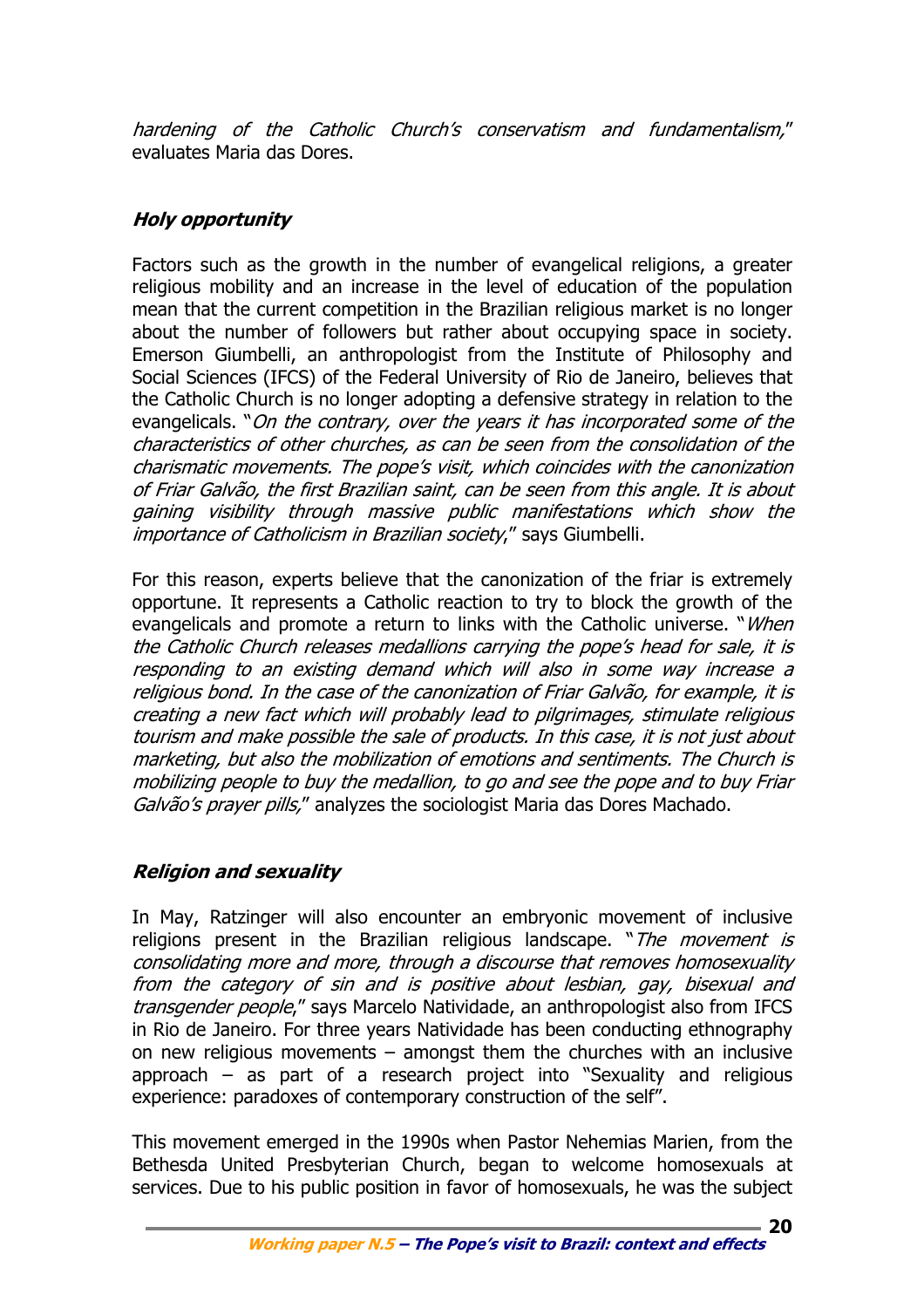*hardening of the Catholic Church's conservatism and fundamentalism*," evaluates Maria das Dores.

### Holy opportunity

Factors such as the growth in the number of evangelical religions, a greater religious mobility and an increase in the level of education of the population mean that the current competition in the Brazilian religious market is no longer about the number of followers but rather about occupying space in society. Emerson Giumbelli, an anthropologist from the Institute of Philosophy and Social Sciences (IFCS) of the Federal University of Rio de Janeiro, believes that the Catholic Church is no longer adopting a defensive strategy in relation to the evangelicals. "*On the contrary, over the years it has incorporated some of the characteristics of other churches, as can be seen from the consolidation of the charismatic movements. The pope's visit, which coincides with the canonization of Friar Galvão, the first Brazilian saint, can be seen from this angle. It is about gaining visibility through massive public manifestations which show the importance of Catholicism in Brazilian society*," says Giumbelli.

For this reason, experts believe that the canonization of the friar is extremely opportune. It represents a Catholic reaction to try to block the growth of the evangelicals and promote a return to links with the Catholic universe. "*When the Catholic Church releases medallions carrying the pope's head for sale, it is responding to an existing demand which will also in some way increase a religious bond. In the case of the canonization of Friar Galvão, for example, it is creating a new fact which will probably lead to pilgrimages, stimulate religious tourism and make possible the sale of products. In this case, it is not just about marketing, but also the mobilization of emotions and sentiments. The Church is mobilizing people to buy the medallion, to go and see the pope and to buy Friar Galvão's prayer pills*," analyzes the sociologist Maria das Dores Machado.

### Religion and sexuality

In May, Ratzinger will also encounter an embryonic movement of inclusive religions present in the Brazilian religious landscape. "*The movement is consolidating more and more, through a discourse that removes homosexuality from the category of sin and is positive about lesbian, gay, bisexual and transgender people*," says Marcelo Natividade, an anthropologist also from IFCS in Rio de Janeiro. For three years Natividade has been conducting ethnography on new religious movements – amongst them the churches with an inclusive approach – as part of a research project into "Sexuality and religious experience: paradoxes of contemporary construction of the self".

This movement emerged in the 1990s when Pastor Nehemias Marien, from the Bethesda United Presbyterian Church, began to welcome homosexuals at services. Due to his public position in favor of homosexuals, he was the subject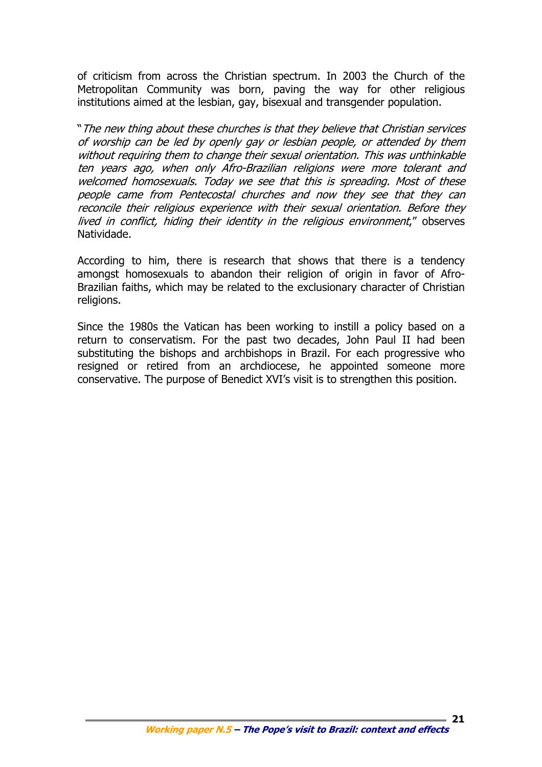of criticism from across the Christian spectrum. In 2003 the Church of the Metropolitan Community was born, paving the way for other religious institutions aimed at the lesbian, gay, bisexual and transgender population.

"*The new thing about these churches is that they believe that Christian services of worship can be led by openly gay or lesbian people, or attended by them without requiring them to change their sexual orientation. This was unthinkable ten years ago, when only Afro-Brazilian religions were more tolerant and welcomed homosexuals. Today we see that this is spreading. Most of these people came from Pentecostal churches and now they see that they can reconcile their religious experience with their sexual orientation. Before they lived in conflict, hiding their identity in the religious environment*," observes Natividade.

According to him, there is research that shows that there is a tendency amongst homosexuals to abandon their religion of origin in favor of Afro-Brazilian faiths, which may be related to the exclusionary character of Christian religions.

Since the 1980s the Vatican has been working to instill a policy based on a return to conservatism. For the past two decades, John Paul II had been substituting the bishops and archbishops in Brazil. For each progressive who resigned or retired from an archdiocese, he appointed someone more conservative. The purpose of Benedict XVI's visit is to strengthen this position.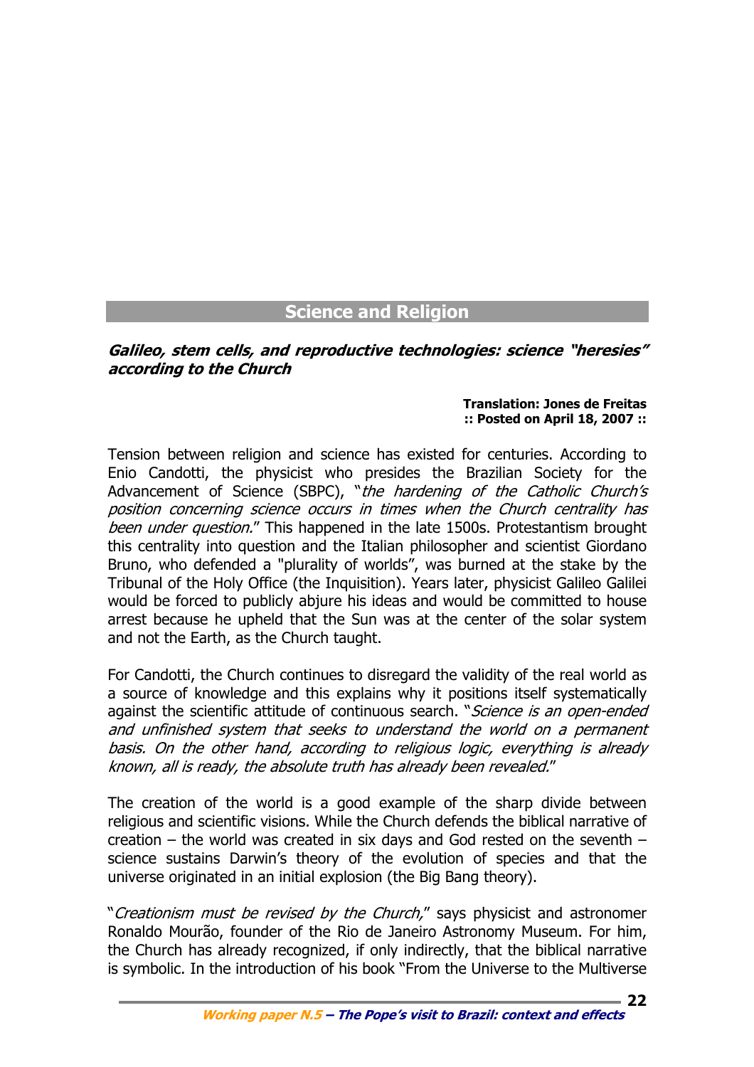## Science and Religion

### *Galileo, stem cells, and reproductive technologies: science "heresies" according to the Church*

**Translation: Jones de Freitas**
**:: Posted on April 18, 2007 ::**

Tension between religion and science has existed for centuries. According to Enio Candotti, the physicist who presides the Brazilian Society for the Advancement of Science (SBPC), "*the hardening of the Catholic Church's position concerning science occurs in times when the Church centrality has been under question.*" This happened in the late 1500s. Protestantism brought this centrality into question and the Italian philosopher and scientist Giordano Bruno, who defended a "plurality of worlds", was burned at the stake by the Tribunal of the Holy Office (the Inquisition). Years later, physicist Galileo Galilei would be forced to publicly abjure his ideas and would be committed to house arrest because he upheld that the Sun was at the center of the solar system and not the Earth, as the Church taught.

For Candotti, the Church continues to disregard the validity of the real world as a source of knowledge and this explains why it positions itself systematically against the scientific attitude of continuous search. "*Science is an open-ended and unfinished system that seeks to understand the world on a permanent basis. On the other hand, according to religious logic, everything is already known, all is ready, the absolute truth has already been revealed.*"

The creation of the world is a good example of the sharp divide between religious and scientific visions. While the Church defends the biblical narrative of creation – the world was created in six days and God rested on the seventh – science sustains Darwin's theory of the evolution of species and that the universe originated in an initial explosion (the Big Bang theory).

"*Creationism must be revised by the Church,*" says physicist and astronomer Ronaldo Mourão, founder of the Rio de Janeiro Astronomy Museum. For him, the Church has already recognized, if only indirectly, that the biblical narrative is symbolic. In the introduction of his book "From the Universe to the Multiverse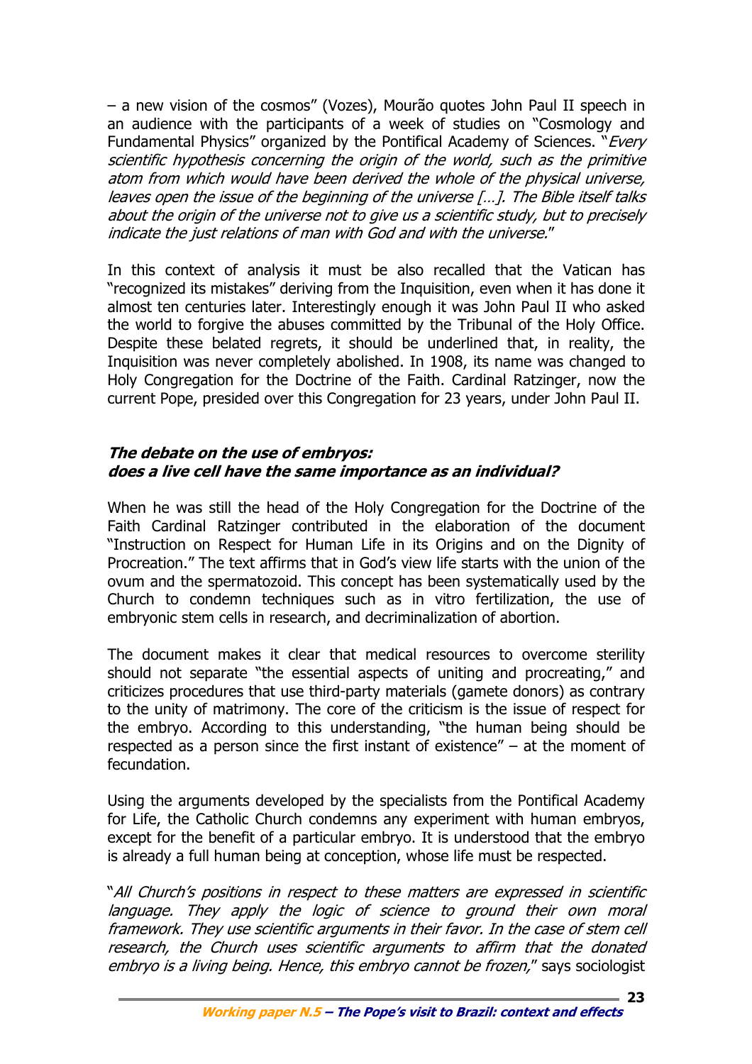– a new vision of the cosmos" (Vozes), Mourão quotes John Paul II speech in an audience with the participants of a week of studies on "Cosmology and Fundamental Physics" organized by the Pontifical Academy of Sciences. "*Every scientific hypothesis concerning the origin of the world, such as the primitive atom from which would have been derived the whole of the physical universe, leaves open the issue of the beginning of the universe […]. The Bible itself talks about the origin of the universe not to give us a scientific study, but to precisely indicate the just relations of man with God and with the universe.*"

In this context of analysis it must be also recalled that the Vatican has "recognized its mistakes" deriving from the Inquisition, even when it has done it almost ten centuries later. Interestingly enough it was John Paul II who asked the world to forgive the abuses committed by the Tribunal of the Holy Office. Despite these belated regrets, it should be underlined that, in reality, the Inquisition was never completely abolished. In 1908, its name was changed to Holy Congregation for the Doctrine of the Faith. Cardinal Ratzinger, now the current Pope, presided over this Congregation for 23 years, under John Paul II.

### *The debate on the use of embryos: does a live cell have the same importance as an individual?*

When he was still the head of the Holy Congregation for the Doctrine of the Faith Cardinal Ratzinger contributed in the elaboration of the document "Instruction on Respect for Human Life in its Origins and on the Dignity of Procreation." The text affirms that in God's view life starts with the union of the ovum and the spermatozoid. This concept has been systematically used by the Church to condemn techniques such as in vitro fertilization, the use of embryonic stem cells in research, and decriminalization of abortion.

The document makes it clear that medical resources to overcome sterility should not separate "the essential aspects of uniting and procreating," and criticizes procedures that use third-party materials (gamete donors) as contrary to the unity of matrimony. The core of the criticism is the issue of respect for the embryo. According to this understanding, "the human being should be respected as a person since the first instant of existence" – at the moment of fecundation.

Using the arguments developed by the specialists from the Pontifical Academy for Life, the Catholic Church condemns any experiment with human embryos, except for the benefit of a particular embryo. It is understood that the embryo is already a full human being at conception, whose life must be respected.

"*All Church's positions in respect to these matters are expressed in scientific language. They apply the logic of science to ground their own moral framework. They use scientific arguments in their favor. In the case of stem cell research, the Church uses scientific arguments to affirm that the donated embryo is a living being. Hence, this embryo cannot be frozen,*" says sociologist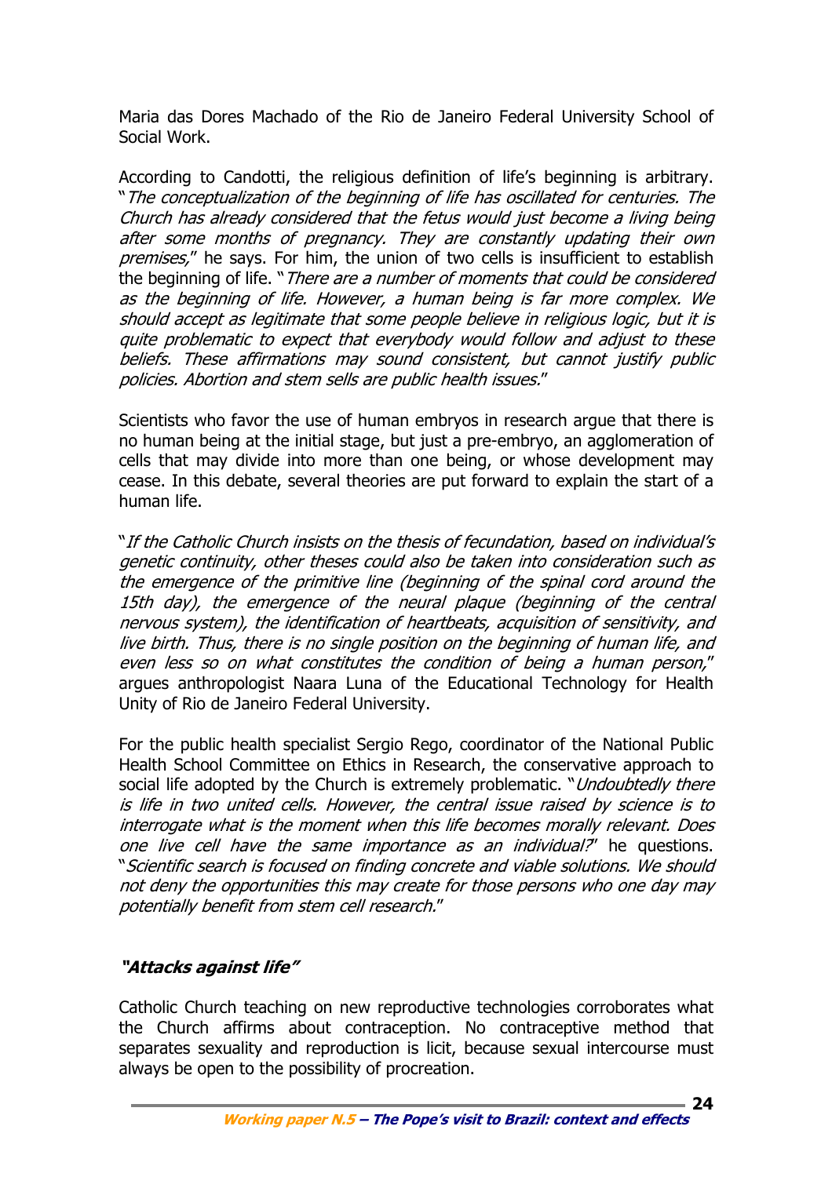Maria das Dores Machado of the Rio de Janeiro Federal University School of Social Work.

According to Candotti, the religious definition of life's beginning is arbitrary. "*The conceptualization of the beginning of life has oscillated for centuries. The Church has already considered that the fetus would just become a living being after some months of pregnancy. They are constantly updating their own premises,*" he says. For him, the union of two cells is insufficient to establish the beginning of life. "*There are a number of moments that could be considered as the beginning of life. However, a human being is far more complex. We should accept as legitimate that some people believe in religious logic, but it is quite problematic to expect that everybody would follow and adjust to these beliefs. These affirmations may sound consistent, but cannot justify public policies. Abortion and stem sells are public health issues.*"

Scientists who favor the use of human embryos in research argue that there is no human being at the initial stage, but just a pre-embryo, an agglomeration of cells that may divide into more than one being, or whose development may cease. In this debate, several theories are put forward to explain the start of a human life.

"*If the Catholic Church insists on the thesis of fecundation, based on individual's genetic continuity, other theses could also be taken into consideration such as the emergence of the primitive line (beginning of the spinal cord around the 15th day), the emergence of the neural plaque (beginning of the central nervous system), the identification of heartbeats, acquisition of sensitivity, and live birth. Thus, there is no single position on the beginning of human life, and even less so on what constitutes the condition of being a human person,*" argues anthropologist Naara Luna of the Educational Technology for Health Unity of Rio de Janeiro Federal University.

For the public health specialist Sergio Rego, coordinator of the National Public Health School Committee on Ethics in Research, the conservative approach to social life adopted by the Church is extremely problematic. "*Undoubtedly there is life in two united cells. However, the central issue raised by science is to interrogate what is the moment when this life becomes morally relevant. Does one live cell have the same importance as an individual?*" he questions. "*Scientific search is focused on finding concrete and viable solutions. We should not deny the opportunities this may create for those persons who one day may potentially benefit from stem cell research.*"

### *"Attacks against life"*

Catholic Church teaching on new reproductive technologies corroborates what the Church affirms about contraception. No contraceptive method that separates sexuality and reproduction is licit, because sexual intercourse must always be open to the possibility of procreation.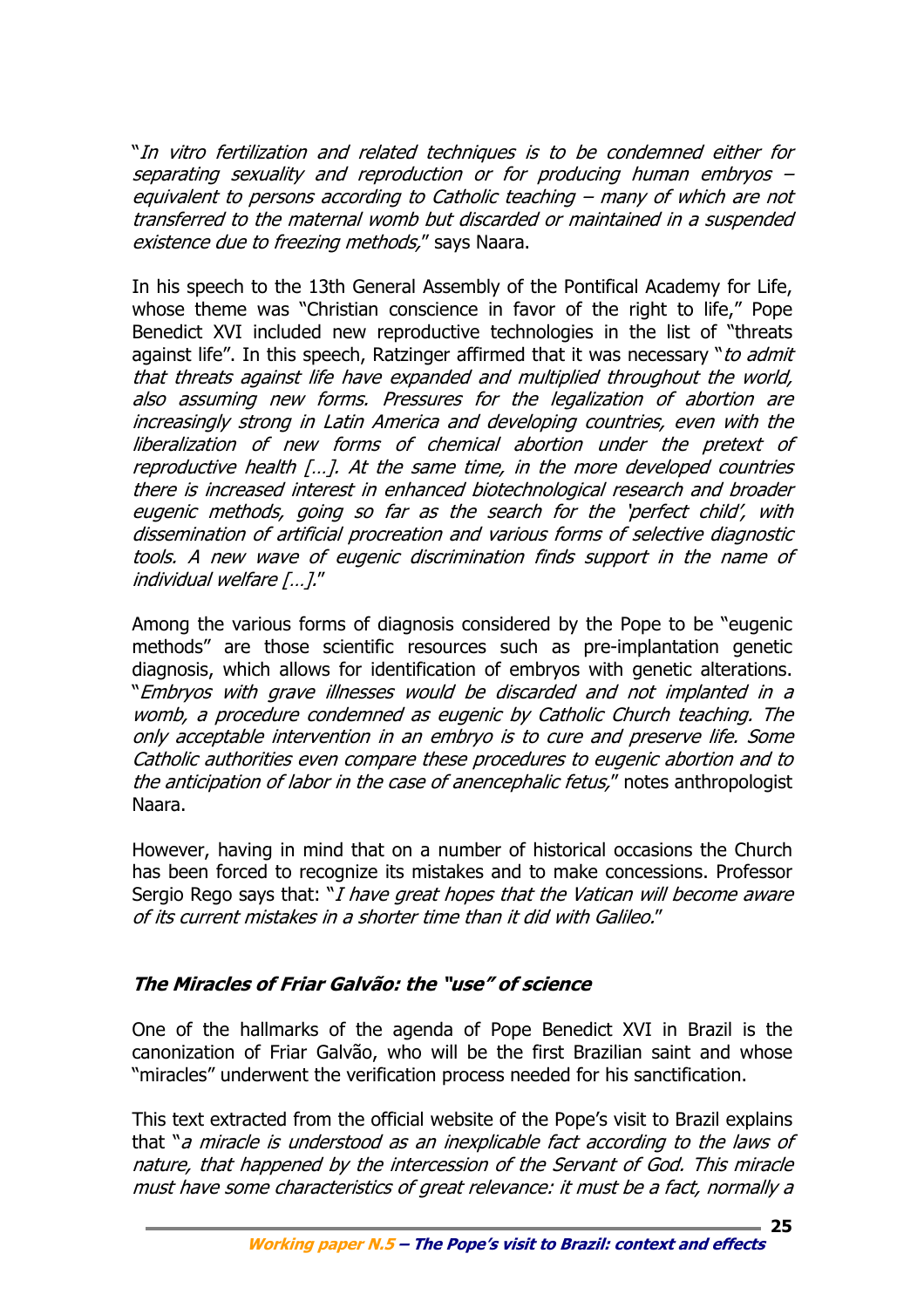"*In vitro fertilization and related techniques is to be condemned either for separating sexuality and reproduction or for producing human embryos – equivalent to persons according to Catholic teaching – many of which are not transferred to the maternal womb but discarded or maintained in a suspended existence due to freezing methods,*" says Naara.

In his speech to the 13th General Assembly of the Pontifical Academy for Life, whose theme was "Christian conscience in favor of the right to life," Pope Benedict XVI included new reproductive technologies in the list of "threats against life". In this speech, Ratzinger affirmed that it was necessary "*to admit that threats against life have expanded and multiplied throughout the world, also assuming new forms. Pressures for the legalization of abortion are increasingly strong in Latin America and developing countries, even with the liberalization of new forms of chemical abortion under the pretext of reproductive health […]. At the same time, in the more developed countries there is increased interest in enhanced biotechnological research and broader eugenic methods, going so far as the search for the 'perfect child', with dissemination of artificial procreation and various forms of selective diagnostic tools. A new wave of eugenic discrimination finds support in the name of individual welfare […].*"

Among the various forms of diagnosis considered by the Pope to be "eugenic methods" are those scientific resources such as pre-implantation genetic diagnosis, which allows for identification of embryos with genetic alterations. "*Embryos with grave illnesses would be discarded and not implanted in a womb, a procedure condemned as eugenic by Catholic Church teaching. The only acceptable intervention in an embryo is to cure and preserve life. Some Catholic authorities even compare these procedures to eugenic abortion and to the anticipation of labor in the case of anencephalic fetus,*" notes anthropologist Naara.

However, having in mind that on a number of historical occasions the Church has been forced to recognize its mistakes and to make concessions. Professor Sergio Rego says that: "*I have great hopes that the Vatican will become aware of its current mistakes in a shorter time than it did with Galileo.*"

### The Miracles of Friar Galvão: the "use" of science

One of the hallmarks of the agenda of Pope Benedict XVI in Brazil is the canonization of Friar Galvão, who will be the first Brazilian saint and whose "miracles" underwent the verification process needed for his sanctification.

This text extracted from the official website of the Pope's visit to Brazil explains that "*a miracle is understood as an inexplicable fact according to the laws of nature, that happened by the intercession of the Servant of God. This miracle must have some characteristics of great relevance: it must be a fact, normally a*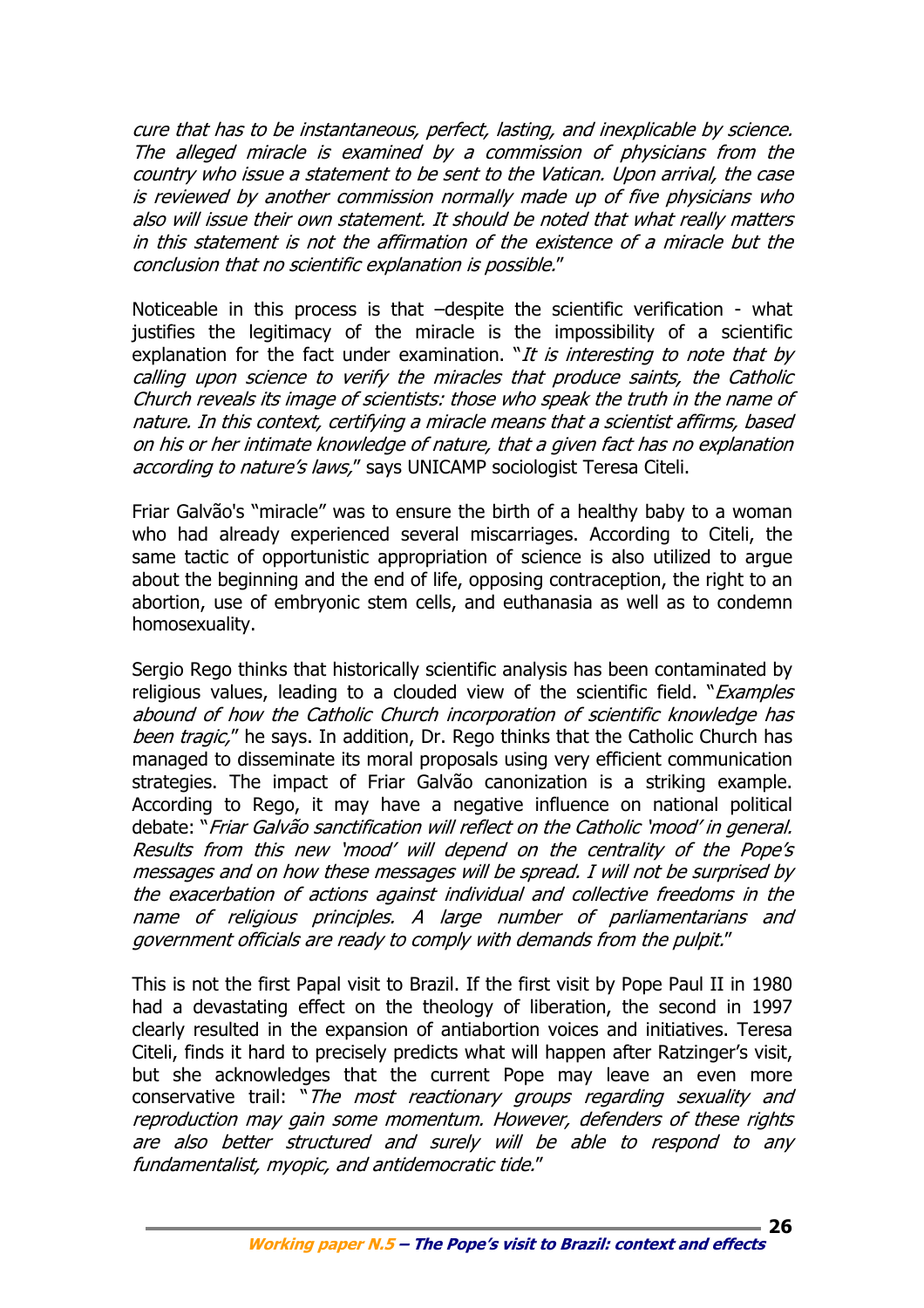*cure that has to be instantaneous, perfect, lasting, and inexplicable by science. The alleged miracle is examined by a commission of physicians from the country who issue a statement to be sent to the Vatican. Upon arrival, the case is reviewed by another commission normally made up of five physicians who also will issue their own statement. It should be noted that what really matters in this statement is not the affirmation of the existence of a miracle but the conclusion that no scientific explanation is possible.*"

Noticeable in this process is that –despite the scientific verification - what justifies the legitimacy of the miracle is the impossibility of a scientific explanation for the fact under examination. "*It is interesting to note that by calling upon science to verify the miracles that produce saints, the Catholic Church reveals its image of scientists: those who speak the truth in the name of nature. In this context, certifying a miracle means that a scientist affirms, based on his or her intimate knowledge of nature, that a given fact has no explanation according to nature's laws,*" says UNICAMP sociologist Teresa Citeli.

Friar Galvão's "miracle" was to ensure the birth of a healthy baby to a woman who had already experienced several miscarriages. According to Citeli, the same tactic of opportunistic appropriation of science is also utilized to argue about the beginning and the end of life, opposing contraception, the right to an abortion, use of embryonic stem cells, and euthanasia as well as to condemn homosexuality.

Sergio Rego thinks that historically scientific analysis has been contaminated by religious values, leading to a clouded view of the scientific field. "*Examples abound of how the Catholic Church incorporation of scientific knowledge has been tragic,*" he says. In addition, Dr. Rego thinks that the Catholic Church has managed to disseminate its moral proposals using very efficient communication strategies. The impact of Friar Galvão canonization is a striking example. According to Rego, it may have a negative influence on national political debate: "*Friar Galvão sanctification will reflect on the Catholic 'mood' in general. Results from this new 'mood' will depend on the centrality of the Pope's messages and on how these messages will be spread. I will not be surprised by the exacerbation of actions against individual and collective freedoms in the name of religious principles. A large number of parliamentarians and government officials are ready to comply with demands from the pulpit.*"

This is not the first Papal visit to Brazil. If the first visit by Pope Paul II in 1980 had a devastating effect on the theology of liberation, the second in 1997 clearly resulted in the expansion of antiabortion voices and initiatives. Teresa Citeli, finds it hard to precisely predicts what will happen after Ratzinger's visit, but she acknowledges that the current Pope may leave an even more conservative trail: "*The most reactionary groups regarding sexuality and reproduction may gain some momentum. However, defenders of these rights are also better structured and surely will be able to respond to any fundamentalist, myopic, and antidemocratic tide.*"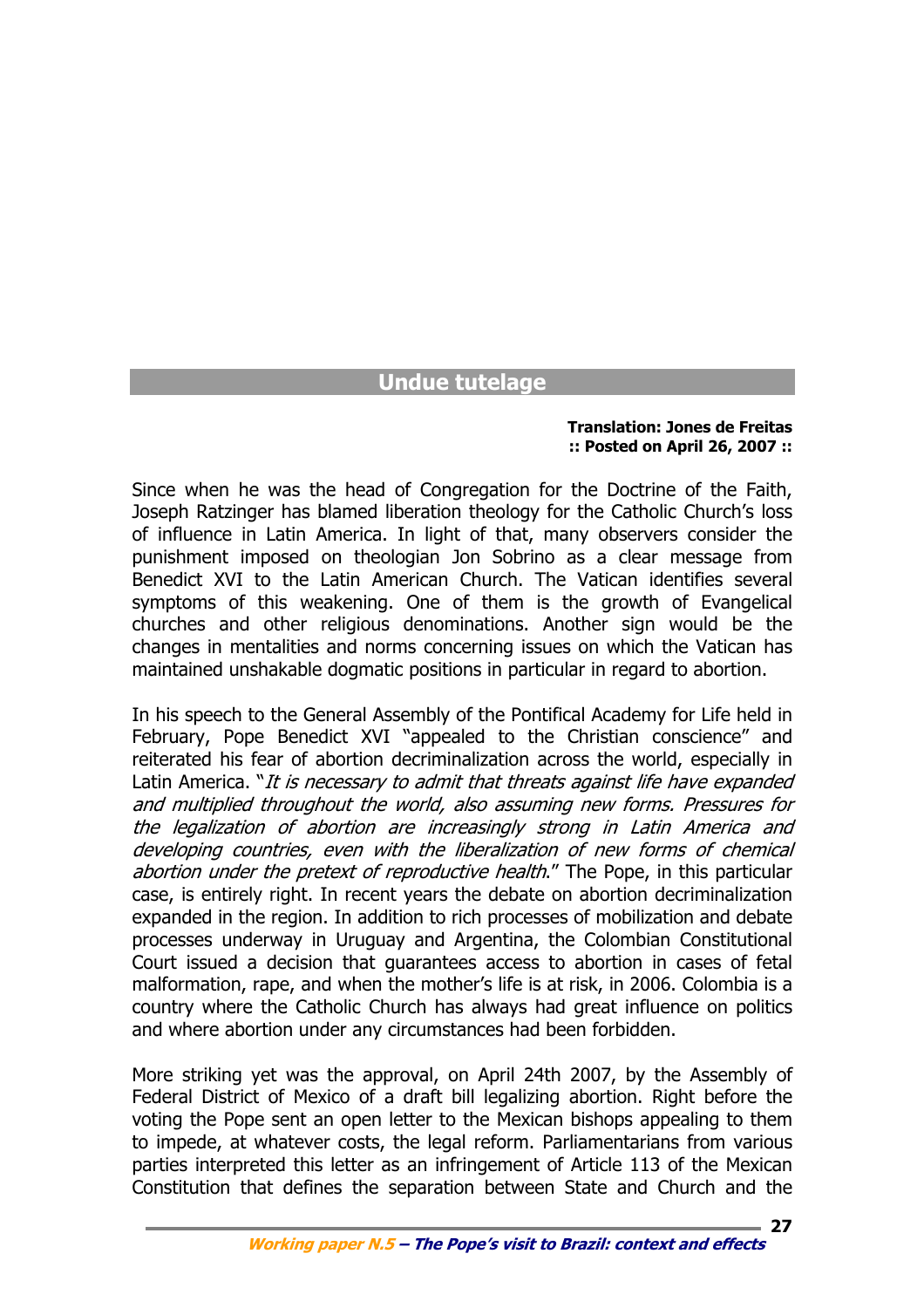## Undue tutelage

**Translation: Jones de Freitas**
**:: Posted on April 26, 2007 ::**

Since when he was the head of Congregation for the Doctrine of the Faith, Joseph Ratzinger has blamed liberation theology for the Catholic Church's loss of influence in Latin America. In light of that, many observers consider the punishment imposed on theologian Jon Sobrino as a clear message from Benedict XVI to the Latin American Church. The Vatican identifies several symptoms of this weakening. One of them is the growth of Evangelical churches and other religious denominations. Another sign would be the changes in mentalities and norms concerning issues on which the Vatican has maintained unshakable dogmatic positions in particular in regard to abortion.

In his speech to the General Assembly of the Pontifical Academy for Life held in February, Pope Benedict XVI "appealed to the Christian conscience" and reiterated his fear of abortion decriminalization across the world, especially in Latin America. "*It is necessary to admit that threats against life have expanded and multiplied throughout the world, also assuming new forms. Pressures for the legalization of abortion are increasingly strong in Latin America and developing countries, even with the liberalization of new forms of chemical abortion under the pretext of reproductive health*." The Pope, in this particular case, is entirely right. In recent years the debate on abortion decriminalization expanded in the region. In addition to rich processes of mobilization and debate processes underway in Uruguay and Argentina, the Colombian Constitutional Court issued a decision that guarantees access to abortion in cases of fetal malformation, rape, and when the mother's life is at risk, in 2006. Colombia is a country where the Catholic Church has always had great influence on politics and where abortion under any circumstances had been forbidden.

More striking yet was the approval, on April 24th 2007, by the Assembly of Federal District of Mexico of a draft bill legalizing abortion. Right before the voting the Pope sent an open letter to the Mexican bishops appealing to them to impede, at whatever costs, the legal reform. Parliamentarians from various parties interpreted this letter as an infringement of Article 113 of the Mexican Constitution that defines the separation between State and Church and the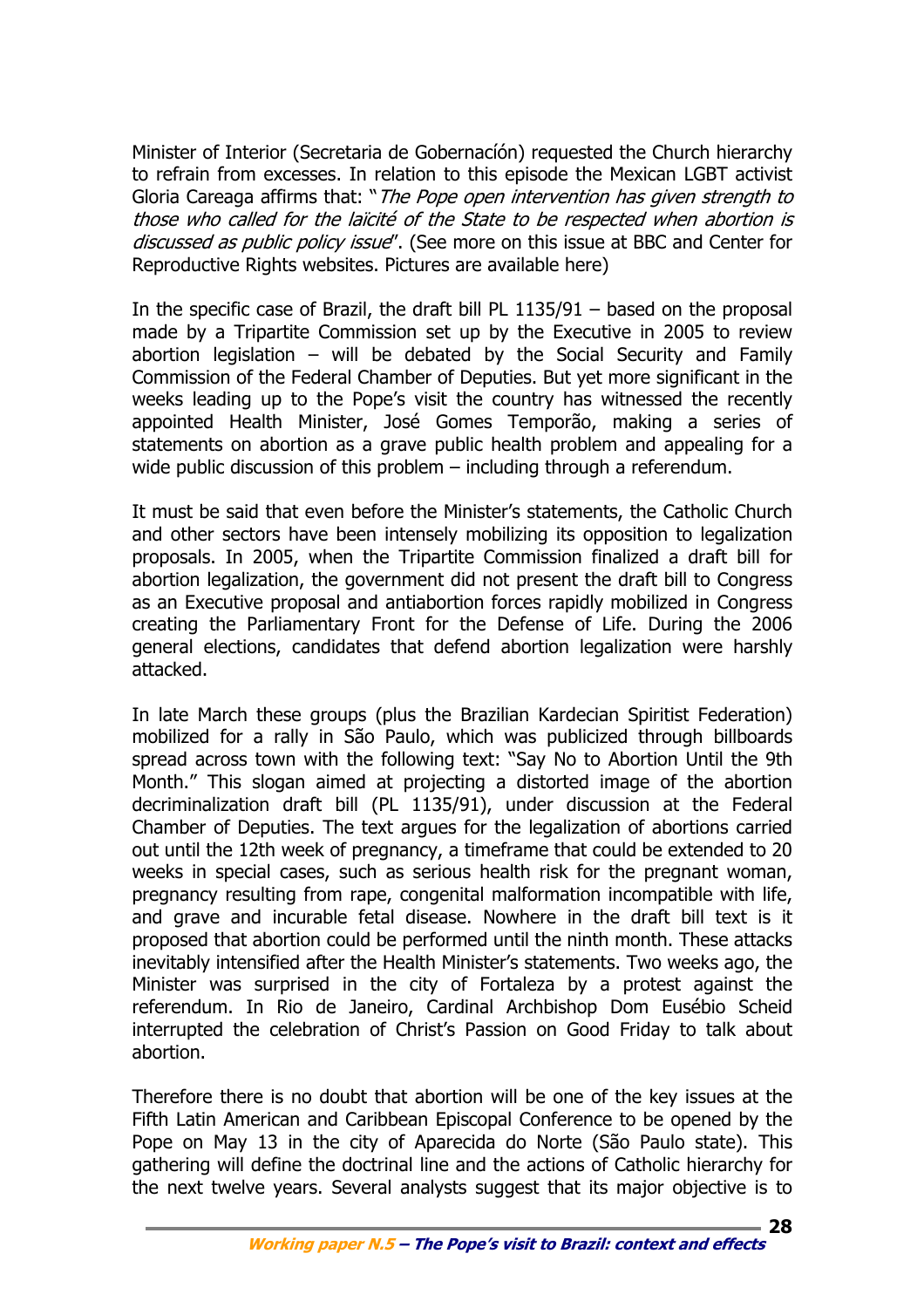Minister of Interior (Secretaria de Gobernacíón) requested the Church hierarchy to refrain from excesses. In relation to this episode the Mexican LGBT activist Gloria Careaga affirms that: "*The Pope open intervention has given strength to those who called for the laïcité of the State to be respected when abortion is discussed as public policy issue*". (See more on this issue at BBC and Center for Reproductive Rights websites. Pictures are available here)

In the specific case of Brazil, the draft bill PL 1135/91 – based on the proposal made by a Tripartite Commission set up by the Executive in 2005 to review abortion legislation – will be debated by the Social Security and Family Commission of the Federal Chamber of Deputies. But yet more significant in the weeks leading up to the Pope's visit the country has witnessed the recently appointed Health Minister, José Gomes Temporão, making a series of statements on abortion as a grave public health problem and appealing for a wide public discussion of this problem – including through a referendum.

It must be said that even before the Minister's statements, the Catholic Church and other sectors have been intensely mobilizing its opposition to legalization proposals. In 2005, when the Tripartite Commission finalized a draft bill for abortion legalization, the government did not present the draft bill to Congress as an Executive proposal and antiabortion forces rapidly mobilized in Congress creating the Parliamentary Front for the Defense of Life. During the 2006 general elections, candidates that defend abortion legalization were harshly attacked.

In late March these groups (plus the Brazilian Kardecian Spiritist Federation) mobilized for a rally in São Paulo, which was publicized through billboards spread across town with the following text: "Say No to Abortion Until the 9th Month." This slogan aimed at projecting a distorted image of the abortion decriminalization draft bill (PL 1135/91), under discussion at the Federal Chamber of Deputies. The text argues for the legalization of abortions carried out until the 12th week of pregnancy, a timeframe that could be extended to 20 weeks in special cases, such as serious health risk for the pregnant woman, pregnancy resulting from rape, congenital malformation incompatible with life, and grave and incurable fetal disease. Nowhere in the draft bill text is it proposed that abortion could be performed until the ninth month. These attacks inevitably intensified after the Health Minister's statements. Two weeks ago, the Minister was surprised in the city of Fortaleza by a protest against the referendum. In Rio de Janeiro, Cardinal Archbishop Dom Eusébio Scheid interrupted the celebration of Christ's Passion on Good Friday to talk about abortion.

Therefore there is no doubt that abortion will be one of the key issues at the Fifth Latin American and Caribbean Episcopal Conference to be opened by the Pope on May 13 in the city of Aparecida do Norte (São Paulo state). This gathering will define the doctrinal line and the actions of Catholic hierarchy for the next twelve years. Several analysts suggest that its major objective is to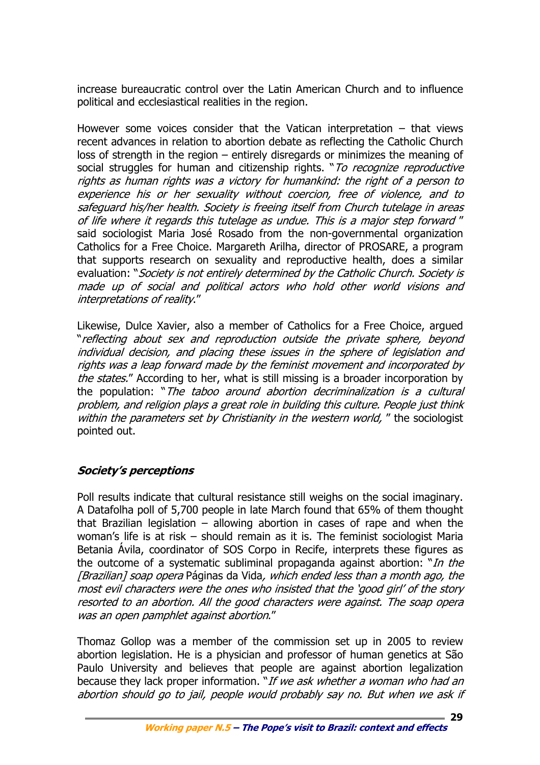increase bureaucratic control over the Latin American Church and to influence political and ecclesiastical realities in the region.

However some voices consider that the Vatican interpretation – that views recent advances in relation to abortion debate as reflecting the Catholic Church loss of strength in the region – entirely disregards or minimizes the meaning of social struggles for human and citizenship rights. "*To recognize reproductive rights as human rights was a victory for humankind: the right of a person to experience his or her sexuality without coercion, free of violence, and to safeguard his/her health. Society is freeing itself from Church tutelage in areas of life where it regards this tutelage as undue. This is a major step forward* " said sociologist Maria José Rosado from the non-governmental organization Catholics for a Free Choice. Margareth Arilha, director of PROSARE, a program that supports research on sexuality and reproductive health, does a similar evaluation: "*Society is not entirely determined by the Catholic Church. Society is made up of social and political actors who hold other world visions and interpretations of reality*."

Likewise, Dulce Xavier, also a member of Catholics for a Free Choice, argued "*reflecting about sex and reproduction outside the private sphere, beyond individual decision, and placing these issues in the sphere of legislation and rights was a leap forward made by the feminist movement and incorporated by the states.*" According to her, what is still missing is a broader incorporation by the population: "*The taboo around abortion decriminalization is a cultural problem, and religion plays a great role in building this culture. People just think within the parameters set by Christianity in the western world,* " the sociologist pointed out.

### *Society's perceptions*

Poll results indicate that cultural resistance still weighs on the social imaginary. A Datafolha poll of 5,700 people in late March found that 65% of them thought that Brazilian legislation – allowing abortion in cases of rape and when the woman's life is at risk – should remain as it is. The feminist sociologist Maria Betania Ávila, coordinator of SOS Corpo in Recife, interprets these figures as the outcome of a systematic subliminal propaganda against abortion: "*In the [Brazilian] soap opera* Páginas da Vida*, which ended less than a month ago, the most evil characters were the ones who insisted that the 'good girl' of the story resorted to an abortion. All the good characters were against. The soap opera was an open pamphlet against abortion*."

Thomaz Gollop was a member of the commission set up in 2005 to review abortion legislation. He is a physician and professor of human genetics at São Paulo University and believes that people are against abortion legalization because they lack proper information. "*If we ask whether a woman who had an abortion should go to jail, people would probably say no. But when we ask if*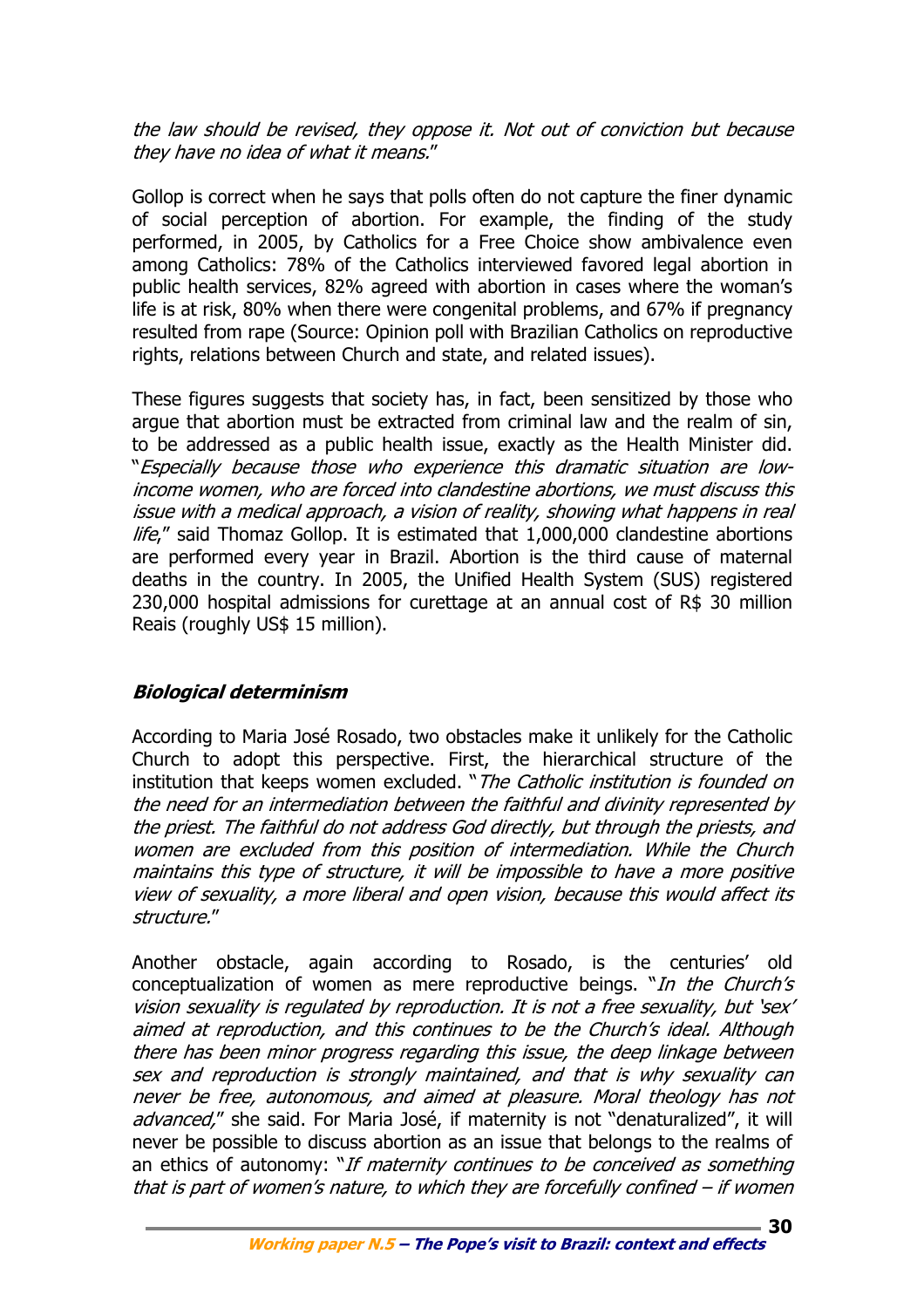*the law should be revised, they oppose it. Not out of conviction but because they have no idea of what it means.*"

Gollop is correct when he says that polls often do not capture the finer dynamic of social perception of abortion. For example, the finding of the study performed, in 2005, by Catholics for a Free Choice show ambivalence even among Catholics: 78% of the Catholics interviewed favored legal abortion in public health services, 82% agreed with abortion in cases where the woman's life is at risk, 80% when there were congenital problems, and 67% if pregnancy resulted from rape (Source: Opinion poll with Brazilian Catholics on reproductive rights, relations between Church and state, and related issues).

These figures suggests that society has, in fact, been sensitized by those who argue that abortion must be extracted from criminal law and the realm of sin, to be addressed as a public health issue, exactly as the Health Minister did. "*Especially because those who experience this dramatic situation are low-income women, who are forced into clandestine abortions, we must discuss this issue with a medical approach, a vision of reality, showing what happens in real life*," said Thomaz Gollop. It is estimated that 1,000,000 clandestine abortions are performed every year in Brazil. Abortion is the third cause of maternal deaths in the country. In 2005, the Unified Health System (SUS) registered 230,000 hospital admissions for curettage at an annual cost of R$ 30 million Reais (roughly US$ 15 million).

### *Biological determinism*

According to Maria José Rosado, two obstacles make it unlikely for the Catholic Church to adopt this perspective. First, the hierarchical structure of the institution that keeps women excluded. "*The Catholic institution is founded on the need for an intermediation between the faithful and divinity represented by the priest. The faithful do not address God directly, but through the priests, and women are excluded from this position of intermediation. While the Church maintains this type of structure, it will be impossible to have a more positive view of sexuality, a more liberal and open vision, because this would affect its structure.*"

Another obstacle, again according to Rosado, is the centuries' old conceptualization of women as mere reproductive beings. "*In the Church's vision sexuality is regulated by reproduction. It is not a free sexuality, but 'sex' aimed at reproduction, and this continues to be the Church's ideal. Although there has been minor progress regarding this issue, the deep linkage between sex and reproduction is strongly maintained, and that is why sexuality can never be free, autonomous, and aimed at pleasure. Moral theology has not advanced,*" she said. For Maria José, if maternity is not "denaturalized", it will never be possible to discuss abortion as an issue that belongs to the realms of an ethics of autonomy: "*If maternity continues to be conceived as something that is part of women's nature, to which they are forcefully confined – if women*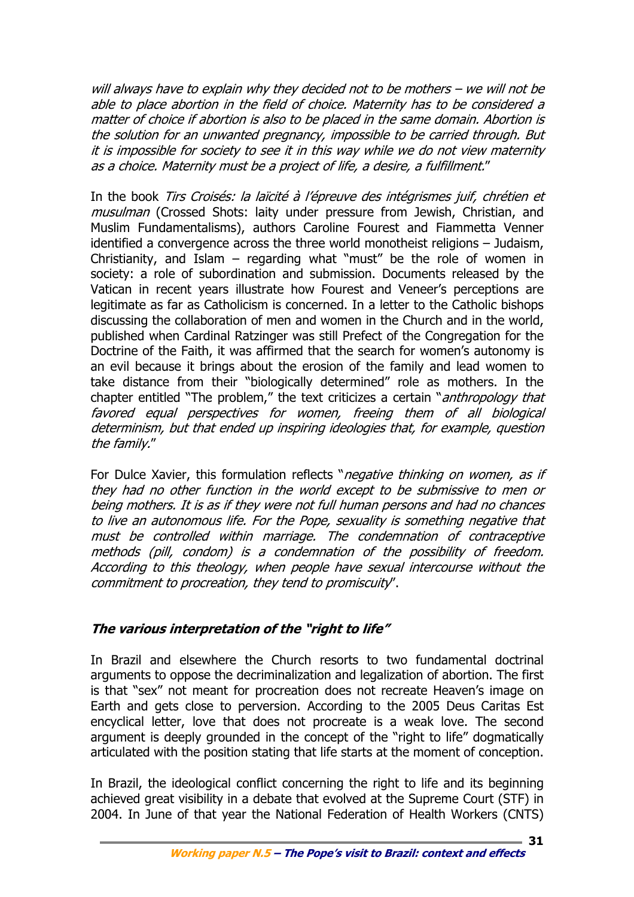*will always have to explain why they decided not to be mothers – we will not be able to place abortion in the field of choice. Maternity has to be considered a matter of choice if abortion is also to be placed in the same domain. Abortion is the solution for an unwanted pregnancy, impossible to be carried through. But it is impossible for society to see it in this way while we do not view maternity as a choice. Maternity must be a project of life, a desire, a fulfillment.*"

In the book *Tirs Croisés: la laïcité à l'épreuve des intégrismes juif, chrétien et musulman* (Crossed Shots: laity under pressure from Jewish, Christian, and Muslim Fundamentalisms), authors Caroline Fourest and Fiammetta Venner identified a convergence across the three world monotheist religions – Judaism, Christianity, and Islam – regarding what "must" be the role of women in society: a role of subordination and submission. Documents released by the Vatican in recent years illustrate how Fourest and Veneer's perceptions are legitimate as far as Catholicism is concerned. In a letter to the Catholic bishops discussing the collaboration of men and women in the Church and in the world, published when Cardinal Ratzinger was still Prefect of the Congregation for the Doctrine of the Faith, it was affirmed that the search for women's autonomy is an evil because it brings about the erosion of the family and lead women to take distance from their "biologically determined" role as mothers. In the chapter entitled "The problem," the text criticizes a certain "*anthropology that favored equal perspectives for women, freeing them of all biological determinism, but that ended up inspiring ideologies that, for example, question the family.*"

For Dulce Xavier, this formulation reflects "*negative thinking on women, as if they had no other function in the world except to be submissive to men or being mothers. It is as if they were not full human persons and had no chances to live an autonomous life. For the Pope, sexuality is something negative that must be controlled within marriage. The condemnation of contraceptive methods (pill, condom) is a condemnation of the possibility of freedom. According to this theology, when people have sexual intercourse without the commitment to procreation, they tend to promiscuity*".

## *The various interpretation of the "right to life"*

In Brazil and elsewhere the Church resorts to two fundamental doctrinal arguments to oppose the decriminalization and legalization of abortion. The first is that "sex" not meant for procreation does not recreate Heaven's image on Earth and gets close to perversion. According to the 2005 Deus Caritas Est encyclical letter, love that does not procreate is a weak love. The second argument is deeply grounded in the concept of the "right to life" dogmatically articulated with the position stating that life starts at the moment of conception.

In Brazil, the ideological conflict concerning the right to life and its beginning achieved great visibility in a debate that evolved at the Supreme Court (STF) in 2004. In June of that year the National Federation of Health Workers (CNTS)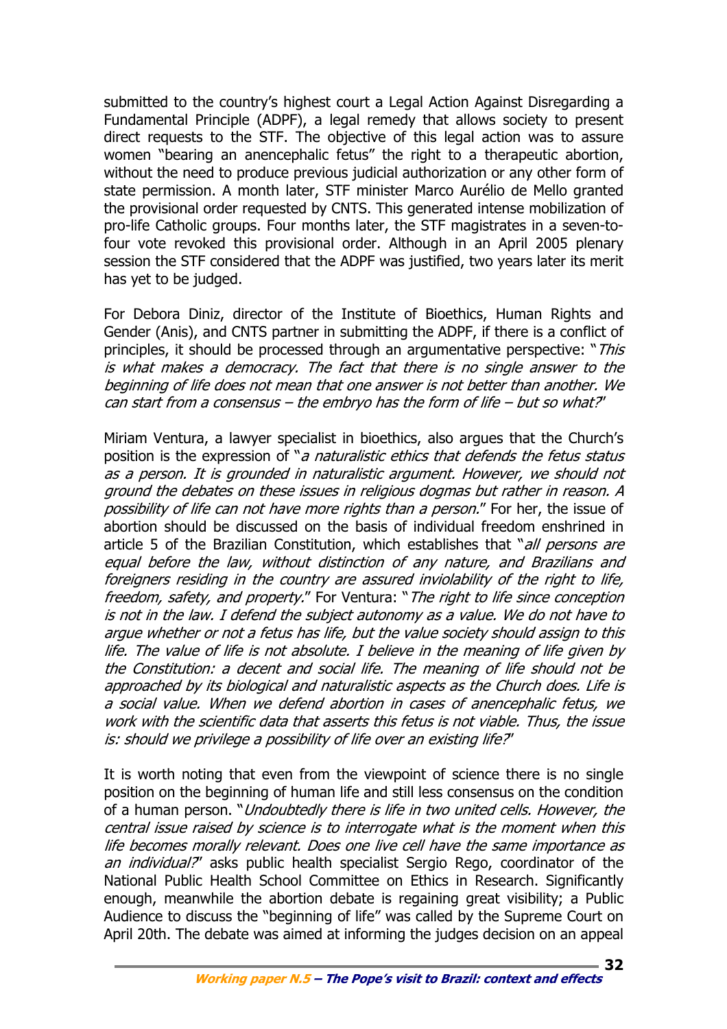submitted to the country's highest court a Legal Action Against Disregarding a Fundamental Principle (ADPF), a legal remedy that allows society to present direct requests to the STF. The objective of this legal action was to assure women "bearing an anencephalic fetus" the right to a therapeutic abortion, without the need to produce previous judicial authorization or any other form of state permission. A month later, STF minister Marco Aurélio de Mello granted the provisional order requested by CNTS. This generated intense mobilization of pro-life Catholic groups. Four months later, the STF magistrates in a seven-to-four vote revoked this provisional order. Although in an April 2005 plenary session the STF considered that the ADPF was justified, two years later its merit has yet to be judged.

For Debora Diniz, director of the Institute of Bioethics, Human Rights and Gender (Anis), and CNTS partner in submitting the ADPF, if there is a conflict of principles, it should be processed through an argumentative perspective: "*This is what makes a democracy. The fact that there is no single answer to the beginning of life does not mean that one answer is not better than another. We can start from a consensus – the embryo has the form of life – but so what?*"

Miriam Ventura, a lawyer specialist in bioethics, also argues that the Church's position is the expression of "*a naturalistic ethics that defends the fetus status as a person. It is grounded in naturalistic argument. However, we should not ground the debates on these issues in religious dogmas but rather in reason. A possibility of life can not have more rights than a person.*" For her, the issue of abortion should be discussed on the basis of individual freedom enshrined in article 5 of the Brazilian Constitution, which establishes that "*all persons are equal before the law, without distinction of any nature, and Brazilians and foreigners residing in the country are assured inviolability of the right to life, freedom, safety, and property.*" For Ventura: "*The right to life since conception is not in the law. I defend the subject autonomy as a value. We do not have to argue whether or not a fetus has life, but the value society should assign to this life. The value of life is not absolute. I believe in the meaning of life given by the Constitution: a decent and social life. The meaning of life should not be approached by its biological and naturalistic aspects as the Church does. Life is a social value. When we defend abortion in cases of anencephalic fetus, we work with the scientific data that asserts this fetus is not viable. Thus, the issue is: should we privilege a possibility of life over an existing life?*"

It is worth noting that even from the viewpoint of science there is no single position on the beginning of human life and still less consensus on the condition of a human person. "*Undoubtedly there is life in two united cells. However, the central issue raised by science is to interrogate what is the moment when this life becomes morally relevant. Does one live cell have the same importance as an individual?*" asks public health specialist Sergio Rego, coordinator of the National Public Health School Committee on Ethics in Research. Significantly enough, meanwhile the abortion debate is regaining great visibility; a Public Audience to discuss the "beginning of life" was called by the Supreme Court on April 20th. The debate was aimed at informing the judges decision on an appeal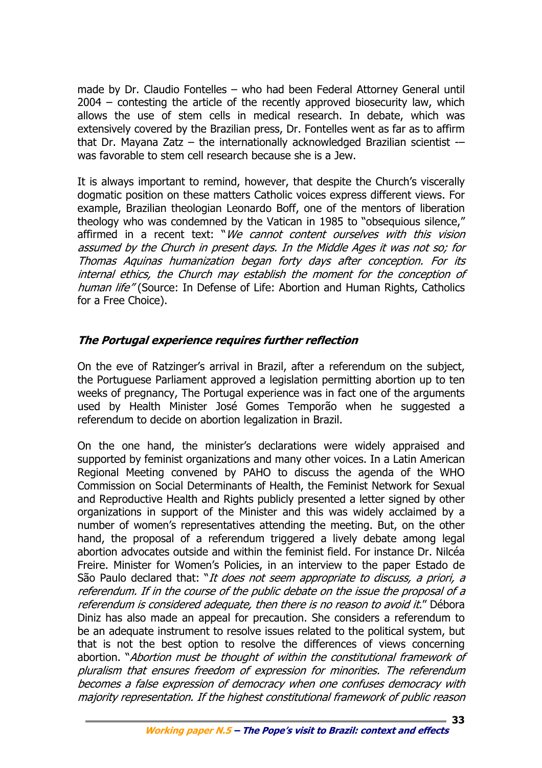made by Dr. Claudio Fontelles – who had been Federal Attorney General until 2004 – contesting the article of the recently approved biosecurity law, which allows the use of stem cells in medical research. In debate, which was extensively covered by the Brazilian press, Dr. Fontelles went as far as to affirm that Dr. Mayana Zatz – the internationally acknowledged Brazilian scientist -– was favorable to stem cell research because she is a Jew.

It is always important to remind, however, that despite the Church's viscerally dogmatic position on these matters Catholic voices express different views. For example, Brazilian theologian Leonardo Boff, one of the mentors of liberation theology who was condemned by the Vatican in 1985 to "obsequious silence," affirmed in a recent text: "*We cannot content ourselves with this vision assumed by the Church in present days. In the Middle Ages it was not so; for Thomas Aquinas humanization began forty days after conception. For its internal ethics, the Church may establish the moment for the conception of human life"* (Source: In Defense of Life: Abortion and Human Rights, Catholics for a Free Choice).

### ***The Portugal experience requires further reflection***

On the eve of Ratzinger's arrival in Brazil, after a referendum on the subject, the Portuguese Parliament approved a legislation permitting abortion up to ten weeks of pregnancy, The Portugal experience was in fact one of the arguments used by Health Minister José Gomes Temporão when he suggested a referendum to decide on abortion legalization in Brazil.

On the one hand, the minister's declarations were widely appraised and supported by feminist organizations and many other voices. In a Latin American Regional Meeting convened by PAHO to discuss the agenda of the WHO Commission on Social Determinants of Health, the Feminist Network for Sexual and Reproductive Health and Rights publicly presented a letter signed by other organizations in support of the Minister and this was widely acclaimed by a number of women's representatives attending the meeting. But, on the other hand, the proposal of a referendum triggered a lively debate among legal abortion advocates outside and within the feminist field. For instance Dr. Nilcéa Freire. Minister for Women's Policies, in an interview to the paper Estado de São Paulo declared that: "*It does not seem appropriate to discuss, a priori, a referendum. If in the course of the public debate on the issue the proposal of a referendum is considered adequate, then there is no reason to avoid it.*" Débora Diniz has also made an appeal for precaution. She considers a referendum to be an adequate instrument to resolve issues related to the political system, but that is not the best option to resolve the differences of views concerning abortion. "*Abortion must be thought of within the constitutional framework of pluralism that ensures freedom of expression for minorities. The referendum becomes a false expression of democracy when one confuses democracy with majority representation. If the highest constitutional framework of public reason*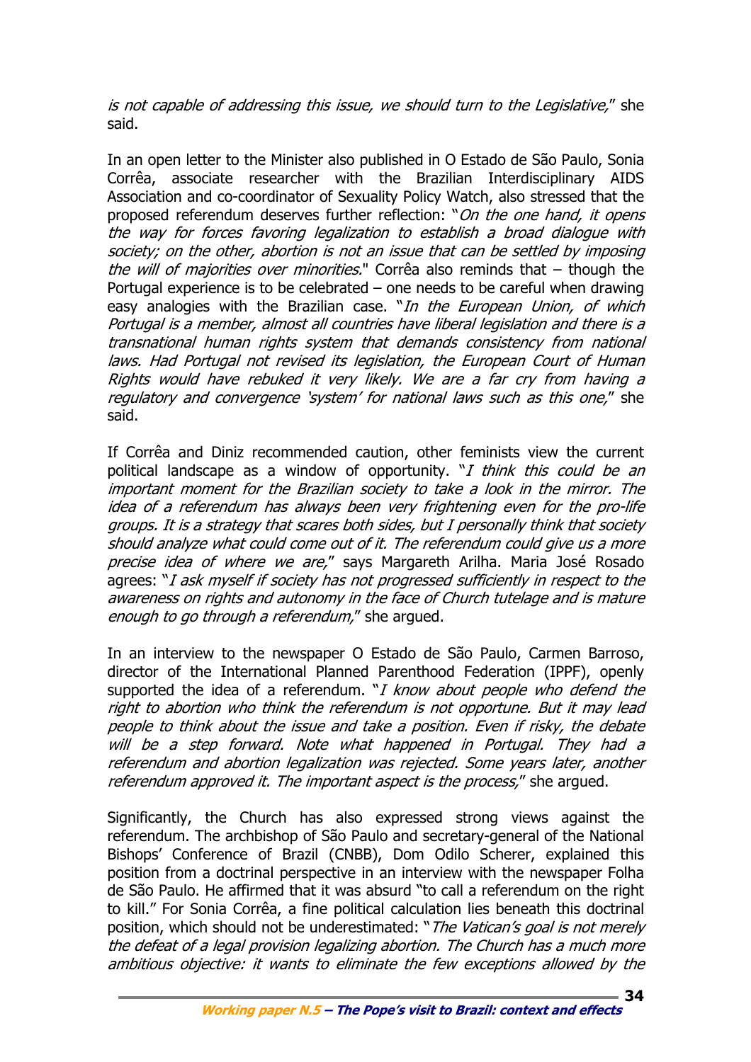*is not capable of addressing this issue, we should turn to the Legislative,*" she said.

In an open letter to the Minister also published in O Estado de São Paulo, Sonia Corrêa, associate researcher with the Brazilian Interdisciplinary AIDS Association and co-coordinator of Sexuality Policy Watch, also stressed that the proposed referendum deserves further reflection: "*On the one hand, it opens the way for forces favoring legalization to establish a broad dialogue with society; on the other, abortion is not an issue that can be settled by imposing the will of majorities over minorities.*" Corrêa also reminds that – though the Portugal experience is to be celebrated – one needs to be careful when drawing easy analogies with the Brazilian case. "*In the European Union, of which Portugal is a member, almost all countries have liberal legislation and there is a transnational human rights system that demands consistency from national laws. Had Portugal not revised its legislation, the European Court of Human Rights would have rebuked it very likely. We are a far cry from having a regulatory and convergence 'system' for national laws such as this one,*" she said.

If Corrêa and Diniz recommended caution, other feminists view the current political landscape as a window of opportunity. "*I think this could be an important moment for the Brazilian society to take a look in the mirror. The idea of a referendum has always been very frightening even for the pro-life groups. It is a strategy that scares both sides, but I personally think that society should analyze what could come out of it. The referendum could give us a more precise idea of where we are,*" says Margareth Arilha. Maria José Rosado agrees: "*I ask myself if society has not progressed sufficiently in respect to the awareness on rights and autonomy in the face of Church tutelage and is mature enough to go through a referendum,*" she argued.

In an interview to the newspaper O Estado de São Paulo, Carmen Barroso, director of the International Planned Parenthood Federation (IPPF), openly supported the idea of a referendum. "*I know about people who defend the right to abortion who think the referendum is not opportune. But it may lead people to think about the issue and take a position. Even if risky, the debate will be a step forward. Note what happened in Portugal. They had a referendum and abortion legalization was rejected. Some years later, another referendum approved it. The important aspect is the process,*" she argued.

Significantly, the Church has also expressed strong views against the referendum. The archbishop of São Paulo and secretary-general of the National Bishops' Conference of Brazil (CNBB), Dom Odilo Scherer, explained this position from a doctrinal perspective in an interview with the newspaper Folha de São Paulo. He affirmed that it was absurd "to call a referendum on the right to kill." For Sonia Corrêa, a fine political calculation lies beneath this doctrinal position, which should not be underestimated: "*The Vatican's goal is not merely the defeat of a legal provision legalizing abortion. The Church has a much more ambitious objective: it wants to eliminate the few exceptions allowed by the*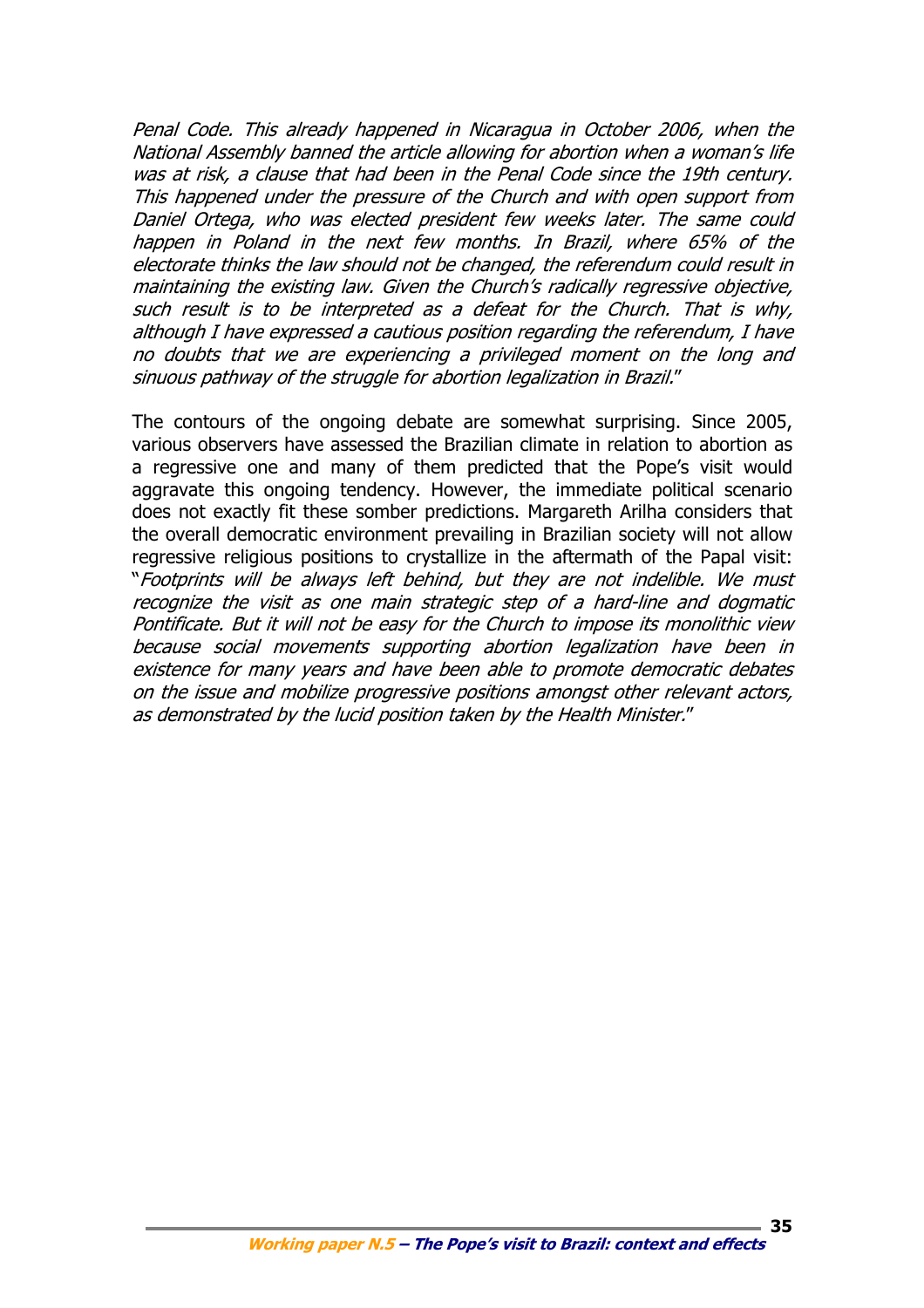*Penal Code. This already happened in Nicaragua in October 2006, when the National Assembly banned the article allowing for abortion when a woman's life was at risk, a clause that had been in the Penal Code since the 19th century. This happened under the pressure of the Church and with open support from Daniel Ortega, who was elected president few weeks later. The same could happen in Poland in the next few months. In Brazil, where 65% of the electorate thinks the law should not be changed, the referendum could result in maintaining the existing law. Given the Church's radically regressive objective, such result is to be interpreted as a defeat for the Church. That is why, although I have expressed a cautious position regarding the referendum, I have no doubts that we are experiencing a privileged moment on the long and sinuous pathway of the struggle for abortion legalization in Brazil.*"

The contours of the ongoing debate are somewhat surprising. Since 2005, various observers have assessed the Brazilian climate in relation to abortion as a regressive one and many of them predicted that the Pope's visit would aggravate this ongoing tendency. However, the immediate political scenario does not exactly fit these somber predictions. Margareth Arilha considers that the overall democratic environment prevailing in Brazilian society will not allow regressive religious positions to crystallize in the aftermath of the Papal visit: "*Footprints will be always left behind, but they are not indelible. We must recognize the visit as one main strategic step of a hard-line and dogmatic Pontificate. But it will not be easy for the Church to impose its monolithic view because social movements supporting abortion legalization have been in existence for many years and have been able to promote democratic debates on the issue and mobilize progressive positions amongst other relevant actors, as demonstrated by the lucid position taken by the Health Minister.*"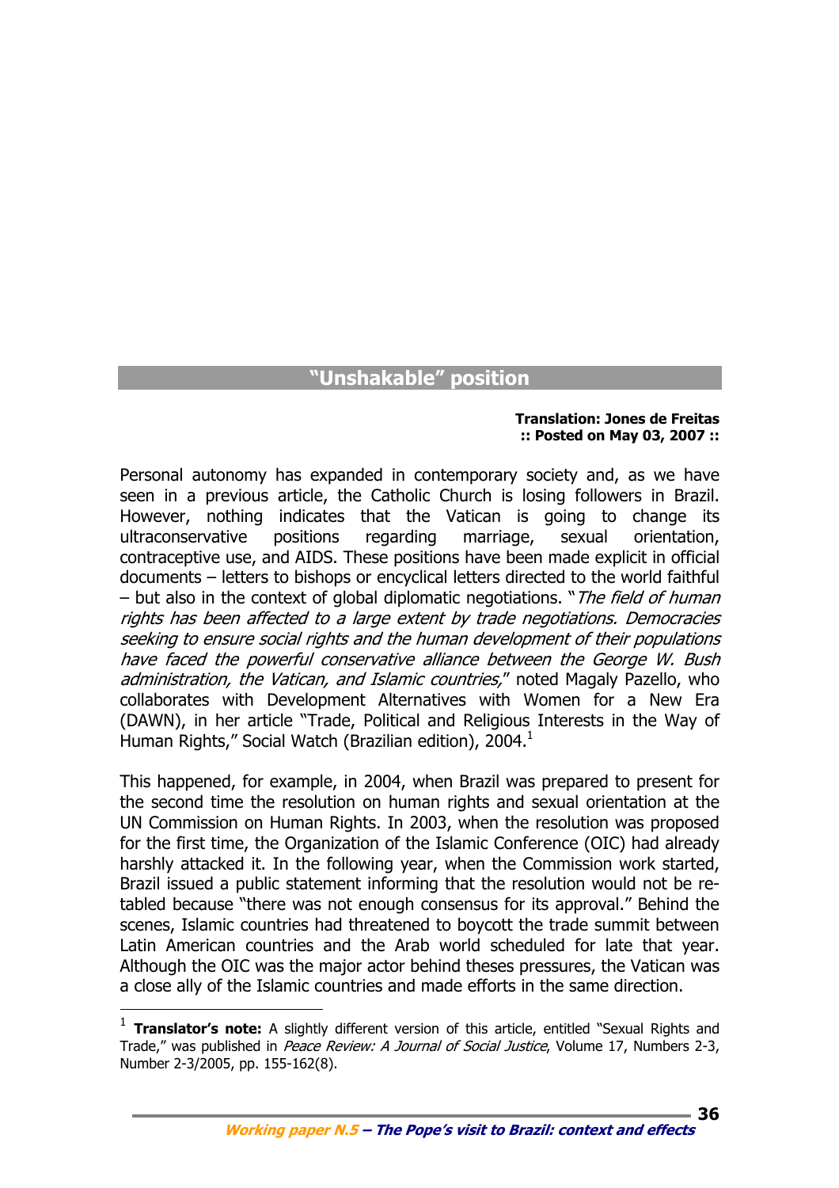## "Unshakable" position

**Translation: Jones de Freitas**
**:: Posted on May 03, 2007 ::**

Personal autonomy has expanded in contemporary society and, as we have seen in a previous article, the Catholic Church is losing followers in Brazil. However, nothing indicates that the Vatican is going to change its ultraconservative positions regarding marriage, sexual orientation, contraceptive use, and AIDS. These positions have been made explicit in official documents – letters to bishops or encyclical letters directed to the world faithful – but also in the context of global diplomatic negotiations. "*The field of human rights has been affected to a large extent by trade negotiations. Democracies seeking to ensure social rights and the human development of their populations have faced the powerful conservative alliance between the George W. Bush administration, the Vatican, and Islamic countries,*" noted Magaly Pazello, who collaborates with Development Alternatives with Women for a New Era (DAWN), in her article "Trade, Political and Religious Interests in the Way of Human Rights," Social Watch (Brazilian edition), 2004.[1]

This happened, for example, in 2004, when Brazil was prepared to present for the second time the resolution on human rights and sexual orientation at the UN Commission on Human Rights. In 2003, when the resolution was proposed for the first time, the Organization of the Islamic Conference (OIC) had already harshly attacked it. In the following year, when the Commission work started, Brazil issued a public statement informing that the resolution would not be re-tabled because "there was not enough consensus for its approval." Behind the scenes, Islamic countries had threatened to boycott the trade summit between Latin American countries and the Arab world scheduled for late that year. Although the OIC was the major actor behind theses pressures, the Vatican was a close ally of the Islamic countries and made efforts in the same direction.

---

[1] **Translator's note:** A slightly different version of this article, entitled "Sexual Rights and Trade," was published in *Peace Review: A Journal of Social Justice*, Volume 17, Numbers 2-3, Number 2-3/2005, pp. 155-162(8).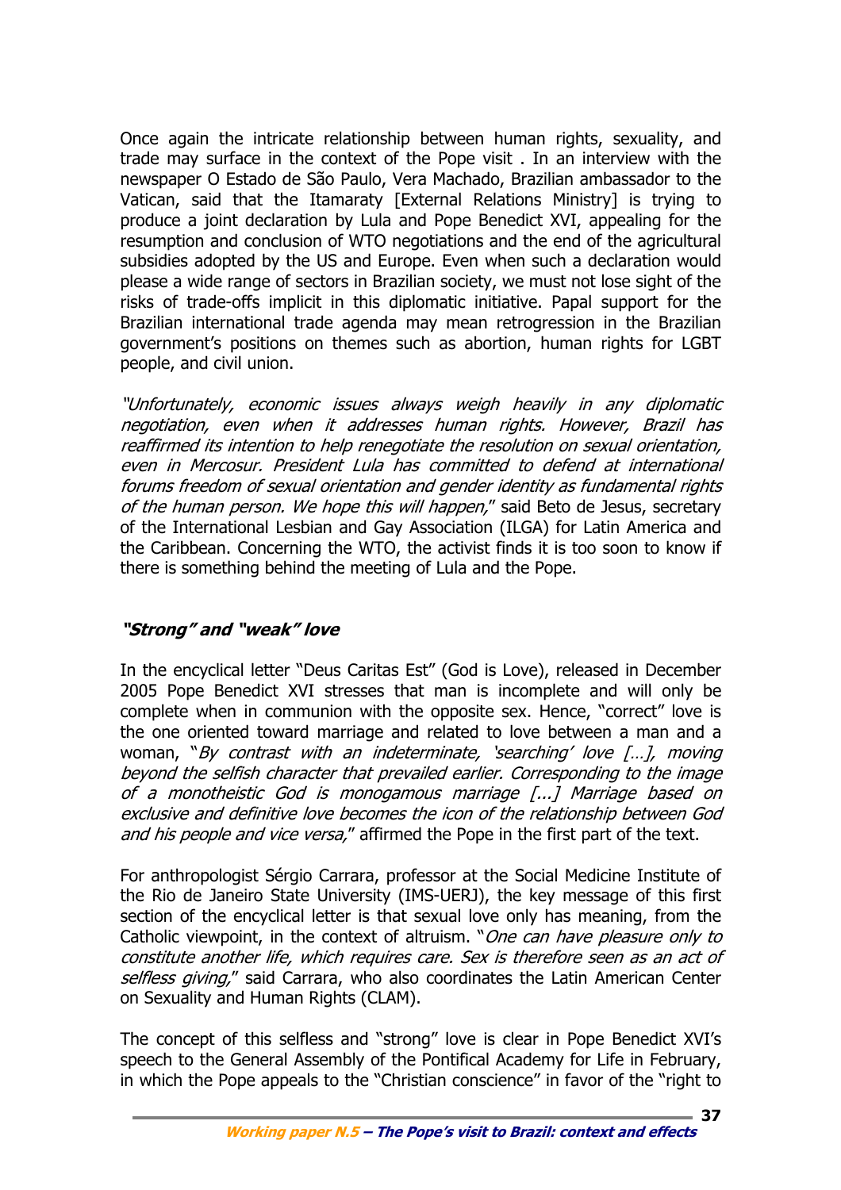Once again the intricate relationship between human rights, sexuality, and trade may surface in the context of the Pope visit . In an interview with the newspaper O Estado de São Paulo, Vera Machado, Brazilian ambassador to the Vatican, said that the Itamaraty [External Relations Ministry] is trying to produce a joint declaration by Lula and Pope Benedict XVI, appealing for the resumption and conclusion of WTO negotiations and the end of the agricultural subsidies adopted by the US and Europe. Even when such a declaration would please a wide range of sectors in Brazilian society, we must not lose sight of the risks of trade-offs implicit in this diplomatic initiative. Papal support for the Brazilian international trade agenda may mean retrogression in the Brazilian government's positions on themes such as abortion, human rights for LGBT people, and civil union.

*"Unfortunately, economic issues always weigh heavily in any diplomatic negotiation, even when it addresses human rights. However, Brazil has reaffirmed its intention to help renegotiate the resolution on sexual orientation, even in Mercosur. President Lula has committed to defend at international forums freedom of sexual orientation and gender identity as fundamental rights of the human person. We hope this will happen,"* said Beto de Jesus, secretary of the International Lesbian and Gay Association (ILGA) for Latin America and the Caribbean. Concerning the WTO, the activist finds it is too soon to know if there is something behind the meeting of Lula and the Pope.

### *"Strong" and "weak" love*

In the encyclical letter "Deus Caritas Est" (God is Love), released in December 2005 Pope Benedict XVI stresses that man is incomplete and will only be complete when in communion with the opposite sex. Hence, "correct" love is the one oriented toward marriage and related to love between a man and a woman, "*By contrast with an indeterminate, 'searching' love […], moving beyond the selfish character that prevailed earlier. Corresponding to the image of a monotheistic God is monogamous marriage [...] Marriage based on exclusive and definitive love becomes the icon of the relationship between God and his people and vice versa,*" affirmed the Pope in the first part of the text.

For anthropologist Sérgio Carrara, professor at the Social Medicine Institute of the Rio de Janeiro State University (IMS-UERJ), the key message of this first section of the encyclical letter is that sexual love only has meaning, from the Catholic viewpoint, in the context of altruism. "*One can have pleasure only to constitute another life, which requires care. Sex is therefore seen as an act of selfless giving,*" said Carrara, who also coordinates the Latin American Center on Sexuality and Human Rights (CLAM).

The concept of this selfless and "strong" love is clear in Pope Benedict XVI's speech to the General Assembly of the Pontifical Academy for Life in February, in which the Pope appeals to the "Christian conscience" in favor of the "right to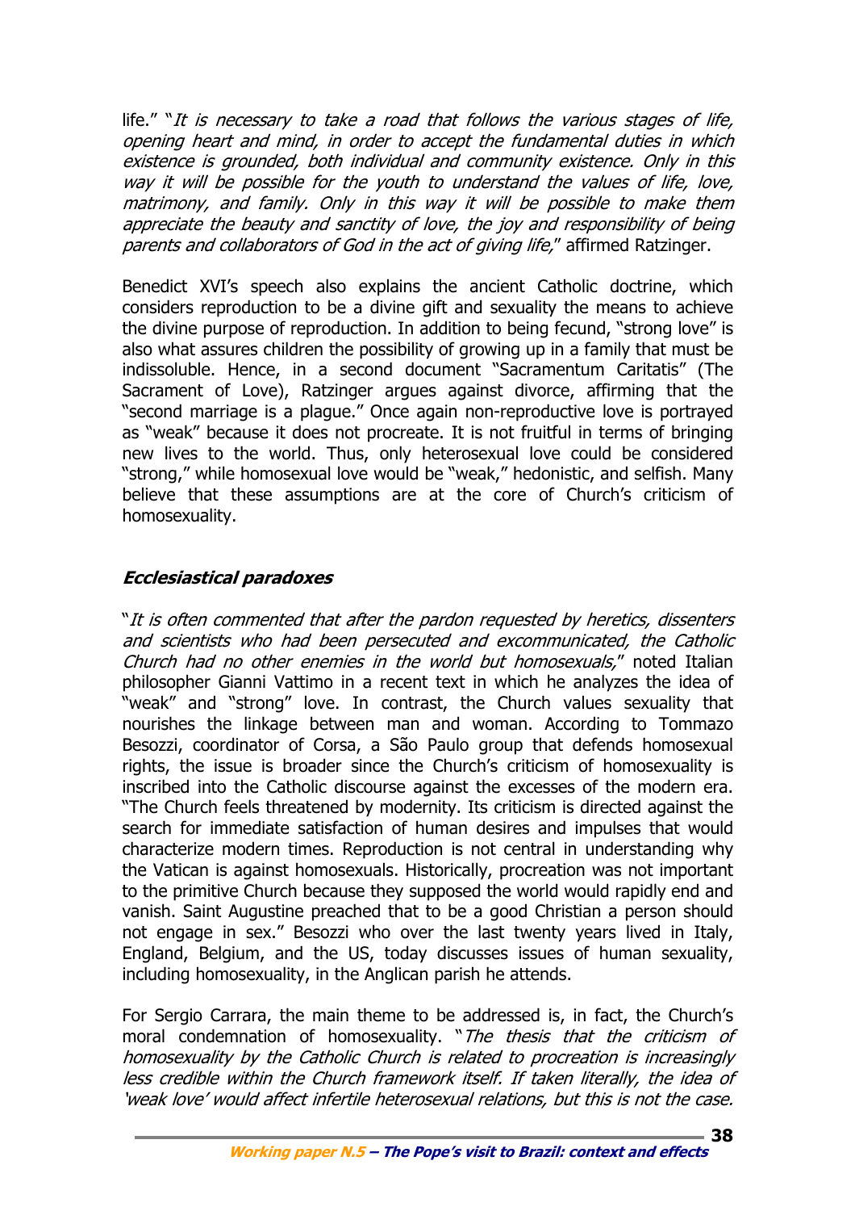life." "*It is necessary to take a road that follows the various stages of life, opening heart and mind, in order to accept the fundamental duties in which existence is grounded, both individual and community existence. Only in this way it will be possible for the youth to understand the values of life, love, matrimony, and family. Only in this way it will be possible to make them appreciate the beauty and sanctity of love, the joy and responsibility of being parents and collaborators of God in the act of giving life,*" affirmed Ratzinger.

Benedict XVI's speech also explains the ancient Catholic doctrine, which considers reproduction to be a divine gift and sexuality the means to achieve the divine purpose of reproduction. In addition to being fecund, "strong love" is also what assures children the possibility of growing up in a family that must be indissoluble. Hence, in a second document "Sacramentum Caritatis" (The Sacrament of Love), Ratzinger argues against divorce, affirming that the "second marriage is a plague." Once again non-reproductive love is portrayed as "weak" because it does not procreate. It is not fruitful in terms of bringing new lives to the world. Thus, only heterosexual love could be considered "strong," while homosexual love would be "weak," hedonistic, and selfish. Many believe that these assumptions are at the core of Church's criticism of homosexuality.

### *Ecclesiastical paradoxes*

"*It is often commented that after the pardon requested by heretics, dissenters and scientists who had been persecuted and excommunicated, the Catholic Church had no other enemies in the world but homosexuals,*" noted Italian philosopher Gianni Vattimo in a recent text in which he analyzes the idea of "weak" and "strong" love. In contrast, the Church values sexuality that nourishes the linkage between man and woman. According to Tommazo Besozzi, coordinator of Corsa, a São Paulo group that defends homosexual rights, the issue is broader since the Church's criticism of homosexuality is inscribed into the Catholic discourse against the excesses of the modern era. "The Church feels threatened by modernity. Its criticism is directed against the search for immediate satisfaction of human desires and impulses that would characterize modern times. Reproduction is not central in understanding why the Vatican is against homosexuals. Historically, procreation was not important to the primitive Church because they supposed the world would rapidly end and vanish. Saint Augustine preached that to be a good Christian a person should not engage in sex." Besozzi who over the last twenty years lived in Italy, England, Belgium, and the US, today discusses issues of human sexuality, including homosexuality, in the Anglican parish he attends.

For Sergio Carrara, the main theme to be addressed is, in fact, the Church's moral condemnation of homosexuality. "*The thesis that the criticism of homosexuality by the Catholic Church is related to procreation is increasingly less credible within the Church framework itself. If taken literally, the idea of 'weak love' would affect infertile heterosexual relations, but this is not the case.*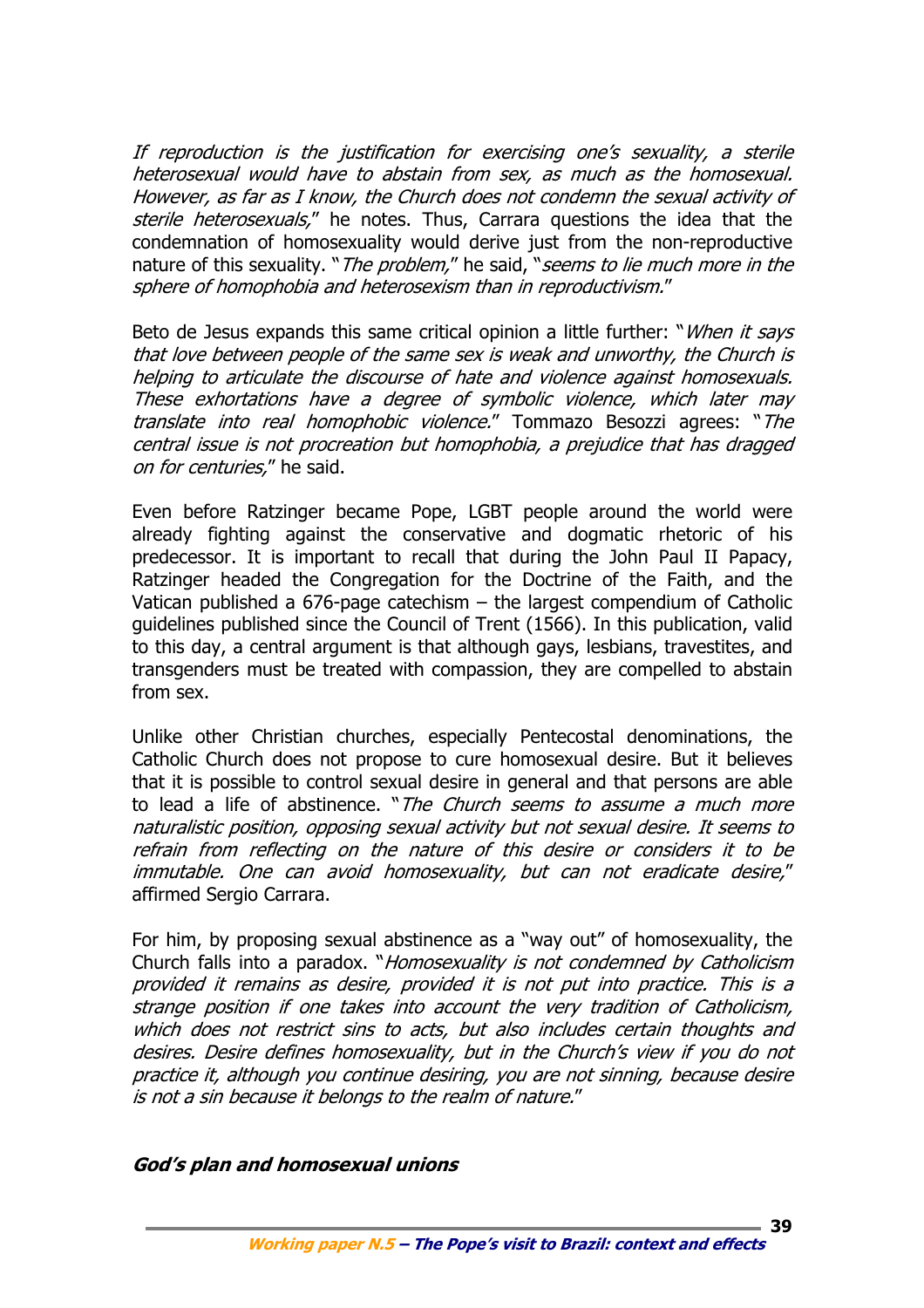*If reproduction is the justification for exercising one's sexuality, a sterile heterosexual would have to abstain from sex, as much as the homosexual. However, as far as I know, the Church does not condemn the sexual activity of sterile heterosexuals,*" he notes. Thus, Carrara questions the idea that the condemnation of homosexuality would derive just from the non-reproductive nature of this sexuality. "*The problem,*" he said, "*seems to lie much more in the sphere of homophobia and heterosexism than in reproductivism.*"

Beto de Jesus expands this same critical opinion a little further: "*When it says that love between people of the same sex is weak and unworthy, the Church is helping to articulate the discourse of hate and violence against homosexuals. These exhortations have a degree of symbolic violence, which later may translate into real homophobic violence.*" Tommazo Besozzi agrees: "*The central issue is not procreation but homophobia, a prejudice that has dragged on for centuries,*" he said.

Even before Ratzinger became Pope, LGBT people around the world were already fighting against the conservative and dogmatic rhetoric of his predecessor. It is important to recall that during the John Paul II Papacy, Ratzinger headed the Congregation for the Doctrine of the Faith, and the Vatican published a 676-page catechism – the largest compendium of Catholic guidelines published since the Council of Trent (1566). In this publication, valid to this day, a central argument is that although gays, lesbians, travestites, and transgenders must be treated with compassion, they are compelled to abstain from sex.

Unlike other Christian churches, especially Pentecostal denominations, the Catholic Church does not propose to cure homosexual desire. But it believes that it is possible to control sexual desire in general and that persons are able to lead a life of abstinence. "*The Church seems to assume a much more naturalistic position, opposing sexual activity but not sexual desire. It seems to refrain from reflecting on the nature of this desire or considers it to be immutable. One can avoid homosexuality, but can not eradicate desire,*" affirmed Sergio Carrara.

For him, by proposing sexual abstinence as a "way out" of homosexuality, the Church falls into a paradox. "*Homosexuality is not condemned by Catholicism provided it remains as desire, provided it is not put into practice. This is a strange position if one takes into account the very tradition of Catholicism, which does not restrict sins to acts, but also includes certain thoughts and desires. Desire defines homosexuality, but in the Church's view if you do not practice it, although you continue desiring, you are not sinning, because desire is not a sin because it belongs to the realm of nature.*"

### *God's plan and homosexual unions*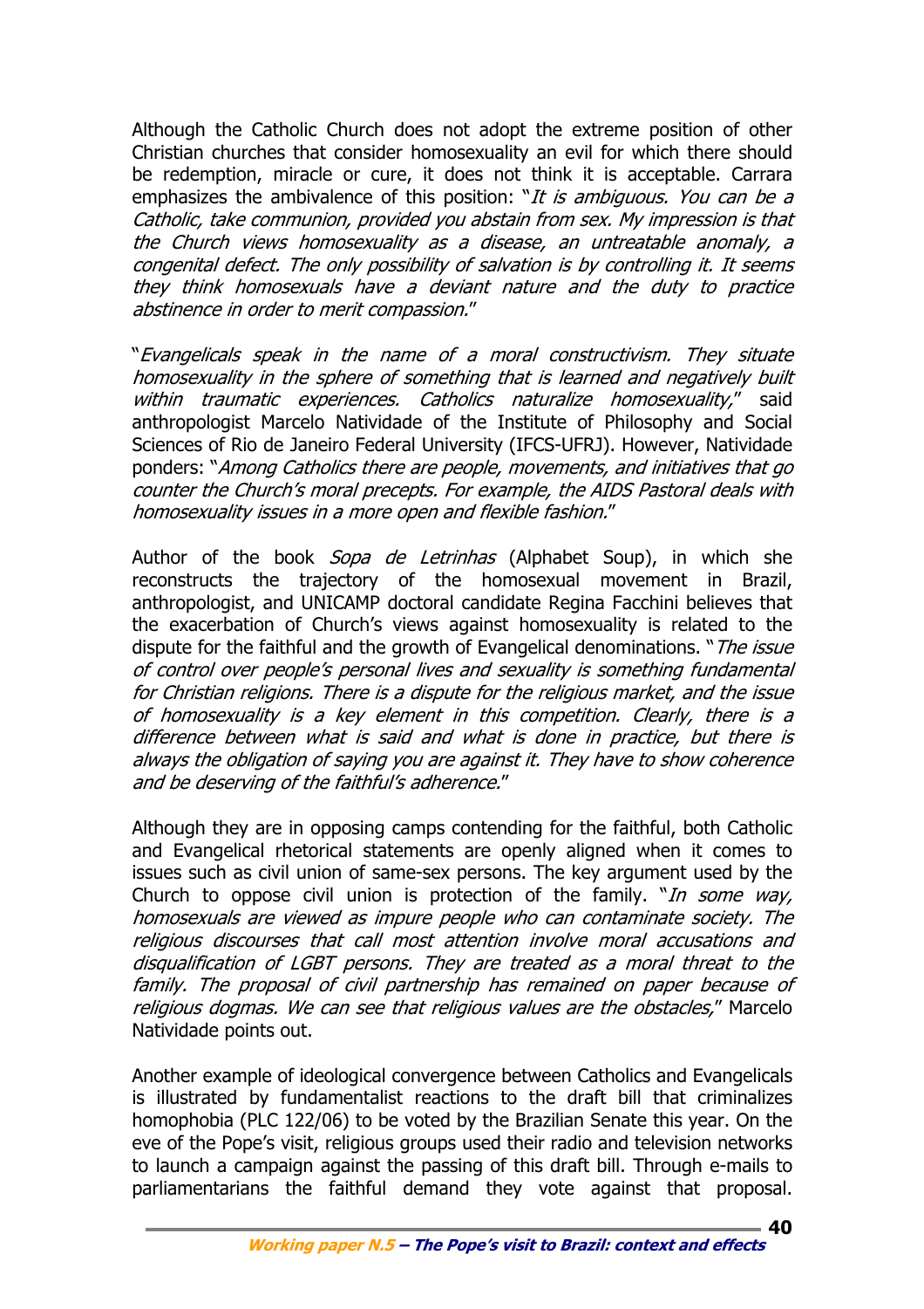Although the Catholic Church does not adopt the extreme position of other Christian churches that consider homosexuality an evil for which there should be redemption, miracle or cure, it does not think it is acceptable. Carrara emphasizes the ambivalence of this position: "*It is ambiguous. You can be a Catholic, take communion, provided you abstain from sex. My impression is that the Church views homosexuality as a disease, an untreatable anomaly, a congenital defect. The only possibility of salvation is by controlling it. It seems they think homosexuals have a deviant nature and the duty to practice abstinence in order to merit compassion.*"

"*Evangelicals speak in the name of a moral constructivism. They situate homosexuality in the sphere of something that is learned and negatively built within traumatic experiences. Catholics naturalize homosexuality,*" said anthropologist Marcelo Natividade of the Institute of Philosophy and Social Sciences of Rio de Janeiro Federal University (IFCS-UFRJ). However, Natividade ponders: "*Among Catholics there are people, movements, and initiatives that go counter the Church's moral precepts. For example, the AIDS Pastoral deals with homosexuality issues in a more open and flexible fashion.*"

Author of the book *Sopa de Letrinhas* (Alphabet Soup), in which she reconstructs the trajectory of the homosexual movement in Brazil, anthropologist, and UNICAMP doctoral candidate Regina Facchini believes that the exacerbation of Church's views against homosexuality is related to the dispute for the faithful and the growth of Evangelical denominations. "*The issue of control over people's personal lives and sexuality is something fundamental for Christian religions. There is a dispute for the religious market, and the issue of homosexuality is a key element in this competition. Clearly, there is a difference between what is said and what is done in practice, but there is always the obligation of saying you are against it. They have to show coherence and be deserving of the faithful's adherence.*"

Although they are in opposing camps contending for the faithful, both Catholic and Evangelical rhetorical statements are openly aligned when it comes to issues such as civil union of same-sex persons. The key argument used by the Church to oppose civil union is protection of the family. "*In some way, homosexuals are viewed as impure people who can contaminate society. The religious discourses that call most attention involve moral accusations and disqualification of LGBT persons. They are treated as a moral threat to the family. The proposal of civil partnership has remained on paper because of religious dogmas. We can see that religious values are the obstacles,*" Marcelo Natividade points out.

Another example of ideological convergence between Catholics and Evangelicals is illustrated by fundamentalist reactions to the draft bill that criminalizes homophobia (PLC 122/06) to be voted by the Brazilian Senate this year. On the eve of the Pope's visit, religious groups used their radio and television networks to launch a campaign against the passing of this draft bill. Through e-mails to parliamentarians the faithful demand they vote against that proposal.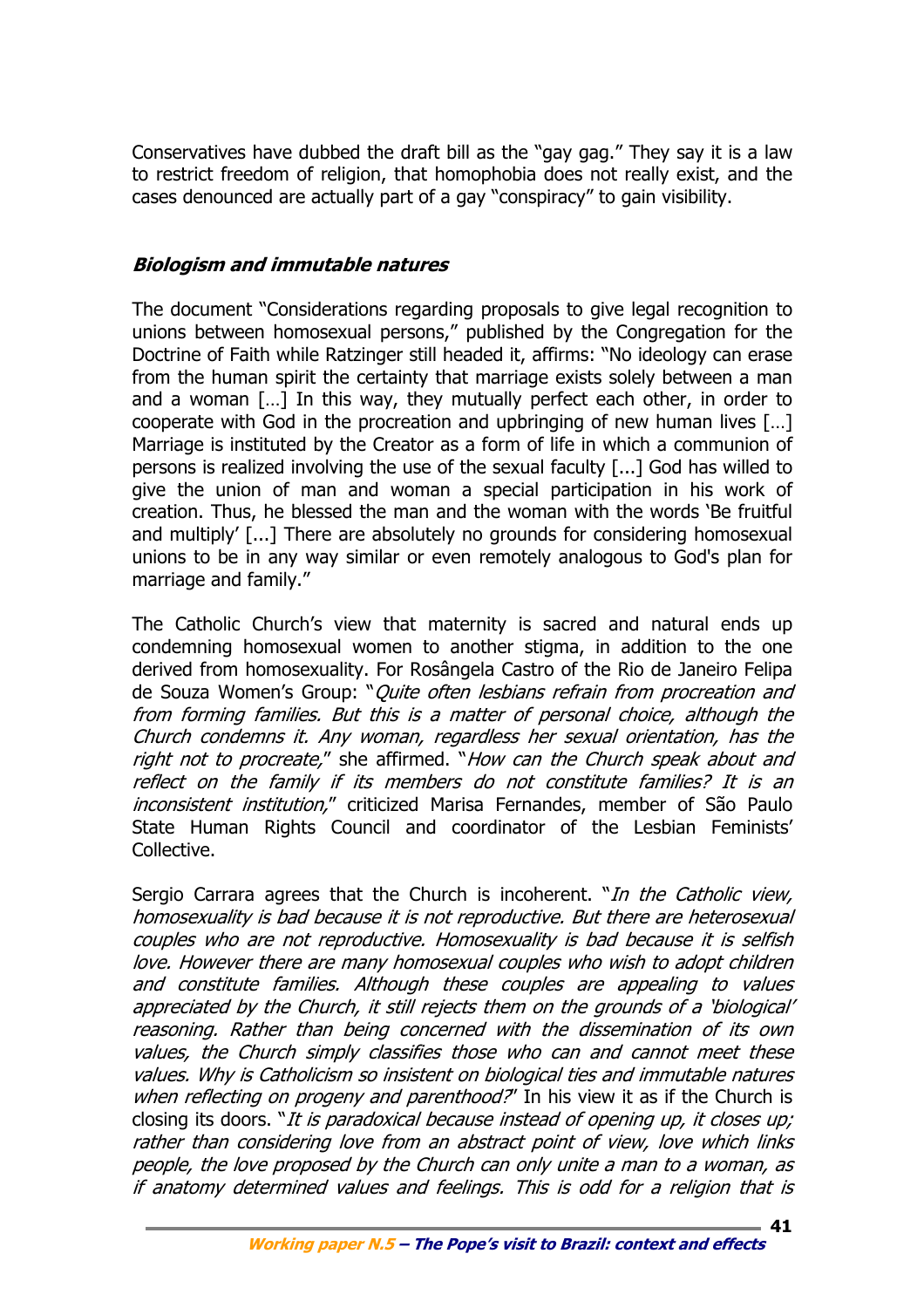Conservatives have dubbed the draft bill as the "gay gag." They say it is a law to restrict freedom of religion, that homophobia does not really exist, and the cases denounced are actually part of a gay "conspiracy" to gain visibility.

### ***Biologism and immutable natures***

The document "Considerations regarding proposals to give legal recognition to unions between homosexual persons," published by the Congregation for the Doctrine of Faith while Ratzinger still headed it, affirms: "No ideology can erase from the human spirit the certainty that marriage exists solely between a man and a woman […] In this way, they mutually perfect each other, in order to cooperate with God in the procreation and upbringing of new human lives […] Marriage is instituted by the Creator as a form of life in which a communion of persons is realized involving the use of the sexual faculty [...] God has willed to give the union of man and woman a special participation in his work of creation. Thus, he blessed the man and the woman with the words 'Be fruitful and multiply' [...] There are absolutely no grounds for considering homosexual unions to be in any way similar or even remotely analogous to God's plan for marriage and family."

The Catholic Church's view that maternity is sacred and natural ends up condemning homosexual women to another stigma, in addition to the one derived from homosexuality. For Rosângela Castro of the Rio de Janeiro Felipa de Souza Women's Group: "*Quite often lesbians refrain from procreation and from forming families. But this is a matter of personal choice, although the Church condemns it. Any woman, regardless her sexual orientation, has the right not to procreate,*" she affirmed. "*How can the Church speak about and reflect on the family if its members do not constitute families? It is an inconsistent institution,*" criticized Marisa Fernandes, member of São Paulo State Human Rights Council and coordinator of the Lesbian Feminists' Collective.

Sergio Carrara agrees that the Church is incoherent. "*In the Catholic view, homosexuality is bad because it is not reproductive. But there are heterosexual couples who are not reproductive. Homosexuality is bad because it is selfish love. However there are many homosexual couples who wish to adopt children and constitute families. Although these couples are appealing to values appreciated by the Church, it still rejects them on the grounds of a 'biological' reasoning. Rather than being concerned with the dissemination of its own values, the Church simply classifies those who can and cannot meet these values. Why is Catholicism so insistent on biological ties and immutable natures when reflecting on progeny and parenthood?*" In his view it as if the Church is closing its doors. "*It is paradoxical because instead of opening up, it closes up; rather than considering love from an abstract point of view, love which links people, the love proposed by the Church can only unite a man to a woman, as if anatomy determined values and feelings. This is odd for a religion that is*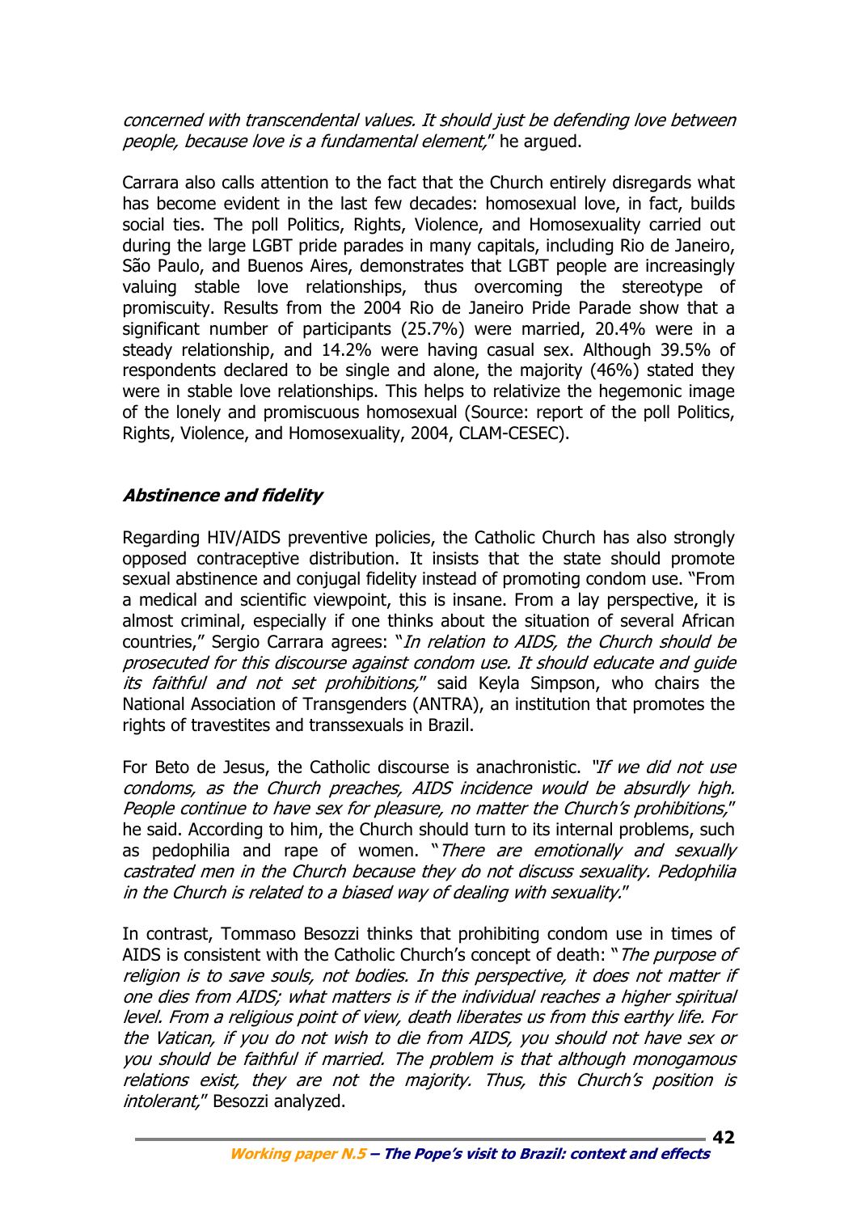*concerned with transcendental values. It should just be defending love between people, because love is a fundamental element,*" he argued.

Carrara also calls attention to the fact that the Church entirely disregards what has become evident in the last few decades: homosexual love, in fact, builds social ties. The poll Politics, Rights, Violence, and Homosexuality carried out during the large LGBT pride parades in many capitals, including Rio de Janeiro, São Paulo, and Buenos Aires, demonstrates that LGBT people are increasingly valuing stable love relationships, thus overcoming the stereotype of promiscuity. Results from the 2004 Rio de Janeiro Pride Parade show that a significant number of participants (25.7%) were married, 20.4% were in a steady relationship, and 14.2% were having casual sex. Although 39.5% of respondents declared to be single and alone, the majority (46%) stated they were in stable love relationships. This helps to relativize the hegemonic image of the lonely and promiscuous homosexual (Source: report of the poll Politics, Rights, Violence, and Homosexuality, 2004, CLAM-CESEC).

### *Abstinence and fidelity*

Regarding HIV/AIDS preventive policies, the Catholic Church has also strongly opposed contraceptive distribution. It insists that the state should promote sexual abstinence and conjugal fidelity instead of promoting condom use. "From a medical and scientific viewpoint, this is insane. From a lay perspective, it is almost criminal, especially if one thinks about the situation of several African countries," Sergio Carrara agrees: "*In relation to AIDS, the Church should be prosecuted for this discourse against condom use. It should educate and guide its faithful and not set prohibitions,*" said Keyla Simpson, who chairs the National Association of Transgenders (ANTRA), an institution that promotes the rights of travestites and transsexuals in Brazil.

For Beto de Jesus, the Catholic discourse is anachronistic. *"If we did not use condoms, as the Church preaches, AIDS incidence would be absurdly high. People continue to have sex for pleasure, no matter the Church's prohibitions,*" he said. According to him, the Church should turn to its internal problems, such as pedophilia and rape of women. "*There are emotionally and sexually castrated men in the Church because they do not discuss sexuality. Pedophilia in the Church is related to a biased way of dealing with sexuality.*"

In contrast, Tommaso Besozzi thinks that prohibiting condom use in times of AIDS is consistent with the Catholic Church's concept of death: "*The purpose of religion is to save souls, not bodies. In this perspective, it does not matter if one dies from AIDS; what matters is if the individual reaches a higher spiritual level. From a religious point of view, death liberates us from this earthy life. For the Vatican, if you do not wish to die from AIDS, you should not have sex or you should be faithful if married. The problem is that although monogamous relations exist, they are not the majority. Thus, this Church's position is intolerant,*" Besozzi analyzed.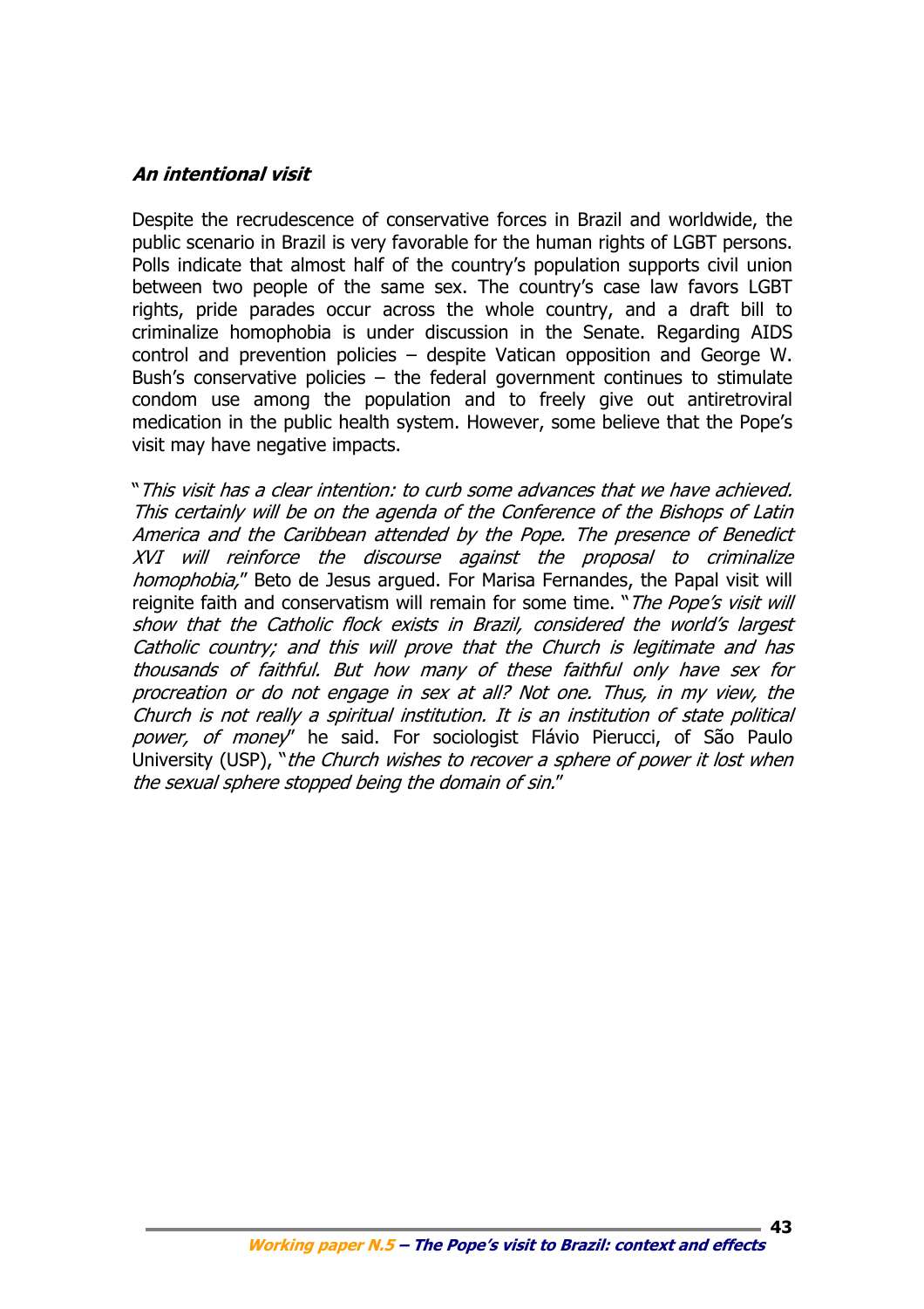***An intentional visit***

Despite the recrudescence of conservative forces in Brazil and worldwide, the public scenario in Brazil is very favorable for the human rights of LGBT persons. Polls indicate that almost half of the country's population supports civil union between two people of the same sex. The country's case law favors LGBT rights, pride parades occur across the whole country, and a draft bill to criminalize homophobia is under discussion in the Senate. Regarding AIDS control and prevention policies – despite Vatican opposition and George W. Bush's conservative policies – the federal government continues to stimulate condom use among the population and to freely give out antiretroviral medication in the public health system. However, some believe that the Pope's visit may have negative impacts.

"*This visit has a clear intention: to curb some advances that we have achieved. This certainly will be on the agenda of the Conference of the Bishops of Latin America and the Caribbean attended by the Pope. The presence of Benedict XVI will reinforce the discourse against the proposal to criminalize homophobia,*" Beto de Jesus argued. For Marisa Fernandes, the Papal visit will reignite faith and conservatism will remain for some time. "*The Pope's visit will show that the Catholic flock exists in Brazil, considered the world's largest Catholic country; and this will prove that the Church is legitimate and has thousands of faithful. But how many of these faithful only have sex for procreation or do not engage in sex at all? Not one. Thus, in my view, the Church is not really a spiritual institution. It is an institution of state political power, of money*" he said. For sociologist Flávio Pierucci, of São Paulo University (USP), "*the Church wishes to recover a sphere of power it lost when the sexual sphere stopped being the domain of sin.*"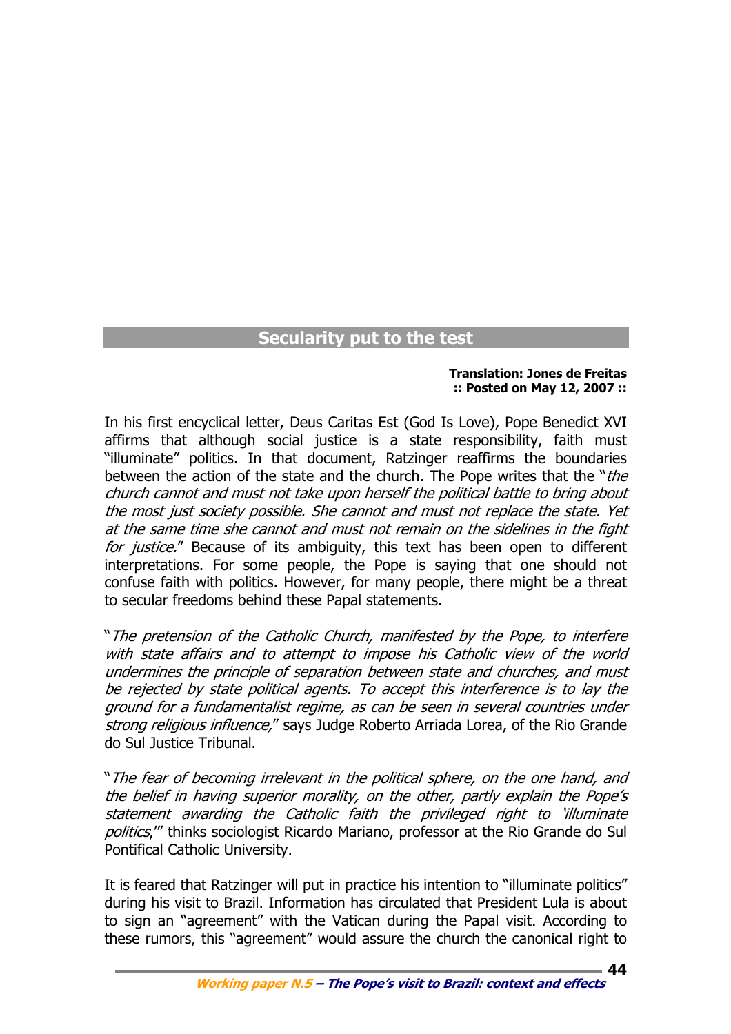## Secularity put to the test

**Translation: Jones de Freitas**
**:: Posted on May 12, 2007 ::**

In his first encyclical letter, Deus Caritas Est (God Is Love), Pope Benedict XVI affirms that although social justice is a state responsibility, faith must "illuminate" politics. In that document, Ratzinger reaffirms the boundaries between the action of the state and the church. The Pope writes that the "*the church cannot and must not take upon herself the political battle to bring about the most just society possible. She cannot and must not replace the state. Yet at the same time she cannot and must not remain on the sidelines in the fight for justice.*" Because of its ambiguity, this text has been open to different interpretations. For some people, the Pope is saying that one should not confuse faith with politics. However, for many people, there might be a threat to secular freedoms behind these Papal statements.

"*The pretension of the Catholic Church, manifested by the Pope, to interfere with state affairs and to attempt to impose his Catholic view of the world undermines the principle of separation between state and churches, and must be rejected by state political agents. To accept this interference is to lay the ground for a fundamentalist regime, as can be seen in several countries under strong religious influence,*" says Judge Roberto Arriada Lorea, of the Rio Grande do Sul Justice Tribunal.

"*The fear of becoming irrelevant in the political sphere, on the one hand, and the belief in having superior morality, on the other, partly explain the Pope's statement awarding the Catholic faith the privileged right to 'illuminate politics*,'" thinks sociologist Ricardo Mariano, professor at the Rio Grande do Sul Pontifical Catholic University.

It is feared that Ratzinger will put in practice his intention to "illuminate politics" during his visit to Brazil. Information has circulated that President Lula is about to sign an "agreement" with the Vatican during the Papal visit. According to these rumors, this "agreement" would assure the church the canonical right to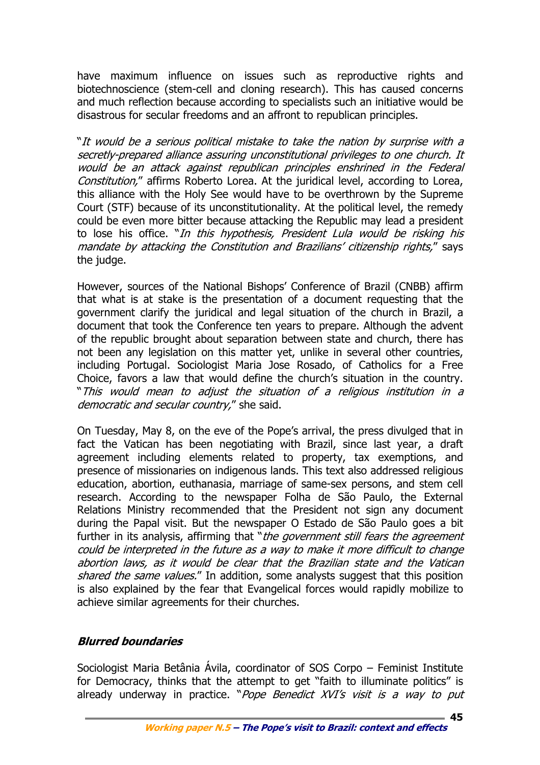have maximum influence on issues such as reproductive rights and biotechnoscience (stem-cell and cloning research). This has caused concerns and much reflection because according to specialists such an initiative would be disastrous for secular freedoms and an affront to republican principles.

"*It would be a serious political mistake to take the nation by surprise with a secretly-prepared alliance assuring unconstitutional privileges to one church. It would be an attack against republican principles enshrined in the Federal Constitution,*" affirms Roberto Lorea. At the juridical level, according to Lorea, this alliance with the Holy See would have to be overthrown by the Supreme Court (STF) because of its unconstitutionality. At the political level, the remedy could be even more bitter because attacking the Republic may lead a president to lose his office. "*In this hypothesis, President Lula would be risking his mandate by attacking the Constitution and Brazilians' citizenship rights,*" says the judge.

However, sources of the National Bishops' Conference of Brazil (CNBB) affirm that what is at stake is the presentation of a document requesting that the government clarify the juridical and legal situation of the church in Brazil, a document that took the Conference ten years to prepare. Although the advent of the republic brought about separation between state and church, there has not been any legislation on this matter yet, unlike in several other countries, including Portugal. Sociologist Maria Jose Rosado, of Catholics for a Free Choice, favors a law that would define the church's situation in the country. "*This would mean to adjust the situation of a religious institution in a democratic and secular country,*" she said.

On Tuesday, May 8, on the eve of the Pope's arrival, the press divulged that in fact the Vatican has been negotiating with Brazil, since last year, a draft agreement including elements related to property, tax exemptions, and presence of missionaries on indigenous lands. This text also addressed religious education, abortion, euthanasia, marriage of same-sex persons, and stem cell research. According to the newspaper Folha de São Paulo, the External Relations Ministry recommended that the President not sign any document during the Papal visit. But the newspaper O Estado de São Paulo goes a bit further in its analysis, affirming that "*the government still fears the agreement could be interpreted in the future as a way to make it more difficult to change abortion laws, as it would be clear that the Brazilian state and the Vatican shared the same values.*" In addition, some analysts suggest that this position is also explained by the fear that Evangelical forces would rapidly mobilize to achieve similar agreements for their churches.

### *Blurred boundaries*

Sociologist Maria Betânia Ávila, coordinator of SOS Corpo – Feminist Institute for Democracy, thinks that the attempt to get "faith to illuminate politics" is already underway in practice. "*Pope Benedict XVI's visit is a way to put*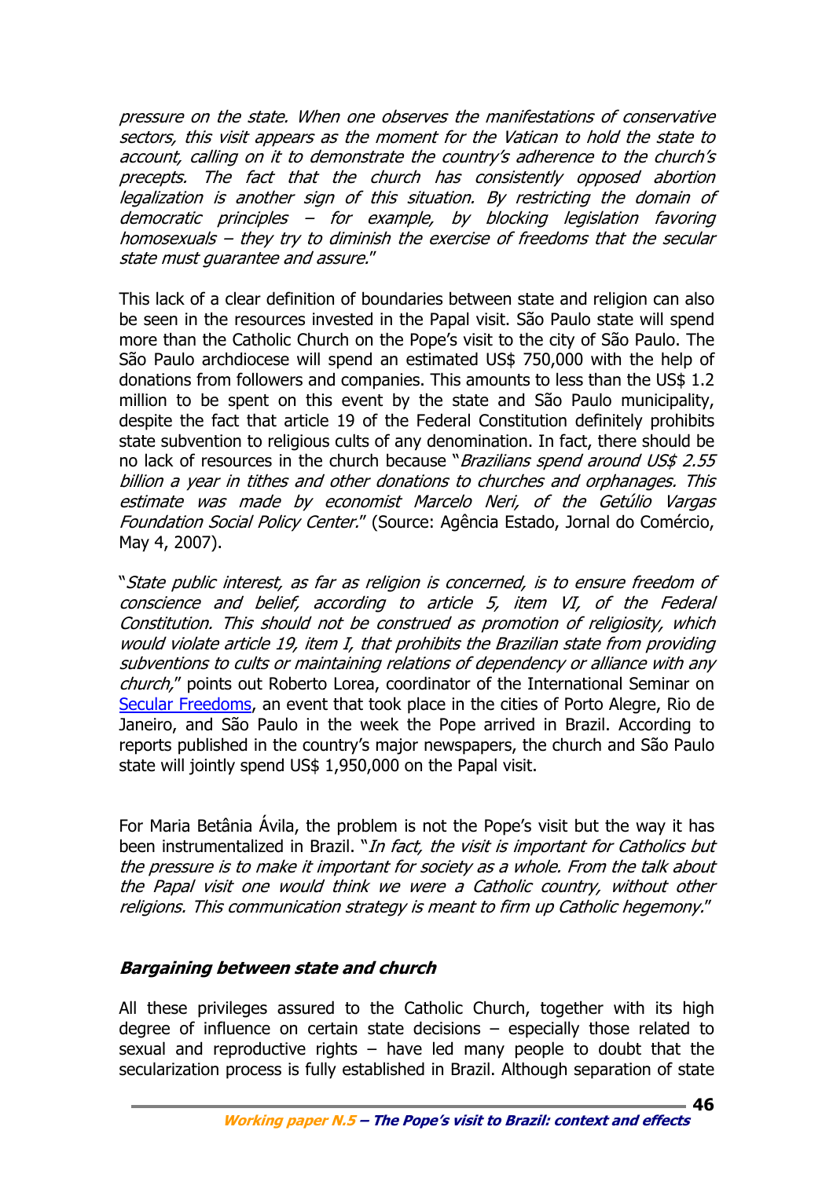*pressure on the state. When one observes the manifestations of conservative sectors, this visit appears as the moment for the Vatican to hold the state to account, calling on it to demonstrate the country's adherence to the church's precepts. The fact that the church has consistently opposed abortion legalization is another sign of this situation. By restricting the domain of democratic principles – for example, by blocking legislation favoring homosexuals – they try to diminish the exercise of freedoms that the secular state must guarantee and assure.*"

This lack of a clear definition of boundaries between state and religion can also be seen in the resources invested in the Papal visit. São Paulo state will spend more than the Catholic Church on the Pope's visit to the city of São Paulo. The São Paulo archdiocese will spend an estimated US$ 750,000 with the help of donations from followers and companies. This amounts to less than the US$ 1.2 million to be spent on this event by the state and São Paulo municipality, despite the fact that article 19 of the Federal Constitution definitely prohibits state subvention to religious cults of any denomination. In fact, there should be no lack of resources in the church because "*Brazilians spend around US$ 2.55 billion a year in tithes and other donations to churches and orphanages. This estimate was made by economist Marcelo Neri, of the Getúlio Vargas Foundation Social Policy Center.*" (Source: Agência Estado, Jornal do Comércio, May 4, 2007).

"*State public interest, as far as religion is concerned, is to ensure freedom of conscience and belief, according to article 5, item VI, of the Federal Constitution. This should not be construed as promotion of religiosity, which would violate article 19, item I, that prohibits the Brazilian state from providing subventions to cults or maintaining relations of dependency or alliance with any church,*" points out Roberto Lorea, coordinator of the International Seminar on Secular Freedoms, an event that took place in the cities of Porto Alegre, Rio de Janeiro, and São Paulo in the week the Pope arrived in Brazil. According to reports published in the country's major newspapers, the church and São Paulo state will jointly spend US$ 1,950,000 on the Papal visit.

For Maria Betânia Ávila, the problem is not the Pope's visit but the way it has been instrumentalized in Brazil. "*In fact, the visit is important for Catholics but the pressure is to make it important for society as a whole. From the talk about the Papal visit one would think we were a Catholic country, without other religions. This communication strategy is meant to firm up Catholic hegemony.*"

### ***Bargaining between state and church***

All these privileges assured to the Catholic Church, together with its high degree of influence on certain state decisions – especially those related to sexual and reproductive rights – have led many people to doubt that the secularization process is fully established in Brazil. Although separation of state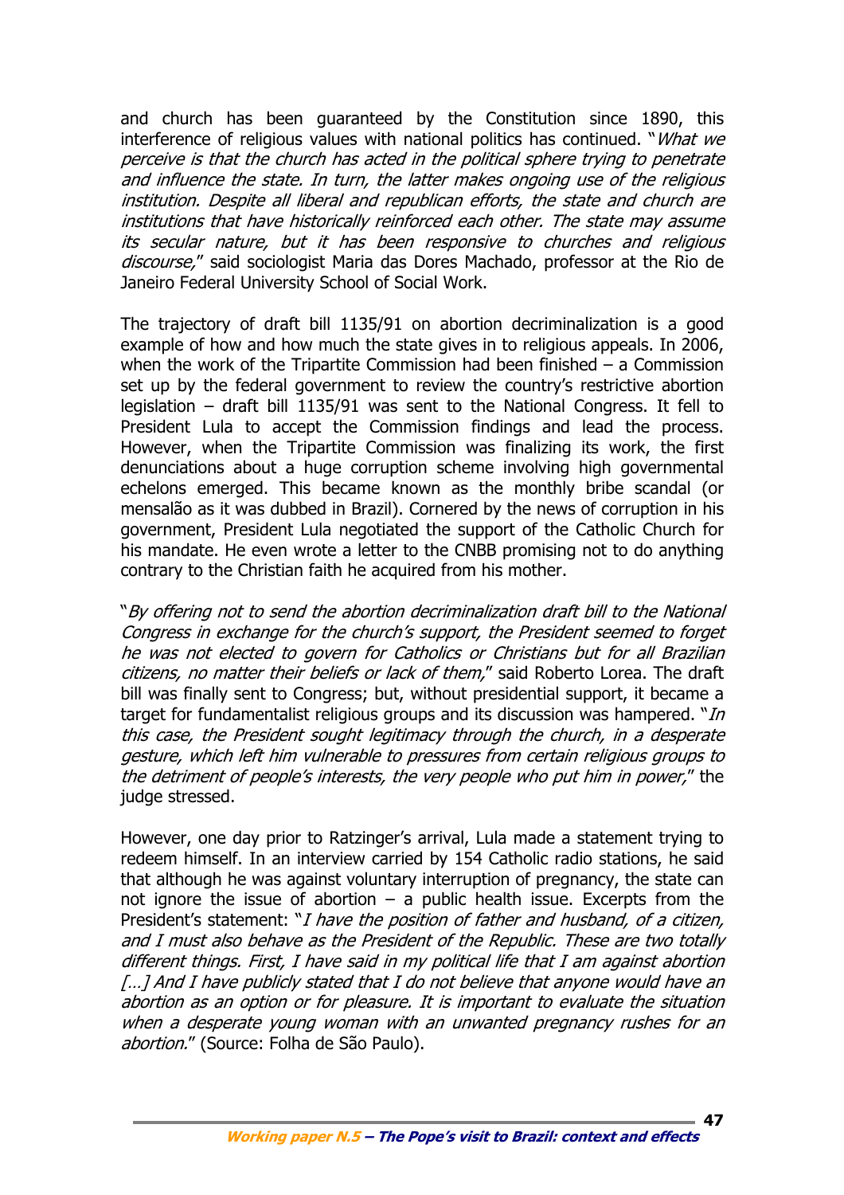and church has been guaranteed by the Constitution since 1890, this interference of religious values with national politics has continued. "*What we perceive is that the church has acted in the political sphere trying to penetrate and influence the state. In turn, the latter makes ongoing use of the religious institution. Despite all liberal and republican efforts, the state and church are institutions that have historically reinforced each other. The state may assume its secular nature, but it has been responsive to churches and religious discourse*," said sociologist Maria das Dores Machado, professor at the Rio de Janeiro Federal University School of Social Work.

The trajectory of draft bill 1135/91 on abortion decriminalization is a good example of how and how much the state gives in to religious appeals. In 2006, when the work of the Tripartite Commission had been finished – a Commission set up by the federal government to review the country's restrictive abortion legislation – draft bill 1135/91 was sent to the National Congress. It fell to President Lula to accept the Commission findings and lead the process. However, when the Tripartite Commission was finalizing its work, the first denunciations about a huge corruption scheme involving high governmental echelons emerged. This became known as the monthly bribe scandal (or mensalão as it was dubbed in Brazil). Cornered by the news of corruption in his government, President Lula negotiated the support of the Catholic Church for his mandate. He even wrote a letter to the CNBB promising not to do anything contrary to the Christian faith he acquired from his mother.

"*By offering not to send the abortion decriminalization draft bill to the National Congress in exchange for the church's support, the President seemed to forget he was not elected to govern for Catholics or Christians but for all Brazilian citizens, no matter their beliefs or lack of them*," said Roberto Lorea. The draft bill was finally sent to Congress; but, without presidential support, it became a target for fundamentalist religious groups and its discussion was hampered. "*In this case, the President sought legitimacy through the church, in a desperate gesture, which left him vulnerable to pressures from certain religious groups to the detriment of people's interests, the very people who put him in power*," the judge stressed.

However, one day prior to Ratzinger's arrival, Lula made a statement trying to redeem himself. In an interview carried by 154 Catholic radio stations, he said that although he was against voluntary interruption of pregnancy, the state can not ignore the issue of abortion – a public health issue. Excerpts from the President's statement: "*I have the position of father and husband, of a citizen, and I must also behave as the President of the Republic. These are two totally different things. First, I have said in my political life that I am against abortion […] And I have publicly stated that I do not believe that anyone would have an abortion as an option or for pleasure. It is important to evaluate the situation when a desperate young woman with an unwanted pregnancy rushes for an abortion.*" (Source: Folha de São Paulo).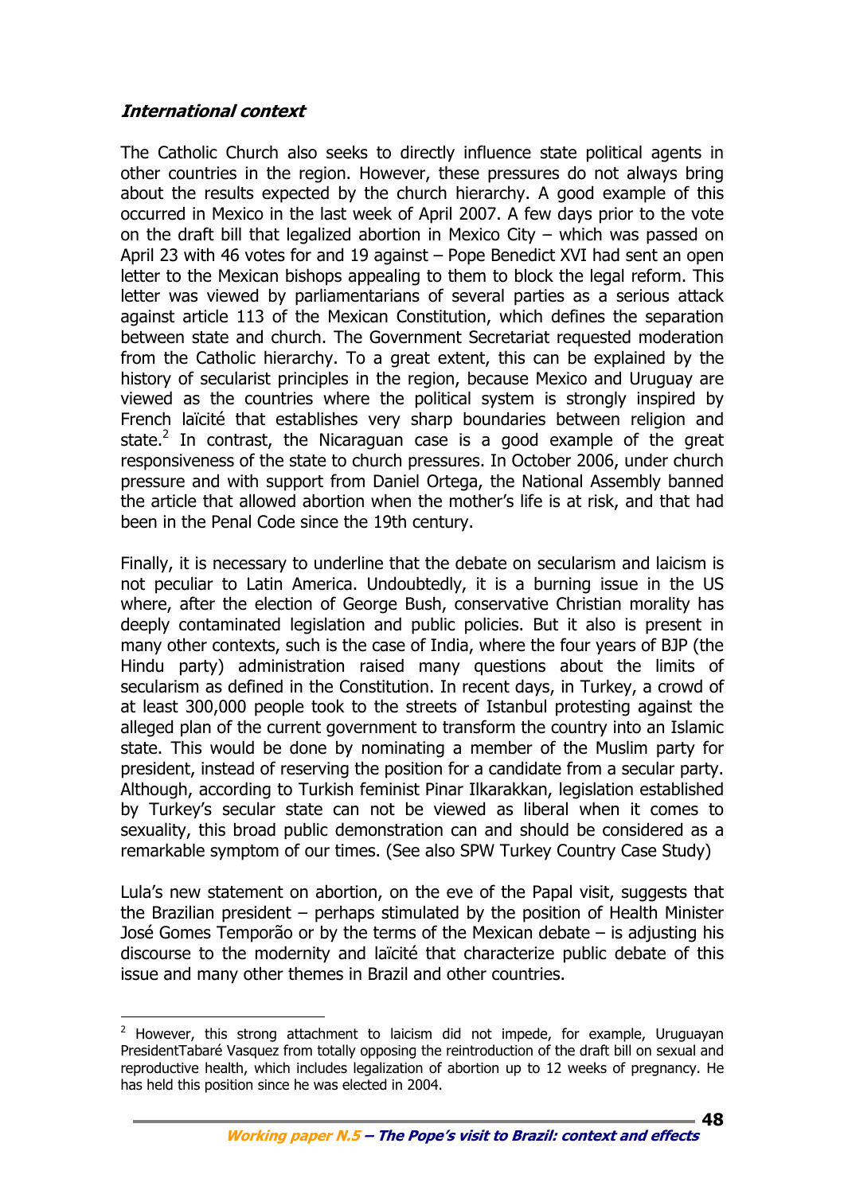### *International context*

The Catholic Church also seeks to directly influence state political agents in other countries in the region. However, these pressures do not always bring about the results expected by the church hierarchy. A good example of this occurred in Mexico in the last week of April 2007. A few days prior to the vote on the draft bill that legalized abortion in Mexico City – which was passed on April 23 with 46 votes for and 19 against – Pope Benedict XVI had sent an open letter to the Mexican bishops appealing to them to block the legal reform. This letter was viewed by parliamentarians of several parties as a serious attack against article 113 of the Mexican Constitution, which defines the separation between state and church. The Government Secretariat requested moderation from the Catholic hierarchy. To a great extent, this can be explained by the history of secularist principles in the region, because Mexico and Uruguay are viewed as the countries where the political system is strongly inspired by French laïcité that establishes very sharp boundaries between religion and state.[2] In contrast, the Nicaraguan case is a good example of the great responsiveness of the state to church pressures. In October 2006, under church pressure and with support from Daniel Ortega, the National Assembly banned the article that allowed abortion when the mother's life is at risk, and that had been in the Penal Code since the 19th century.

Finally, it is necessary to underline that the debate on secularism and laicism is not peculiar to Latin America. Undoubtedly, it is a burning issue in the US where, after the election of George Bush, conservative Christian morality has deeply contaminated legislation and public policies. But it also is present in many other contexts, such is the case of India, where the four years of BJP (the Hindu party) administration raised many questions about the limits of secularism as defined in the Constitution. In recent days, in Turkey, a crowd of at least 300,000 people took to the streets of Istanbul protesting against the alleged plan of the current government to transform the country into an Islamic state. This would be done by nominating a member of the Muslim party for president, instead of reserving the position for a candidate from a secular party. Although, according to Turkish feminist Pinar Ilkarakkan, legislation established by Turkey's secular state can not be viewed as liberal when it comes to sexuality, this broad public demonstration can and should be considered as a remarkable symptom of our times. (See also SPW Turkey Country Case Study)

Lula's new statement on abortion, on the eve of the Papal visit, suggests that the Brazilian president – perhaps stimulated by the position of Health Minister José Gomes Temporão or by the terms of the Mexican debate – is adjusting his discourse to the modernity and laïcité that characterize public debate of this issue and many other themes in Brazil and other countries.

---

[2] However, this strong attachment to laicism did not impede, for example, Uruguayan PresidentTabaré Vasquez from totally opposing the reintroduction of the draft bill on sexual and reproductive health, which includes legalization of abortion up to 12 weeks of pregnancy. He has held this position since he was elected in 2004.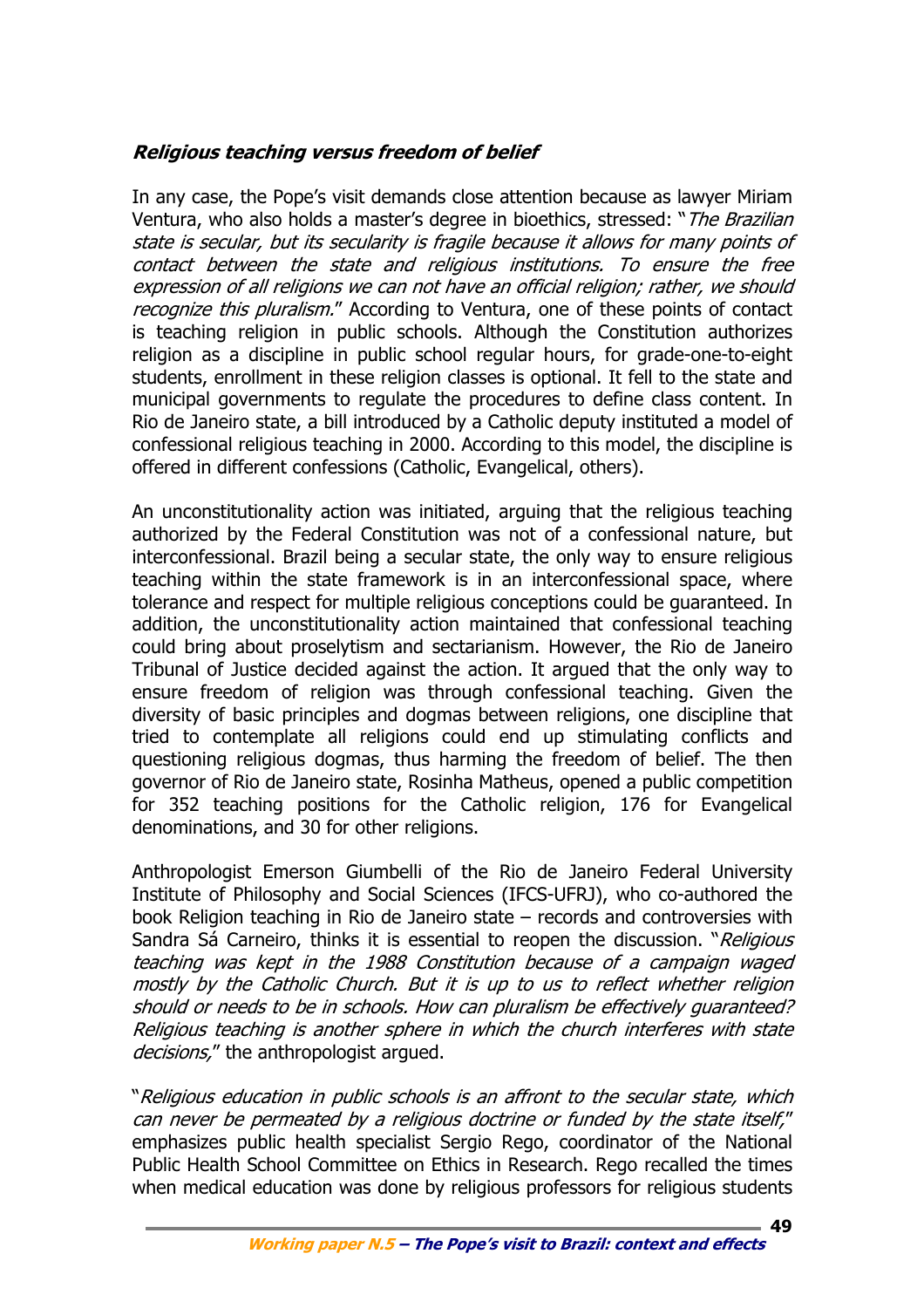### ***Religious teaching versus freedom of belief***

In any case, the Pope's visit demands close attention because as lawyer Miriam Ventura, who also holds a master's degree in bioethics, stressed: "*The Brazilian state is secular, but its secularity is fragile because it allows for many points of contact between the state and religious institutions. To ensure the free expression of all religions we can not have an official religion; rather, we should recognize this pluralism.*" According to Ventura, one of these points of contact is teaching religion in public schools. Although the Constitution authorizes religion as a discipline in public school regular hours, for grade-one-to-eight students, enrollment in these religion classes is optional. It fell to the state and municipal governments to regulate the procedures to define class content. In Rio de Janeiro state, a bill introduced by a Catholic deputy instituted a model of confessional religious teaching in 2000. According to this model, the discipline is offered in different confessions (Catholic, Evangelical, others).

An unconstitutionality action was initiated, arguing that the religious teaching authorized by the Federal Constitution was not of a confessional nature, but interconfessional. Brazil being a secular state, the only way to ensure religious teaching within the state framework is in an interconfessional space, where tolerance and respect for multiple religious conceptions could be guaranteed. In addition, the unconstitutionality action maintained that confessional teaching could bring about proselytism and sectarianism. However, the Rio de Janeiro Tribunal of Justice decided against the action. It argued that the only way to ensure freedom of religion was through confessional teaching. Given the diversity of basic principles and dogmas between religions, one discipline that tried to contemplate all religions could end up stimulating conflicts and questioning religious dogmas, thus harming the freedom of belief. The then governor of Rio de Janeiro state, Rosinha Matheus, opened a public competition for 352 teaching positions for the Catholic religion, 176 for Evangelical denominations, and 30 for other religions.

Anthropologist Emerson Giumbelli of the Rio de Janeiro Federal University Institute of Philosophy and Social Sciences (IFCS-UFRJ), who co-authored the book Religion teaching in Rio de Janeiro state – records and controversies with Sandra Sá Carneiro, thinks it is essential to reopen the discussion. "*Religious teaching was kept in the 1988 Constitution because of a campaign waged mostly by the Catholic Church. But it is up to us to reflect whether religion should or needs to be in schools. How can pluralism be effectively guaranteed? Religious teaching is another sphere in which the church interferes with state decisions,*" the anthropologist argued.

"*Religious education in public schools is an affront to the secular state, which can never be permeated by a religious doctrine or funded by the state itself,*" emphasizes public health specialist Sergio Rego, coordinator of the National Public Health School Committee on Ethics in Research. Rego recalled the times when medical education was done by religious professors for religious students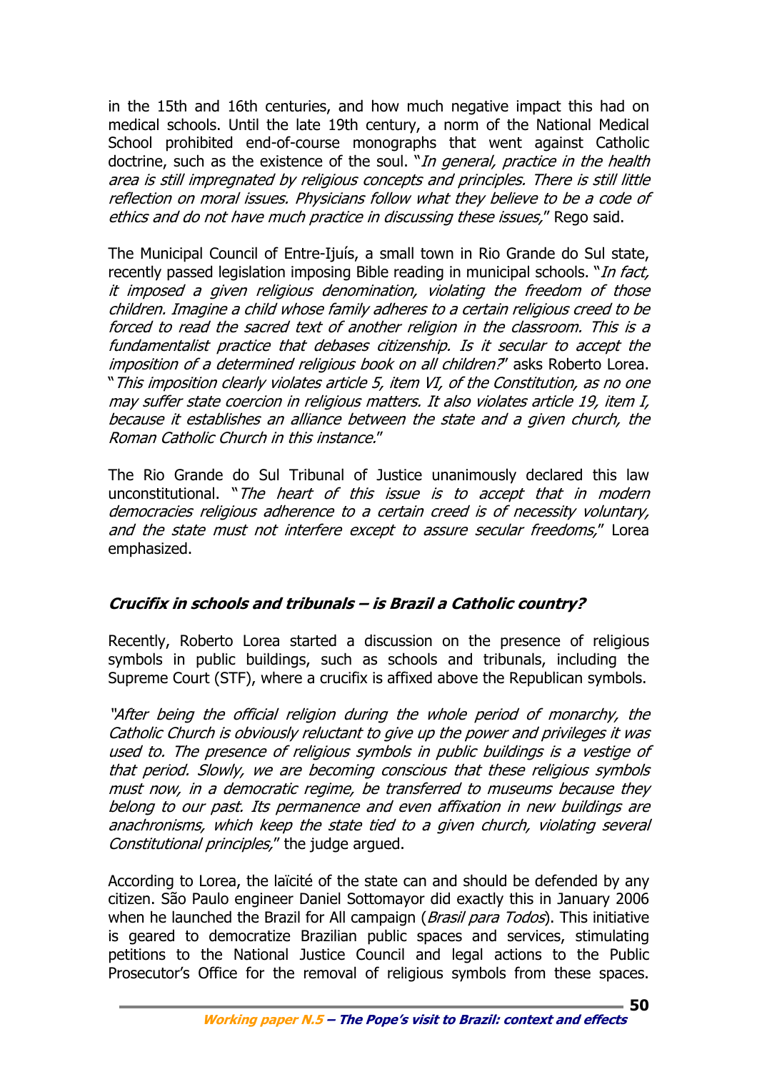in the 15th and 16th centuries, and how much negative impact this had on medical schools. Until the late 19th century, a norm of the National Medical School prohibited end-of-course monographs that went against Catholic doctrine, such as the existence of the soul. "*In general, practice in the health area is still impregnated by religious concepts and principles. There is still little reflection on moral issues. Physicians follow what they believe to be a code of ethics and do not have much practice in discussing these issues,*" Rego said.

The Municipal Council of Entre-Ijuís, a small town in Rio Grande do Sul state, recently passed legislation imposing Bible reading in municipal schools. "*In fact, it imposed a given religious denomination, violating the freedom of those children. Imagine a child whose family adheres to a certain religious creed to be forced to read the sacred text of another religion in the classroom. This is a fundamentalist practice that debases citizenship. Is it secular to accept the imposition of a determined religious book on all children?*" asks Roberto Lorea. "*This imposition clearly violates article 5, item VI, of the Constitution, as no one may suffer state coercion in religious matters. It also violates article 19, item I, because it establishes an alliance between the state and a given church, the Roman Catholic Church in this instance.*"

The Rio Grande do Sul Tribunal of Justice unanimously declared this law unconstitutional. "*The heart of this issue is to accept that in modern democracies religious adherence to a certain creed is of necessity voluntary, and the state must not interfere except to assure secular freedoms,*" Lorea emphasized.

### *Crucifix in schools and tribunals – is Brazil a Catholic country?*

Recently, Roberto Lorea started a discussion on the presence of religious symbols in public buildings, such as schools and tribunals, including the Supreme Court (STF), where a crucifix is affixed above the Republican symbols.

"*After being the official religion during the whole period of monarchy, the Catholic Church is obviously reluctant to give up the power and privileges it was used to. The presence of religious symbols in public buildings is a vestige of that period. Slowly, we are becoming conscious that these religious symbols must now, in a democratic regime, be transferred to museums because they belong to our past. Its permanence and even affixation in new buildings are anachronisms, which keep the state tied to a given church, violating several Constitutional principles,*" the judge argued.

According to Lorea, the laïcité of the state can and should be defended by any citizen. São Paulo engineer Daniel Sottomayor did exactly this in January 2006 when he launched the Brazil for All campaign (*Brasil para Todos*). This initiative is geared to democratize Brazilian public spaces and services, stimulating petitions to the National Justice Council and legal actions to the Public Prosecutor's Office for the removal of religious symbols from these spaces.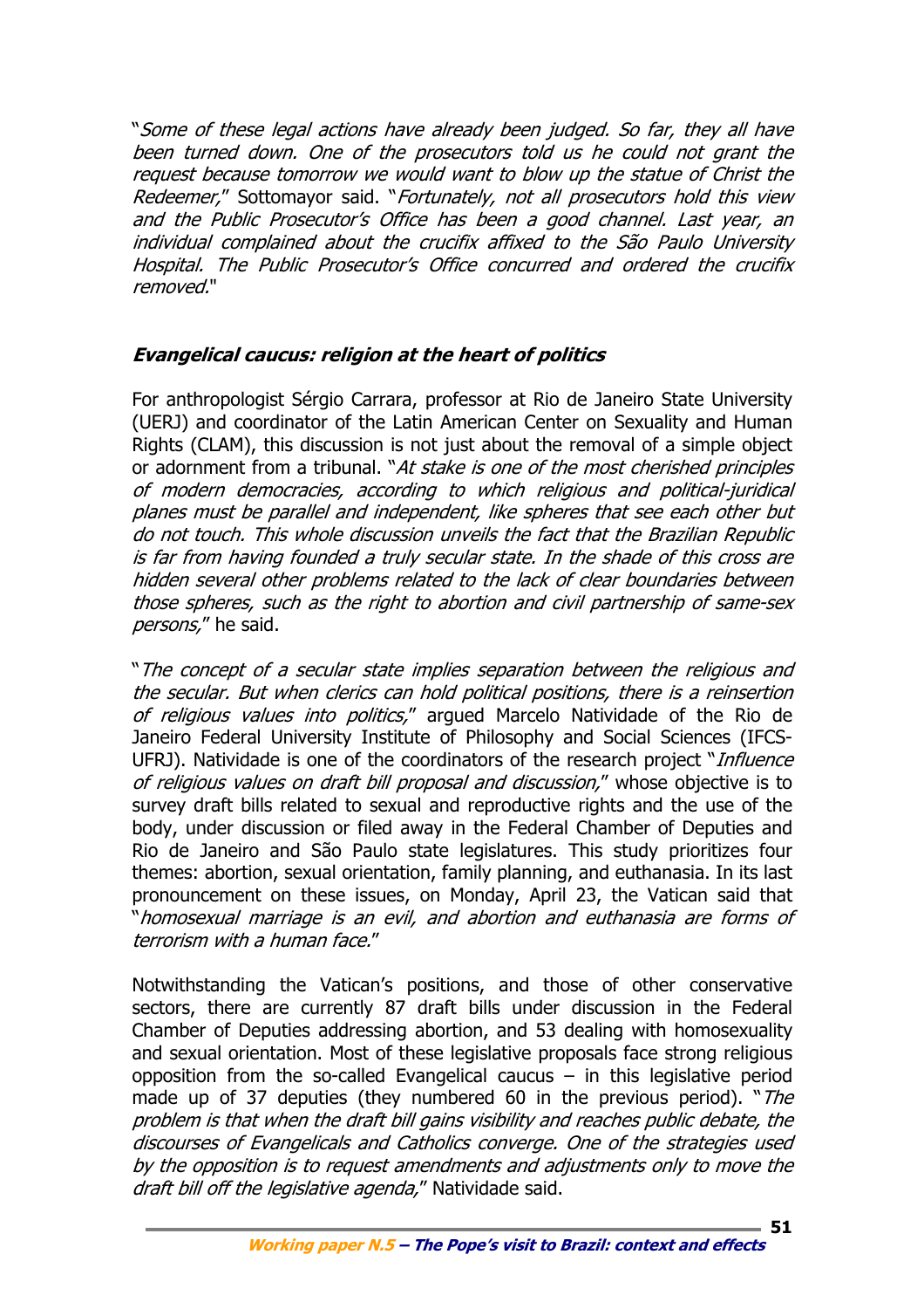"*Some of these legal actions have already been judged. So far, they all have been turned down. One of the prosecutors told us he could not grant the request because tomorrow we would want to blow up the statue of Christ the Redeemer,*" Sottomayor said. "*Fortunately, not all prosecutors hold this view and the Public Prosecutor's Office has been a good channel. Last year, an individual complained about the crucifix affixed to the São Paulo University Hospital. The Public Prosecutor's Office concurred and ordered the crucifix removed.*"

### *Evangelical caucus: religion at the heart of politics*

For anthropologist Sérgio Carrara, professor at Rio de Janeiro State University (UERJ) and coordinator of the Latin American Center on Sexuality and Human Rights (CLAM), this discussion is not just about the removal of a simple object or adornment from a tribunal. "*At stake is one of the most cherished principles of modern democracies, according to which religious and political-juridical planes must be parallel and independent, like spheres that see each other but do not touch. This whole discussion unveils the fact that the Brazilian Republic is far from having founded a truly secular state. In the shade of this cross are hidden several other problems related to the lack of clear boundaries between those spheres, such as the right to abortion and civil partnership of same-sex persons,*" he said.

"*The concept of a secular state implies separation between the religious and the secular. But when clerics can hold political positions, there is a reinsertion of religious values into politics,*" argued Marcelo Natividade of the Rio de Janeiro Federal University Institute of Philosophy and Social Sciences (IFCS-UFRJ). Natividade is one of the coordinators of the research project "*Influence of religious values on draft bill proposal and discussion,*" whose objective is to survey draft bills related to sexual and reproductive rights and the use of the body, under discussion or filed away in the Federal Chamber of Deputies and Rio de Janeiro and São Paulo state legislatures. This study prioritizes four themes: abortion, sexual orientation, family planning, and euthanasia. In its last pronouncement on these issues, on Monday, April 23, the Vatican said that "*homosexual marriage is an evil, and abortion and euthanasia are forms of terrorism with a human face.*"

Notwithstanding the Vatican's positions, and those of other conservative sectors, there are currently 87 draft bills under discussion in the Federal Chamber of Deputies addressing abortion, and 53 dealing with homosexuality and sexual orientation. Most of these legislative proposals face strong religious opposition from the so-called Evangelical caucus – in this legislative period made up of 37 deputies (they numbered 60 in the previous period). "*The problem is that when the draft bill gains visibility and reaches public debate, the discourses of Evangelicals and Catholics converge. One of the strategies used by the opposition is to request amendments and adjustments only to move the draft bill off the legislative agenda,*" Natividade said.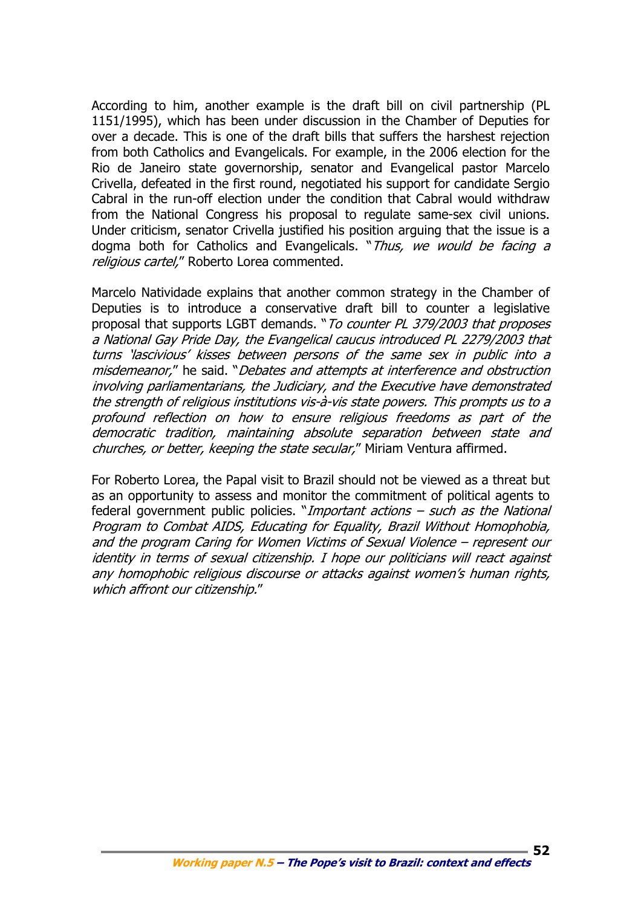According to him, another example is the draft bill on civil partnership (PL 1151/1995), which has been under discussion in the Chamber of Deputies for over a decade. This is one of the draft bills that suffers the harshest rejection from both Catholics and Evangelicals. For example, in the 2006 election for the Rio de Janeiro state governorship, senator and Evangelical pastor Marcelo Crivella, defeated in the first round, negotiated his support for candidate Sergio Cabral in the run-off election under the condition that Cabral would withdraw from the National Congress his proposal to regulate same-sex civil unions. Under criticism, senator Crivella justified his position arguing that the issue is a dogma both for Catholics and Evangelicals. "*Thus, we would be facing a religious cartel,*" Roberto Lorea commented.

Marcelo Natividade explains that another common strategy in the Chamber of Deputies is to introduce a conservative draft bill to counter a legislative proposal that supports LGBT demands. "*To counter PL 379/2003 that proposes a National Gay Pride Day, the Evangelical caucus introduced PL 2279/2003 that turns 'lascivious' kisses between persons of the same sex in public into a misdemeanor,*" he said. "*Debates and attempts at interference and obstruction involving parliamentarians, the Judiciary, and the Executive have demonstrated the strength of religious institutions vis-à-vis state powers. This prompts us to a profound reflection on how to ensure religious freedoms as part of the democratic tradition, maintaining absolute separation between state and churches, or better, keeping the state secular,*" Miriam Ventura affirmed.

For Roberto Lorea, the Papal visit to Brazil should not be viewed as a threat but as an opportunity to assess and monitor the commitment of political agents to federal government public policies. "*Important actions – such as the National Program to Combat AIDS, Educating for Equality, Brazil Without Homophobia, and the program Caring for Women Victims of Sexual Violence – represent our identity in terms of sexual citizenship. I hope our politicians will react against any homophobic religious discourse or attacks against women's human rights, which affront our citizenship.*"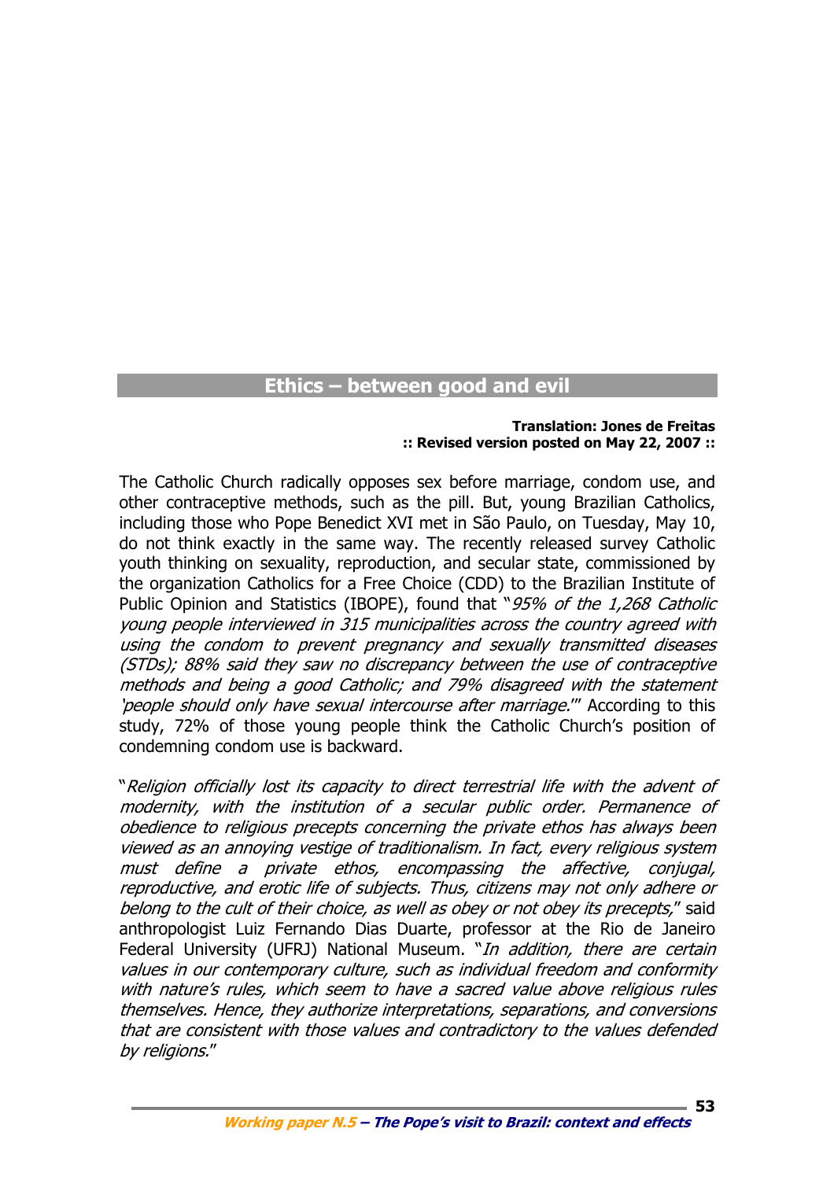## Ethics – between good and evil

**Translation: Jones de Freitas**
**:: Revised version posted on May 22, 2007 ::**

The Catholic Church radically opposes sex before marriage, condom use, and other contraceptive methods, such as the pill. But, young Brazilian Catholics, including those who Pope Benedict XVI met in São Paulo, on Tuesday, May 10, do not think exactly in the same way. The recently released survey Catholic youth thinking on sexuality, reproduction, and secular state, commissioned by the organization Catholics for a Free Choice (CDD) to the Brazilian Institute of Public Opinion and Statistics (IBOPE), found that "*95% of the 1,268 Catholic young people interviewed in 315 municipalities across the country agreed with using the condom to prevent pregnancy and sexually transmitted diseases (STDs); 88% said they saw no discrepancy between the use of contraceptive methods and being a good Catholic; and 79% disagreed with the statement 'people should only have sexual intercourse after marriage.'*" According to this study, 72% of those young people think the Catholic Church's position of condemning condom use is backward.

"*Religion officially lost its capacity to direct terrestrial life with the advent of modernity, with the institution of a secular public order. Permanence of obedience to religious precepts concerning the private ethos has always been viewed as an annoying vestige of traditionalism. In fact, every religious system must define a private ethos, encompassing the affective, conjugal, reproductive, and erotic life of subjects. Thus, citizens may not only adhere or belong to the cult of their choice, as well as obey or not obey its precepts,*" said anthropologist Luiz Fernando Dias Duarte, professor at the Rio de Janeiro Federal University (UFRJ) National Museum. "*In addition, there are certain values in our contemporary culture, such as individual freedom and conformity with nature's rules, which seem to have a sacred value above religious rules themselves. Hence, they authorize interpretations, separations, and conversions that are consistent with those values and contradictory to the values defended by religions.*"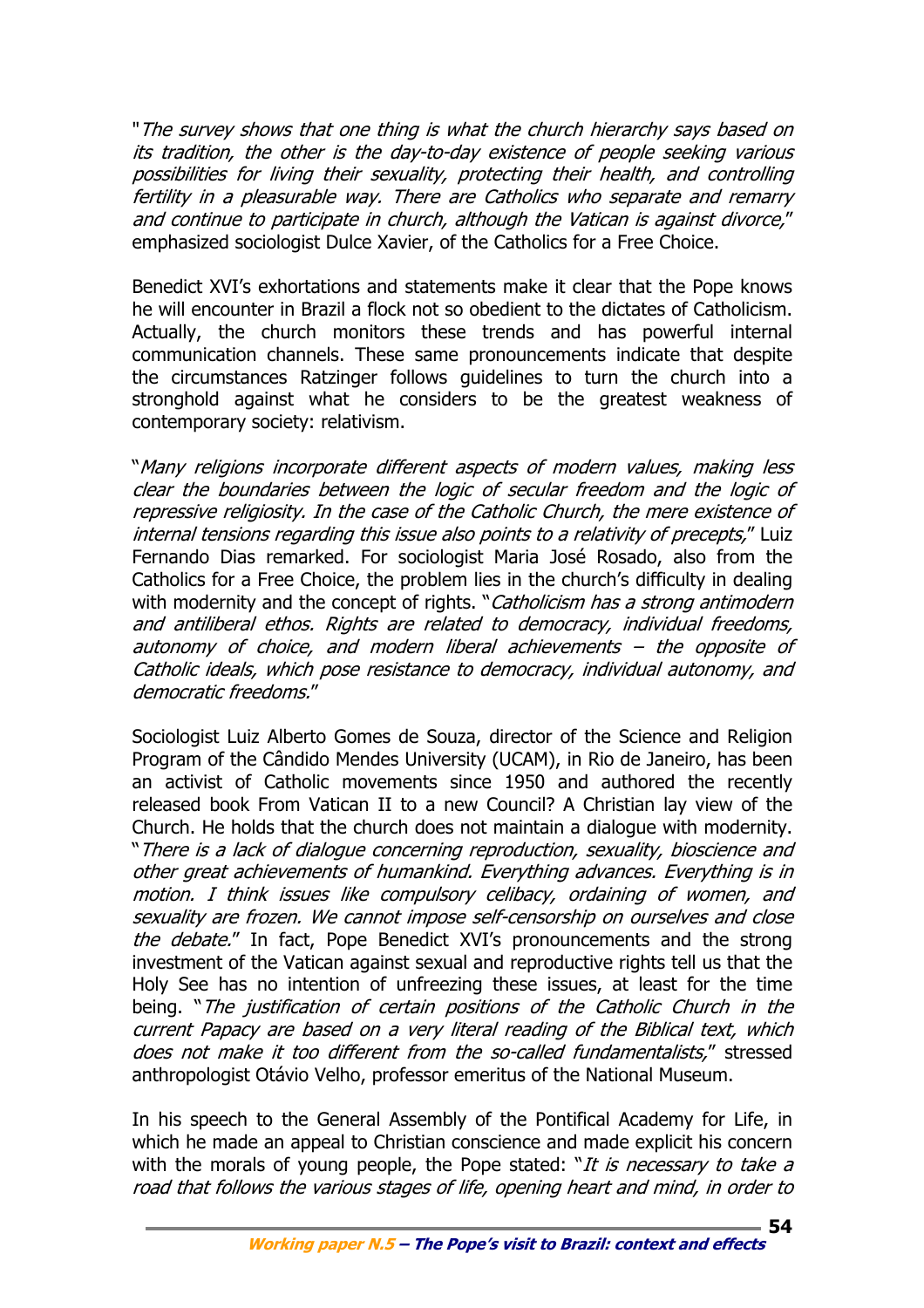"*The survey shows that one thing is what the church hierarchy says based on its tradition, the other is the day-to-day existence of people seeking various possibilities for living their sexuality, protecting their health, and controlling fertility in a pleasurable way. There are Catholics who separate and remarry and continue to participate in church, although the Vatican is against divorce,*" emphasized sociologist Dulce Xavier, of the Catholics for a Free Choice.

Benedict XVI's exhortations and statements make it clear that the Pope knows he will encounter in Brazil a flock not so obedient to the dictates of Catholicism. Actually, the church monitors these trends and has powerful internal communication channels. These same pronouncements indicate that despite the circumstances Ratzinger follows guidelines to turn the church into a stronghold against what he considers to be the greatest weakness of contemporary society: relativism.

"*Many religions incorporate different aspects of modern values, making less clear the boundaries between the logic of secular freedom and the logic of repressive religiosity. In the case of the Catholic Church, the mere existence of internal tensions regarding this issue also points to a relativity of precepts,*" Luiz Fernando Dias remarked. For sociologist Maria José Rosado, also from the Catholics for a Free Choice, the problem lies in the church's difficulty in dealing with modernity and the concept of rights. "*Catholicism has a strong antimodern and antiliberal ethos. Rights are related to democracy, individual freedoms, autonomy of choice, and modern liberal achievements – the opposite of Catholic ideals, which pose resistance to democracy, individual autonomy, and democratic freedoms.*"

Sociologist Luiz Alberto Gomes de Souza, director of the Science and Religion Program of the Cândido Mendes University (UCAM), in Rio de Janeiro, has been an activist of Catholic movements since 1950 and authored the recently released book From Vatican II to a new Council? A Christian lay view of the Church. He holds that the church does not maintain a dialogue with modernity. "*There is a lack of dialogue concerning reproduction, sexuality, bioscience and other great achievements of humankind. Everything advances. Everything is in motion. I think issues like compulsory celibacy, ordaining of women, and sexuality are frozen. We cannot impose self-censorship on ourselves and close the debate.*" In fact, Pope Benedict XVI's pronouncements and the strong investment of the Vatican against sexual and reproductive rights tell us that the Holy See has no intention of unfreezing these issues, at least for the time being. "*The justification of certain positions of the Catholic Church in the current Papacy are based on a very literal reading of the Biblical text, which does not make it too different from the so-called fundamentalists,*" stressed anthropologist Otávio Velho, professor emeritus of the National Museum.

In his speech to the General Assembly of the Pontifical Academy for Life, in which he made an appeal to Christian conscience and made explicit his concern with the morals of young people, the Pope stated: "*It is necessary to take a road that follows the various stages of life, opening heart and mind, in order to*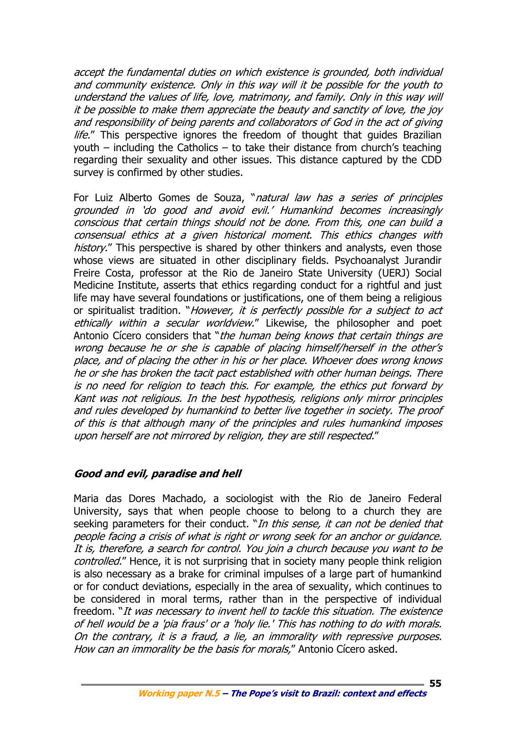*accept the fundamental duties on which existence is grounded, both individual and community existence. Only in this way will it be possible for the youth to understand the values of life, love, matrimony, and family. Only in this way will it be possible to make them appreciate the beauty and sanctity of love, the joy and responsibility of being parents and collaborators of God in the act of giving life.*" This perspective ignores the freedom of thought that guides Brazilian youth – including the Catholics – to take their distance from church's teaching regarding their sexuality and other issues. This distance captured by the CDD survey is confirmed by other studies.

For Luiz Alberto Gomes de Souza, "*natural law has a series of principles grounded in 'do good and avoid evil.' Humankind becomes increasingly conscious that certain things should not be done. From this, one can build a consensual ethics at a given historical moment. This ethics changes with history.*" This perspective is shared by other thinkers and analysts, even those whose views are situated in other disciplinary fields. Psychoanalyst Jurandir Freire Costa, professor at the Rio de Janeiro State University (UERJ) Social Medicine Institute, asserts that ethics regarding conduct for a rightful and just life may have several foundations or justifications, one of them being a religious or spiritualist tradition. "*However, it is perfectly possible for a subject to act ethically within a secular worldview.*" Likewise, the philosopher and poet Antonio Cícero considers that "*the human being knows that certain things are wrong because he or she is capable of placing himself/herself in the other's place, and of placing the other in his or her place. Whoever does wrong knows he or she has broken the tacit pact established with other human beings. There is no need for religion to teach this. For example, the ethics put forward by Kant was not religious. In the best hypothesis, religions only mirror principles and rules developed by humankind to better live together in society. The proof of this is that although many of the principles and rules humankind imposes upon herself are not mirrored by religion, they are still respected.*"

### ***Good and evil, paradise and hell***

Maria das Dores Machado, a sociologist with the Rio de Janeiro Federal University, says that when people choose to belong to a church they are seeking parameters for their conduct. "*In this sense, it can not be denied that people facing a crisis of what is right or wrong seek for an anchor or guidance. It is, therefore, a search for control. You join a church because you want to be controlled.*" Hence, it is not surprising that in society many people think religion is also necessary as a brake for criminal impulses of a large part of humankind or for conduct deviations, especially in the area of sexuality, which continues to be considered in moral terms, rather than in the perspective of individual freedom. "*It was necessary to invent hell to tackle this situation. The existence of hell would be a 'pia fraus' or a 'holy lie.' This has nothing to do with morals. On the contrary, it is a fraud, a lie, an immorality with repressive purposes. How can an immorality be the basis for morals,*" Antonio Cícero asked.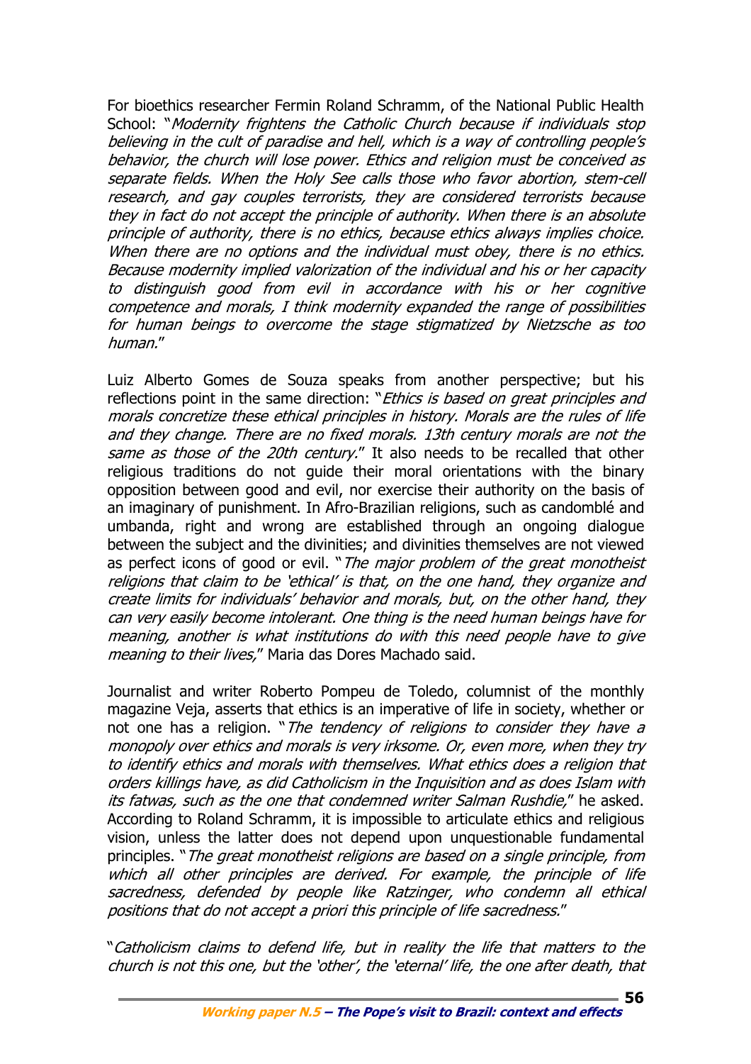For bioethics researcher Fermin Roland Schramm, of the National Public Health School: "*Modernity frightens the Catholic Church because if individuals stop believing in the cult of paradise and hell, which is a way of controlling people's behavior, the church will lose power. Ethics and religion must be conceived as separate fields. When the Holy See calls those who favor abortion, stem-cell research, and gay couples terrorists, they are considered terrorists because they in fact do not accept the principle of authority. When there is an absolute principle of authority, there is no ethics, because ethics always implies choice. When there are no options and the individual must obey, there is no ethics. Because modernity implied valorization of the individual and his or her capacity to distinguish good from evil in accordance with his or her cognitive competence and morals, I think modernity expanded the range of possibilities for human beings to overcome the stage stigmatized by Nietzsche as too human.*"

Luiz Alberto Gomes de Souza speaks from another perspective; but his reflections point in the same direction: "*Ethics is based on great principles and morals concretize these ethical principles in history. Morals are the rules of life and they change. There are no fixed morals. 13th century morals are not the same as those of the 20th century.*" It also needs to be recalled that other religious traditions do not guide their moral orientations with the binary opposition between good and evil, nor exercise their authority on the basis of an imaginary of punishment. In Afro-Brazilian religions, such as candomblé and umbanda, right and wrong are established through an ongoing dialogue between the subject and the divinities; and divinities themselves are not viewed as perfect icons of good or evil. "*The major problem of the great monotheist religions that claim to be 'ethical' is that, on the one hand, they organize and create limits for individuals' behavior and morals, but, on the other hand, they can very easily become intolerant. One thing is the need human beings have for meaning, another is what institutions do with this need people have to give meaning to their lives,*" Maria das Dores Machado said.

Journalist and writer Roberto Pompeu de Toledo, columnist of the monthly magazine Veja, asserts that ethics is an imperative of life in society, whether or not one has a religion. "*The tendency of religions to consider they have a monopoly over ethics and morals is very irksome. Or, even more, when they try to identify ethics and morals with themselves. What ethics does a religion that orders killings have, as did Catholicism in the Inquisition and as does Islam with its fatwas, such as the one that condemned writer Salman Rushdie,*" he asked. According to Roland Schramm, it is impossible to articulate ethics and religious vision, unless the latter does not depend upon unquestionable fundamental principles. "*The great monotheist religions are based on a single principle, from which all other principles are derived. For example, the principle of life sacredness, defended by people like Ratzinger, who condemn all ethical positions that do not accept a priori this principle of life sacredness.*"

"*Catholicism claims to defend life, but in reality the life that matters to the church is not this one, but the 'other', the 'eternal' life, the one after death, that*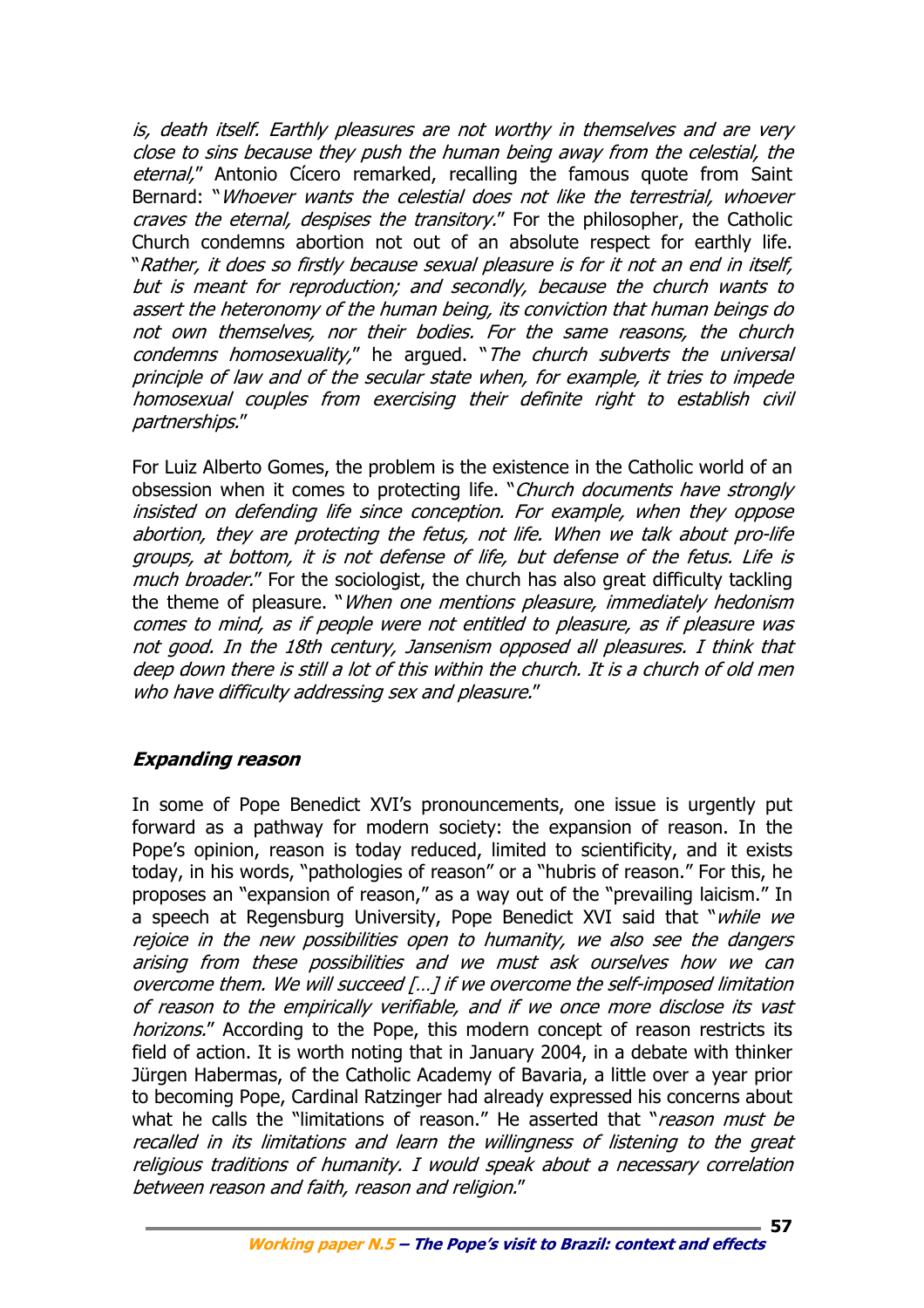*is, death itself. Earthly pleasures are not worthy in themselves and are very close to sins because they push the human being away from the celestial, the eternal,*" Antonio Cícero remarked, recalling the famous quote from Saint Bernard: "*Whoever wants the celestial does not like the terrestrial, whoever craves the eternal, despises the transitory.*" For the philosopher, the Catholic Church condemns abortion not out of an absolute respect for earthly life. "*Rather, it does so firstly because sexual pleasure is for it not an end in itself, but is meant for reproduction; and secondly, because the church wants to assert the heteronomy of the human being, its conviction that human beings do not own themselves, nor their bodies. For the same reasons, the church condemns homosexuality,*" he argued. "*The church subverts the universal principle of law and of the secular state when, for example, it tries to impede homosexual couples from exercising their definite right to establish civil partnerships.*"

For Luiz Alberto Gomes, the problem is the existence in the Catholic world of an obsession when it comes to protecting life. "*Church documents have strongly insisted on defending life since conception. For example, when they oppose abortion, they are protecting the fetus, not life. When we talk about pro-life groups, at bottom, it is not defense of life, but defense of the fetus. Life is much broader.*" For the sociologist, the church has also great difficulty tackling the theme of pleasure. "*When one mentions pleasure, immediately hedonism comes to mind, as if people were not entitled to pleasure, as if pleasure was not good. In the 18th century, Jansenism opposed all pleasures. I think that deep down there is still a lot of this within the church. It is a church of old men who have difficulty addressing sex and pleasure.*"

### ***Expanding reason***

In some of Pope Benedict XVI's pronouncements, one issue is urgently put forward as a pathway for modern society: the expansion of reason. In the Pope's opinion, reason is today reduced, limited to scientificity, and it exists today, in his words, "pathologies of reason" or a "hubris of reason." For this, he proposes an "expansion of reason," as a way out of the "prevailing laicism." In a speech at Regensburg University, Pope Benedict XVI said that "*while we rejoice in the new possibilities open to humanity, we also see the dangers arising from these possibilities and we must ask ourselves how we can overcome them. We will succeed […] if we overcome the self-imposed limitation of reason to the empirically verifiable, and if we once more disclose its vast horizons.*" According to the Pope, this modern concept of reason restricts its field of action. It is worth noting that in January 2004, in a debate with thinker Jürgen Habermas, of the Catholic Academy of Bavaria, a little over a year prior to becoming Pope, Cardinal Ratzinger had already expressed his concerns about what he calls the "limitations of reason." He asserted that "*reason must be recalled in its limitations and learn the willingness of listening to the great religious traditions of humanity. I would speak about a necessary correlation between reason and faith, reason and religion.*"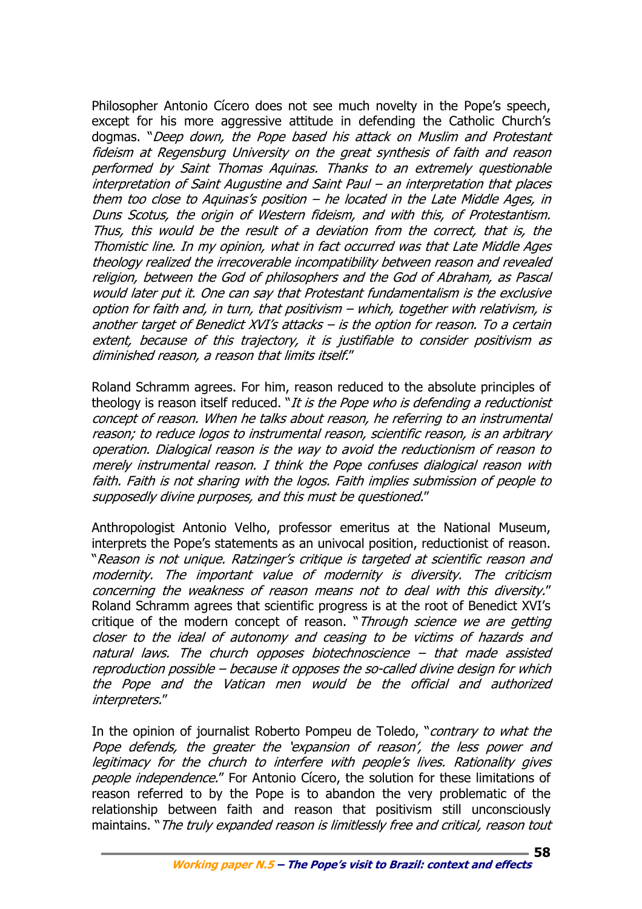Philosopher Antonio Cícero does not see much novelty in the Pope's speech, except for his more aggressive attitude in defending the Catholic Church's dogmas. "*Deep down, the Pope based his attack on Muslim and Protestant fideism at Regensburg University on the great synthesis of faith and reason performed by Saint Thomas Aquinas. Thanks to an extremely questionable interpretation of Saint Augustine and Saint Paul – an interpretation that places them too close to Aquinas's position – he located in the Late Middle Ages, in Duns Scotus, the origin of Western fideism, and with this, of Protestantism. Thus, this would be the result of a deviation from the correct, that is, the Thomistic line. In my opinion, what in fact occurred was that Late Middle Ages theology realized the irrecoverable incompatibility between reason and revealed religion, between the God of philosophers and the God of Abraham, as Pascal would later put it. One can say that Protestant fundamentalism is the exclusive option for faith and, in turn, that positivism – which, together with relativism, is another target of Benedict XVI's attacks – is the option for reason. To a certain extent, because of this trajectory, it is justifiable to consider positivism as diminished reason, a reason that limits itself.*"

Roland Schramm agrees. For him, reason reduced to the absolute principles of theology is reason itself reduced. "*It is the Pope who is defending a reductionist concept of reason. When he talks about reason, he referring to an instrumental reason; to reduce logos to instrumental reason, scientific reason, is an arbitrary operation. Dialogical reason is the way to avoid the reductionism of reason to merely instrumental reason. I think the Pope confuses dialogical reason with faith. Faith is not sharing with the logos. Faith implies submission of people to supposedly divine purposes, and this must be questioned.*"

Anthropologist Antonio Velho, professor emeritus at the National Museum, interprets the Pope's statements as an univocal position, reductionist of reason. "*Reason is not unique. Ratzinger's critique is targeted at scientific reason and modernity. The important value of modernity is diversity. The criticism concerning the weakness of reason means not to deal with this diversity.*" Roland Schramm agrees that scientific progress is at the root of Benedict XVI's critique of the modern concept of reason. "*Through science we are getting closer to the ideal of autonomy and ceasing to be victims of hazards and natural laws. The church opposes biotechnoscience – that made assisted reproduction possible – because it opposes the so-called divine design for which the Pope and the Vatican men would be the official and authorized interpreters.*"

In the opinion of journalist Roberto Pompeu de Toledo, "*contrary to what the Pope defends, the greater the 'expansion of reason', the less power and legitimacy for the church to interfere with people's lives. Rationality gives people independence.*" For Antonio Cícero, the solution for these limitations of reason referred to by the Pope is to abandon the very problematic of the relationship between faith and reason that positivism still unconsciously maintains. "*The truly expanded reason is limitlessly free and critical, reason tout*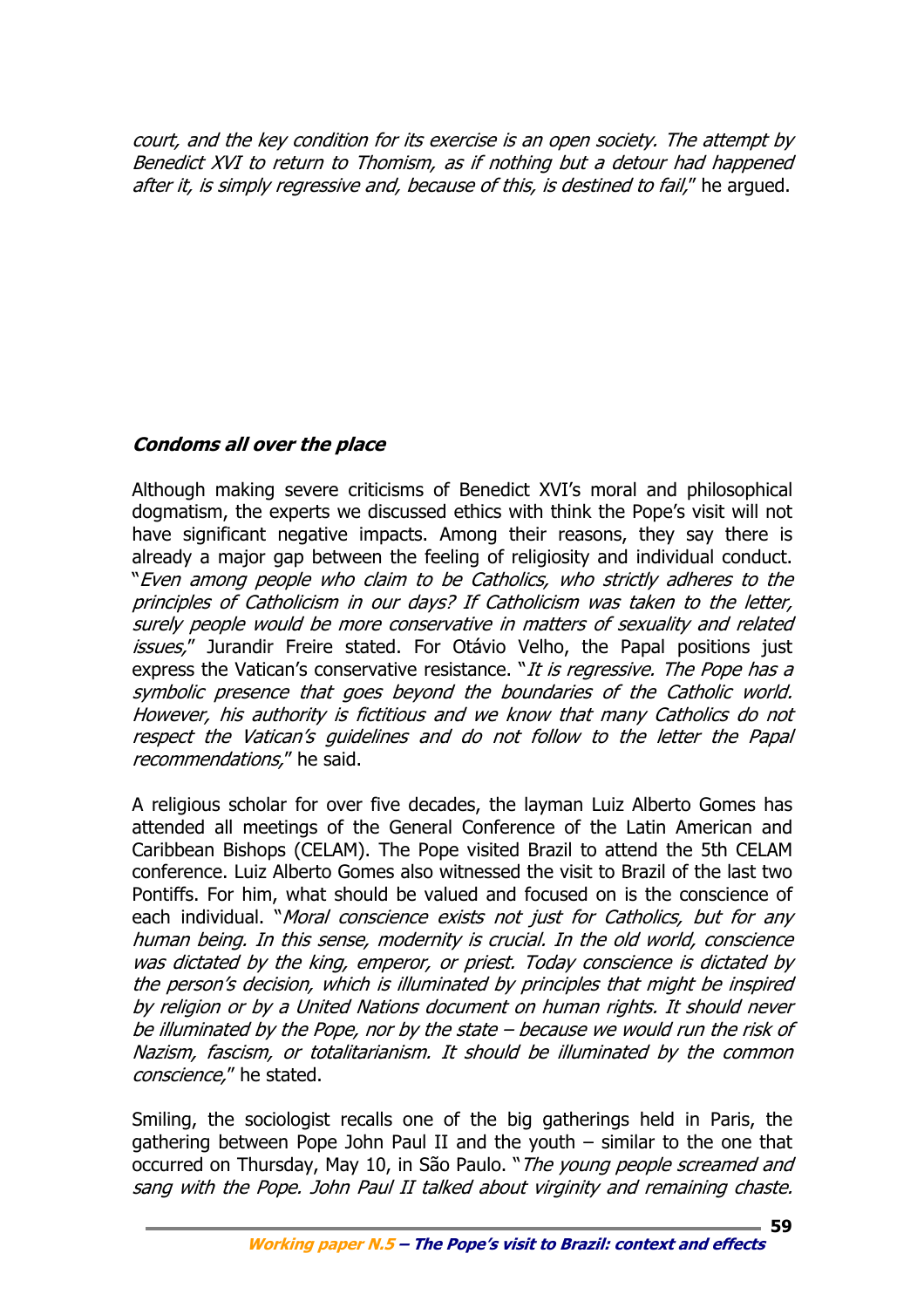*court, and the key condition for its exercise is an open society. The attempt by Benedict XVI to return to Thomism, as if nothing but a detour had happened after it, is simply regressive and, because of this, is destined to fail,*" he argued.

### *Condoms all over the place*

Although making severe criticisms of Benedict XVI's moral and philosophical dogmatism, the experts we discussed ethics with think the Pope's visit will not have significant negative impacts. Among their reasons, they say there is already a major gap between the feeling of religiosity and individual conduct. "*Even among people who claim to be Catholics, who strictly adheres to the principles of Catholicism in our days? If Catholicism was taken to the letter, surely people would be more conservative in matters of sexuality and related issues,*" Jurandir Freire stated. For Otávio Velho, the Papal positions just express the Vatican's conservative resistance. "*It is regressive. The Pope has a symbolic presence that goes beyond the boundaries of the Catholic world. However, his authority is fictitious and we know that many Catholics do not respect the Vatican's guidelines and do not follow to the letter the Papal recommendations,*" he said.

A religious scholar for over five decades, the layman Luiz Alberto Gomes has attended all meetings of the General Conference of the Latin American and Caribbean Bishops (CELAM). The Pope visited Brazil to attend the 5th CELAM conference. Luiz Alberto Gomes also witnessed the visit to Brazil of the last two Pontiffs. For him, what should be valued and focused on is the conscience of each individual. "*Moral conscience exists not just for Catholics, but for any human being. In this sense, modernity is crucial. In the old world, conscience was dictated by the king, emperor, or priest. Today conscience is dictated by the person's decision, which is illuminated by principles that might be inspired by religion or by a United Nations document on human rights. It should never be illuminated by the Pope, nor by the state – because we would run the risk of Nazism, fascism, or totalitarianism. It should be illuminated by the common conscience,*" he stated.

Smiling, the sociologist recalls one of the big gatherings held in Paris, the gathering between Pope John Paul II and the youth – similar to the one that occurred on Thursday, May 10, in São Paulo. "*The young people screamed and sang with the Pope. John Paul II talked about virginity and remaining chaste.*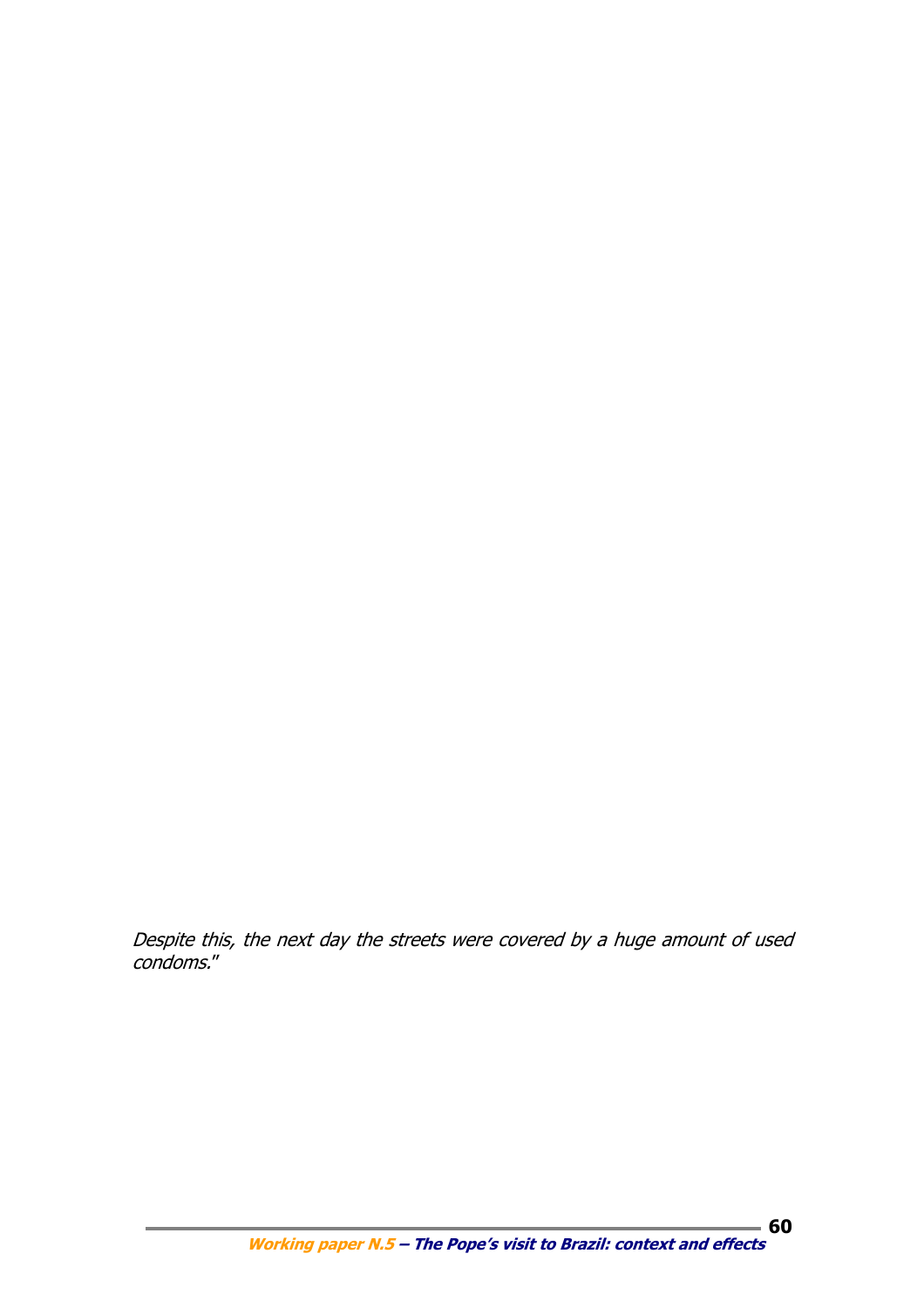*Despite this, the next day the streets were covered by a huge amount of used condoms."*